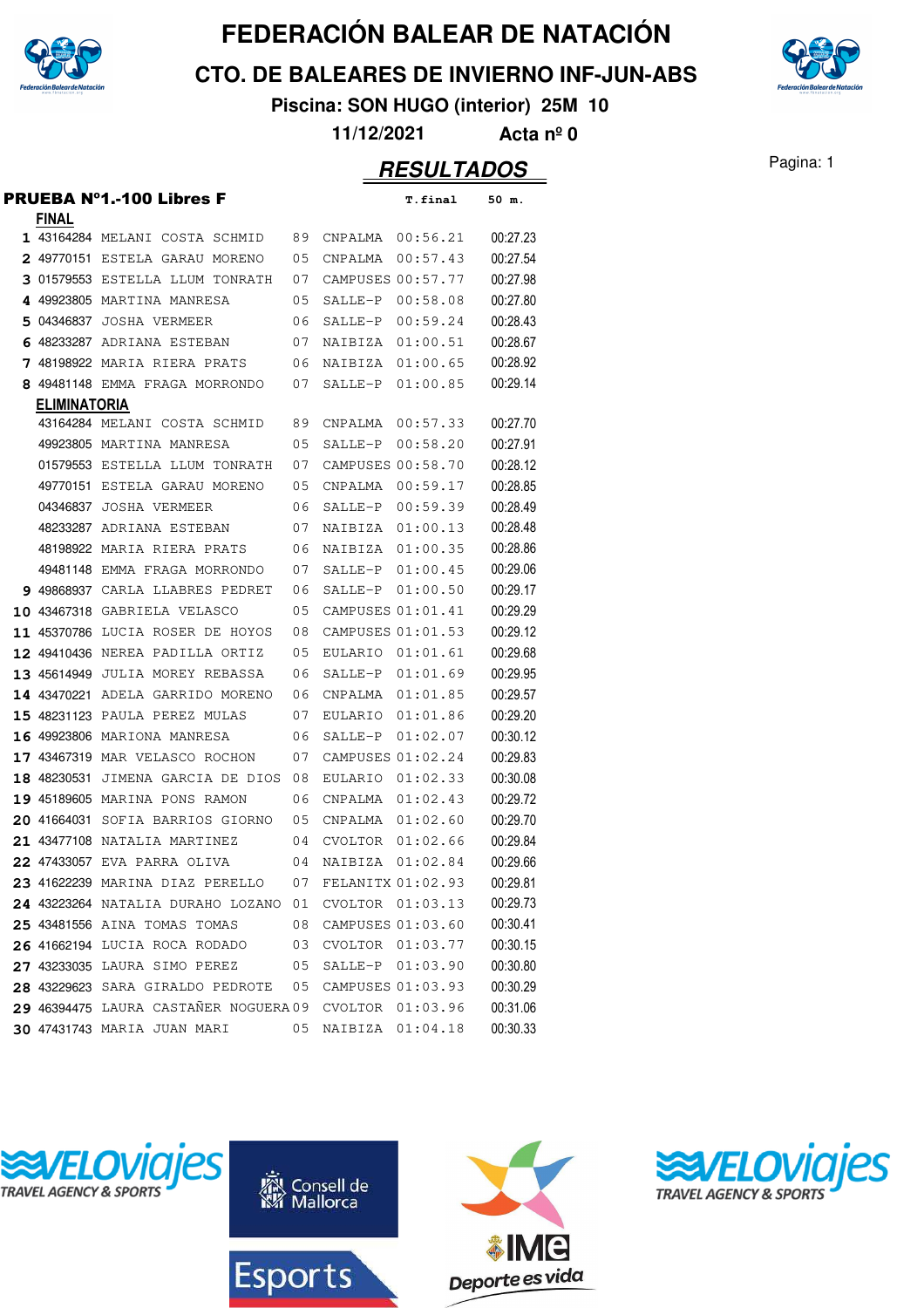# FEDERACIÓN BALEAR DE NATACIÓN

## CTO. DE BALEARES DE INVIERNO INF-JUN-ABS

**Piscina: SON HUGO (interior) 25M 10**

**11/12/2021 Acta nº 0**

## RESULTADOS

### PRUEBA Nº1.-100 Libres F

| Pos. | Licencia | Nombre | Año | Club | T.final | 50 m. |
|---|---|---|---|---|---|---|
| **FINAL** | | | | | | |
| 1 | 43164284 | MELANI COSTA SCHMID | 89 | CNPALMA | 00:56.21 | 00:27.23 |
| 2 | 49770151 | ESTELA GARAU MORENO | 05 | CNPALMA | 00:57.43 | 00:27.54 |
| 3 | 01579553 | ESTELLA LLUM TONRATH | 07 | CAMPUSES | 00:57.77 | 00:27.98 |
| 4 | 49923805 | MARTINA MANRESA | 05 | SALLE-P | 00:58.08 | 00:27.80 |
| 5 | 04346837 | JOSHA VERMEER | 06 | SALLE-P | 00:59.24 | 00:28.43 |
| 6 | 48233287 | ADRIANA ESTEBAN | 07 | NAIBIZA | 01:00.51 | 00:28.67 |
| 7 | 48198922 | MARIA RIERA PRATS | 06 | NAIBIZA | 01:00.65 | 00:28.92 |
| 8 | 49481148 | EMMA FRAGA MORRONDO | 07 | SALLE-P | 01:00.85 | 00:29.14 |
| **ELIMINATORIA** | | | | | | |
| | 43164284 | MELANI COSTA SCHMID | 89 | CNPALMA | 00:57.33 | 00:27.70 |
| | 49923805 | MARTINA MANRESA | 05 | SALLE-P | 00:58.20 | 00:27.91 |
| | 01579553 | ESTELLA LLUM TONRATH | 07 | CAMPUSES | 00:58.70 | 00:28.12 |
| | 49770151 | ESTELA GARAU MORENO | 05 | CNPALMA | 00:59.17 | 00:28.85 |
| | 04346837 | JOSHA VERMEER | 06 | SALLE-P | 00:59.39 | 00:28.49 |
| | 48233287 | ADRIANA ESTEBAN | 07 | NAIBIZA | 01:00.13 | 00:28.48 |
| | 48198922 | MARIA RIERA PRATS | 06 | NAIBIZA | 01:00.35 | 00:28.86 |
| | 49481148 | EMMA FRAGA MORRONDO | 07 | SALLE-P | 01:00.45 | 00:29.06 |
| 9 | 49868937 | CARLA LLABRES PEDRET | 06 | SALLE-P | 01:00.50 | 00:29.17 |
| 10 | 43467318 | GABRIELA VELASCO | 05 | CAMPUSES | 01:01.41 | 00:29.29 |
| 11 | 45370786 | LUCIA ROSER DE HOYOS | 08 | CAMPUSES | 01:01.53 | 00:29.12 |
| 12 | 49410436 | NEREA PADILLA ORTIZ | 05 | EULARIO | 01:01.61 | 00:29.68 |
| 13 | 45614949 | JULIA MOREY REBASSA | 06 | SALLE-P | 01:01.69 | 00:29.95 |
| 14 | 43470221 | ADELA GARRIDO MORENO | 06 | CNPALMA | 01:01.85 | 00:29.57 |
| 15 | 48231123 | PAULA PEREZ MULAS | 07 | EULARIO | 01:01.86 | 00:29.20 |
| 16 | 49923806 | MARIONA MANRESA | 06 | SALLE-P | 01:02.07 | 00:30.12 |
| 17 | 43467319 | MAR VELASCO ROCHON | 07 | CAMPUSES | 01:02.24 | 00:29.83 |
| 18 | 48230531 | JIMENA GARCIA DE DIOS | 08 | EULARIO | 01:02.33 | 00:30.08 |
| 19 | 45189605 | MARINA PONS RAMON | 06 | CNPALMA | 01:02.43 | 00:29.72 |
| 20 | 41664031 | SOFIA BARRIOS GIORNO | 05 | CNPALMA | 01:02.60 | 00:29.70 |
| 21 | 43477108 | NATALIA MARTINEZ | 04 | CVOLTOR | 01:02.66 | 00:29.84 |
| 22 | 47433057 | EVA PARRA OLIVA | 04 | NAIBIZA | 01:02.84 | 00:29.66 |
| 23 | 41622239 | MARINA DIAZ PERELLO | 07 | FELANITX | 01:02.93 | 00:29.81 |
| 24 | 43223264 | NATALIA DURAHO LOZANO | 01 | CVOLTOR | 01:03.13 | 00:29.73 |
| 25 | 43481556 | AINA TOMAS TOMAS | 08 | CAMPUSES | 01:03.60 | 00:30.41 |
| 26 | 41662194 | LUCIA ROCA RODADO | 03 | CVOLTOR | 01:03.77 | 00:30.15 |
| 27 | 43233035 | LAURA SIMO PEREZ | 05 | SALLE-P | 01:03.90 | 00:30.80 |
| 28 | 43229623 | SARA GIRALDO PEDROTE | 05 | CAMPUSES | 01:03.93 | 00:30.29 |
| 29 | 46394475 | LAURA CASTAÑER NOGUERA | 09 | CVOLTOR | 01:03.96 | 00:31.06 |
| 30 | 47431743 | MARIA JUAN MARI | 05 | NAIBIZA | 01:04.18 | 00:30.33 |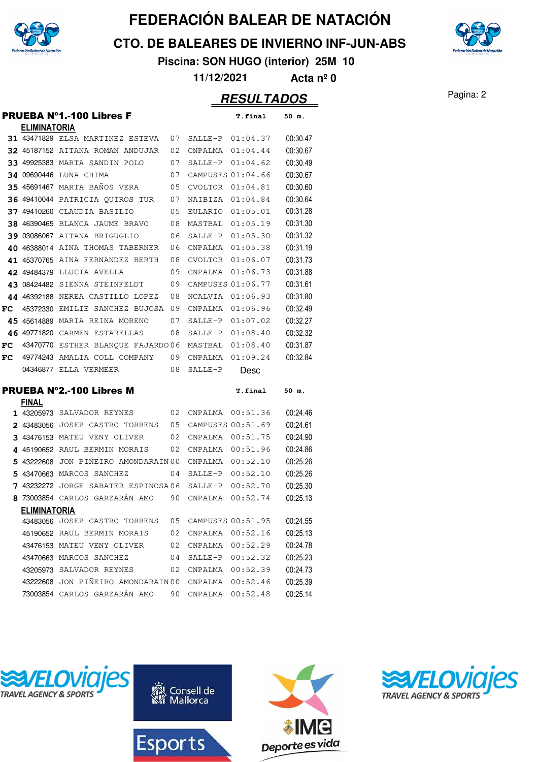# FEDERACIÓN BALEAR DE NATACIÓN

## CTO. DE BALEARES DE INVIERNO INF-JUN-ABS

**Piscina: SON HUGO (interior) 25M 10**

**11/12/2021 Acta nº 0**

## RESULTADOS

### PRUEBA Nº1.-100 Libres F

**ELIMINATORIA**

| Pos | Licencia | Nombre | Año | Club | T.final | 50 m. |
|---|---|---|---|---|---|---|
| 31 | 43471829 | ELSA MARTINEZ ESTEVA | 07 | SALLE-P | 01:04.37 | 00:30.47 |
| 32 | 45187152 | AITANA ROMAN ANDUJAR | 02 | CNPALMA | 01:04.44 | 00:30.67 |
| 33 | 49925383 | MARTA SANDIN POLO | 07 | SALLE-P | 01:04.62 | 00:30.49 |
| 34 | 09690446 | LUNA CHIMA | 07 | CAMPUSES | 01:04.66 | 00:30.67 |
| 35 | 45691467 | MARTA BAÑOS VERA | 05 | CVOLTOR | 01:04.81 | 00:30.60 |
| 36 | 49410044 | PATRICIA QUIROS TUR | 07 | NAIBIZA | 01:04.84 | 00:30.64 |
| 37 | 49410260 | CLAUDIA BASILIO | 05 | EULARIO | 01:05.01 | 00:31.28 |
| 38 | 46390465 | BLANCA JAUME BRAVO | 08 | MASTBAL | 01:05.19 | 00:31.30 |
| 39 | 03086067 | AITANA BRIGUGLIO | 06 | SALLE-P | 01:05.30 | 00:31.32 |
| 40 | 46388014 | AINA THOMAS TABERNER | 06 | CNPALMA | 01:05.38 | 00:31.19 |
| 41 | 45370765 | AINA FERNANDEZ BERTH | 08 | CVOLTOR | 01:06.07 | 00:31.73 |
| 42 | 49484379 | LLUCIA AVELLA | 09 | CNPALMA | 01:06.73 | 00:31.88 |
| 43 | 08424482 | SIENNA STEINFELDT | 09 | CAMPUSES | 01:06.77 | 00:31.61 |
| 44 | 46392188 | NEREA CASTILLO LOPEZ | 08 | NCALVIA | 01:06.93 | 00:31.80 |
| FC | 45372330 | EMILIE SANCHEZ BUJOSA | 09 | CNPALMA | 01:06.96 | 00:32.49 |
| 45 | 45614889 | MARIA REINA MORENO | 07 | SALLE-P | 01:07.02 | 00:32.27 |
| 46 | 49771820 | CARMEN ESTARELLAS | 08 | SALLE-P | 01:08.40 | 00:32.32 |
| FC | 43470770 | ESTHER BLANQUE FAJARDO | 06 | MASTBAL | 01:08.40 | 00:31.87 |
| FC | 49774243 | AMALIA COLL COMPANY | 09 | CNPALMA | 01:09.24 | 00:32.84 |
| | 04346877 | ELLA VERMEER | 08 | SALLE-P | Desc | |

### PRUEBA Nº2.-100 Libres M

**FINAL**

| Pos | Licencia | Nombre | Año | Club | T.final | 50 m. |
|---|---|---|---|---|---|---|
| 1 | 43205973 | SALVADOR REYNES | 02 | CNPALMA | 00:51.36 | 00:24.46 |
| 2 | 43483056 | JOSEP CASTRO TORRENS | 05 | CAMPUSES | 00:51.69 | 00:24.61 |
| 3 | 43476153 | MATEU VENY OLIVER | 02 | CNPALMA | 00:51.75 | 00:24.90 |
| 4 | 45190652 | RAUL BERMIN MORAIS | 02 | CNPALMA | 00:51.96 | 00:24.86 |
| 5 | 43222608 | JON PIÑEIRO AMONDARAIN | 00 | CNPALMA | 00:52.10 | 00:25.26 |
| 5 | 43470663 | MARCOS SANCHEZ | 04 | SALLE-P | 00:52.10 | 00:25.26 |
| 7 | 43232272 | JORGE SABATER ESPINOSA | 06 | SALLE-P | 00:52.70 | 00:25.30 |
| 8 | 73003854 | CARLOS GARZARÁN AMO | 90 | CNPALMA | 00:52.74 | 00:25.13 |

**ELIMINATORIA**

| Pos | Licencia | Nombre | Año | Club | T.final | 50 m. |
|---|---|---|---|---|---|---|
| | 43483056 | JOSEP CASTRO TORRENS | 05 | CAMPUSES | 00:51.95 | 00:24.55 |
| | 45190652 | RAUL BERMIN MORAIS | 02 | CNPALMA | 00:52.16 | 00:25.13 |
| | 43476153 | MATEU VENY OLIVER | 02 | CNPALMA | 00:52.29 | 00:24.78 |
| | 43470663 | MARCOS SANCHEZ | 04 | SALLE-P | 00:52.32 | 00:25.23 |
| | 43205973 | SALVADOR REYNES | 02 | CNPALMA | 00:52.39 | 00:24.73 |
| | 43222608 | JON PIÑEIRO AMONDARAIN | 00 | CNPALMA | 00:52.46 | 00:25.39 |
| | 73003854 | CARLOS GARZARÁN AMO | 90 | CNPALMA | 00:52.48 | 00:25.14 |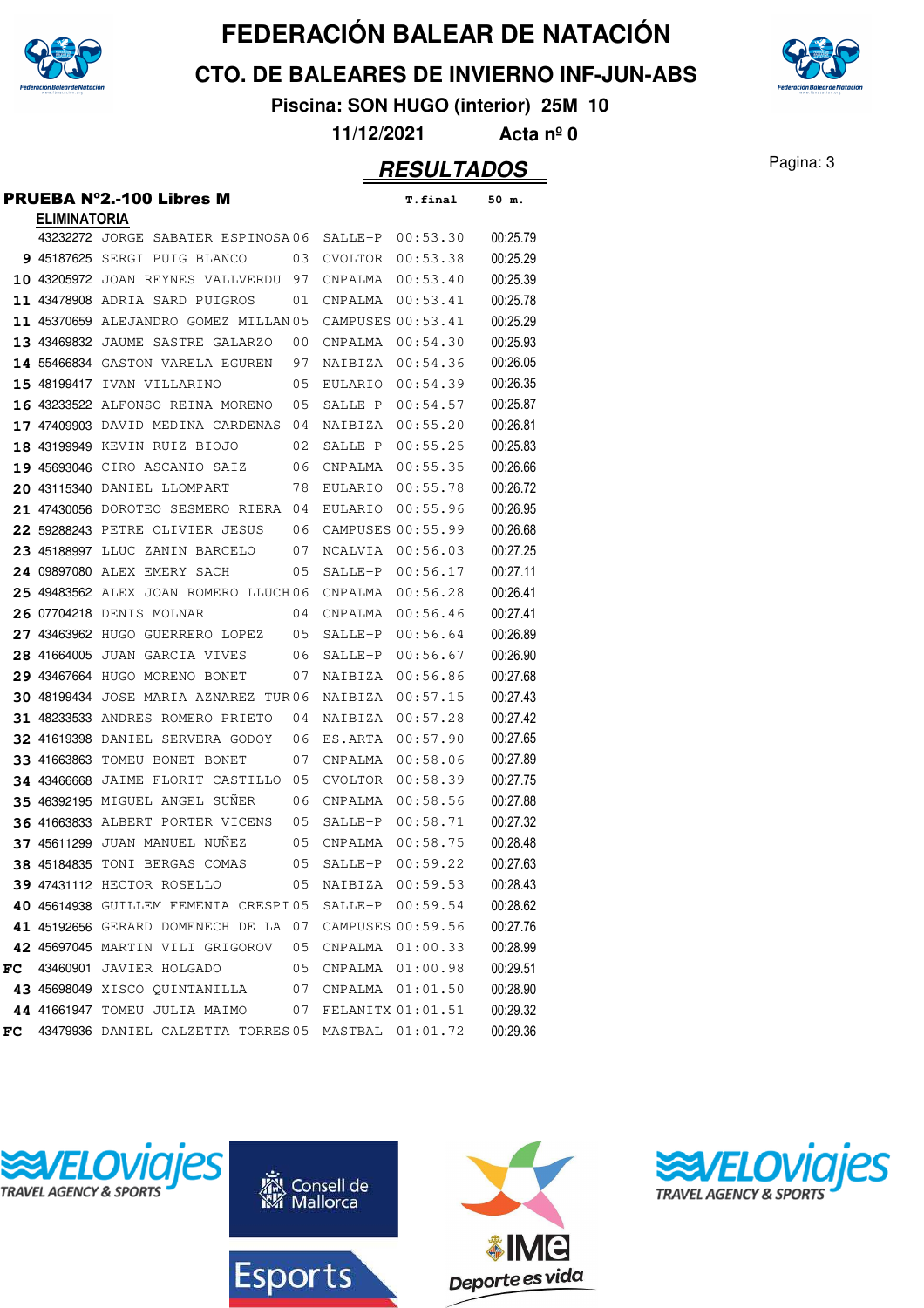# FEDERACIÓN BALEAR DE NATACIÓN

## CTO. DE BALEARES DE INVIERNO INF-JUN-ABS

**Piscina: SON HUGO (interior) 25M 10**

**11/12/2021 Acta nº 0**

## RESULTADOS

### PRUEBA Nº2.-100 Libres M

**ELIMINATORIA**

| Pos. | Licencia | Nombre | Año | Club | T.final | 50 m. |
|---|---|---|---|---|---|---|
| | 43232272 | JORGE SABATER ESPINOSA | 06 | SALLE-P | 00:53.30 | 00:25.79 |
| 9 | 45187625 | SERGI PUIG BLANCO | 03 | CVOLTOR | 00:53.38 | 00:25.29 |
| 10 | 43205972 | JOAN REYNES VALLVERDU | 97 | CNPALMA | 00:53.40 | 00:25.39 |
| 11 | 43478908 | ADRIA SARD PUIGROS | 01 | CNPALMA | 00:53.41 | 00:25.78 |
| 11 | 45370659 | ALEJANDRO GOMEZ MILLAN | 05 | CAMPUSES | 00:53.41 | 00:25.29 |
| 13 | 43469832 | JAUME SASTRE GALARZO | 00 | CNPALMA | 00:54.30 | 00:25.93 |
| 14 | 55466834 | GASTON VARELA EGUREN | 97 | NAIBIZA | 00:54.36 | 00:26.05 |
| 15 | 48199417 | IVAN VILLARINO | 05 | EULARIO | 00:54.39 | 00:26.35 |
| 16 | 43233522 | ALFONSO REINA MORENO | 05 | SALLE-P | 00:54.57 | 00:25.87 |
| 17 | 47409903 | DAVID MEDINA CARDENAS | 04 | NAIBIZA | 00:55.20 | 00:26.81 |
| 18 | 43199949 | KEVIN RUIZ BIOJO | 02 | SALLE-P | 00:55.25 | 00:25.83 |
| 19 | 45693046 | CIRO ASCANIO SAIZ | 06 | CNPALMA | 00:55.35 | 00:26.66 |
| 20 | 43115340 | DANIEL LLOMPART | 78 | EULARIO | 00:55.78 | 00:26.72 |
| 21 | 47430056 | DOROTEO SESMERO RIERA | 04 | EULARIO | 00:55.96 | 00:26.95 |
| 22 | 59288243 | PETRE OLIVIER JESUS | 06 | CAMPUSES | 00:55.99 | 00:26.68 |
| 23 | 45188997 | LLUC ZANIN BARCELO | 07 | NCALVIA | 00:56.03 | 00:27.25 |
| 24 | 09897080 | ALEX EMERY SACH | 05 | SALLE-P | 00:56.17 | 00:27.11 |
| 25 | 49483562 | ALEX JOAN ROMERO LLUCH | 06 | CNPALMA | 00:56.28 | 00:26.41 |
| 26 | 07704218 | DENIS MOLNAR | 04 | CNPALMA | 00:56.46 | 00:27.41 |
| 27 | 43463962 | HUGO GUERRERO LOPEZ | 05 | SALLE-P | 00:56.64 | 00:26.89 |
| 28 | 41664005 | JUAN GARCIA VIVES | 06 | SALLE-P | 00:56.67 | 00:26.90 |
| 29 | 43467664 | HUGO MORENO BONET | 07 | NAIBIZA | 00:56.86 | 00:27.68 |
| 30 | 48199434 | JOSE MARIA AZNAREZ TUR | 06 | NAIBIZA | 00:57.15 | 00:27.43 |
| 31 | 48233533 | ANDRES ROMERO PRIETO | 04 | NAIBIZA | 00:57.28 | 00:27.42 |
| 32 | 41619398 | DANIEL SERVERA GODOY | 06 | ES.ARTA | 00:57.90 | 00:27.65 |
| 33 | 41663863 | TOMEU BONET BONET | 07 | CNPALMA | 00:58.06 | 00:27.89 |
| 34 | 43466668 | JAIME FLORIT CASTILLO | 05 | CVOLTOR | 00:58.39 | 00:27.75 |
| 35 | 46392195 | MIGUEL ANGEL SUÑER | 06 | CNPALMA | 00:58.56 | 00:27.88 |
| 36 | 41663833 | ALBERT PORTER VICENS | 05 | SALLE-P | 00:58.71 | 00:27.32 |
| 37 | 45611299 | JUAN MANUEL NUÑEZ | 05 | CNPALMA | 00:58.75 | 00:28.48 |
| 38 | 45184835 | TONI BERGAS COMAS | 05 | SALLE-P | 00:59.22 | 00:27.63 |
| 39 | 47431112 | HECTOR ROSELLO | 05 | NAIBIZA | 00:59.53 | 00:28.43 |
| 40 | 45614938 | GUILLEM FEMENIA CRESPI | 05 | SALLE-P | 00:59.54 | 00:28.62 |
| 41 | 45192656 | GERARD DOMENECH DE LA | 07 | CAMPUSES | 00:59.56 | 00:27.76 |
| 42 | 45697045 | MARTIN VILI GRIGOROV | 05 | CNPALMA | 01:00.33 | 00:28.99 |
| FC | 43460901 | JAVIER HOLGADO | 05 | CNPALMA | 01:00.98 | 00:29.51 |
| 43 | 45698049 | XISCO QUINTANILLA | 07 | CNPALMA | 01:01.50 | 00:28.90 |
| 44 | 41661947 | TOMEU JULIA MAIMO | 07 | FELANITX | 01:01.51 | 00:29.32 |
| FC | 43479936 | DANIEL CALZETTA TORRES | 05 | MASTBAL | 01:01.72 | 00:29.36 |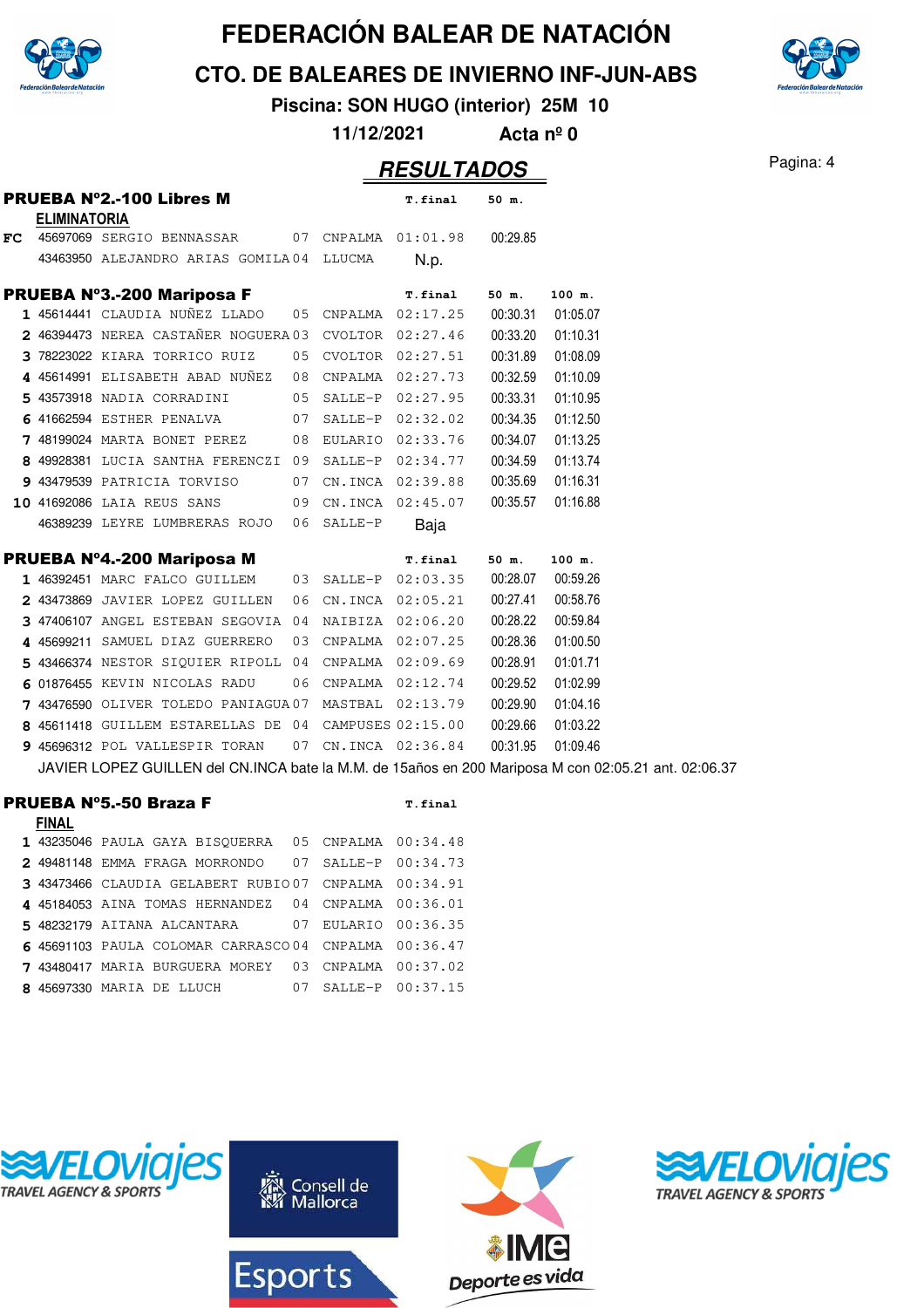# FEDERACIÓN BALEAR DE NATACIÓN

## CTO. DE BALEARES DE INVIERNO INF-JUN-ABS

**Piscina: SON HUGO (interior) 25M 10**

**11/12/2021 Acta nº 0**

## RESULTADOS

### PRUEBA Nº2.-100 Libres M

**ELIMINATORIA**

| | | | | | T.final | 50 m. |
|---|---|---|---|---|---|---|
| FC | 45697069 | SERGIO BENNASSAR | 07 | CNPALMA | 01:01.98 | 00:29.85 |
| | 43463950 | ALEJANDRO ARIAS GOMILA | 04 | LLUCMA | N.p. | |

### PRUEBA Nº3.-200 Mariposa F

| | | | | | T.final | 50 m. | 100 m. |
|---|---|---|---|---|---|---|---|
| 1 | 45614441 | CLAUDIA NUÑEZ LLADO | 05 | CNPALMA | 02:17.25 | 00:30.31 | 01:05.07 |
| 2 | 46394473 | NEREA CASTAÑER NOGUERA | 03 | CVOLTOR | 02:27.46 | 00:33.20 | 01:10.31 |
| 3 | 78223022 | KIARA TORRICO RUIZ | 05 | CVOLTOR | 02:27.51 | 00:31.89 | 01:08.09 |
| 4 | 45614991 | ELISABETH ABAD NUÑEZ | 08 | CNPALMA | 02:27.73 | 00:32.59 | 01:10.09 |
| 5 | 43573918 | NADIA CORRADINI | 05 | SALLE-P | 02:27.95 | 00:33.31 | 01:10.95 |
| 6 | 41662594 | ESTHER PENALVA | 07 | SALLE-P | 02:32.02 | 00:34.35 | 01:12.50 |
| 7 | 48199024 | MARTA BONET PEREZ | 08 | EULARIO | 02:33.76 | 00:34.07 | 01:13.25 |
| 8 | 49928381 | LUCIA SANTHA FERENCZI | 09 | SALLE-P | 02:34.77 | 00:34.59 | 01:13.74 |
| 9 | 43479539 | PATRICIA TORVISO | 07 | CN.INCA | 02:39.88 | 00:35.69 | 01:16.31 |
| 10 | 41692086 | LAIA REUS SANS | 09 | CN.INCA | 02:45.07 | 00:35.57 | 01:16.88 |
| | 46389239 | LEYRE LUMBRERAS ROJO | 06 | SALLE-P | Baja | | |

### PRUEBA Nº4.-200 Mariposa M

| | | | | | T.final | 50 m. | 100 m. |
|---|---|---|---|---|---|---|---|
| 1 | 46392451 | MARC FALCO GUILLEM | 03 | SALLE-P | 02:03.35 | 00:28.07 | 00:59.26 |
| 2 | 43473869 | JAVIER LOPEZ GUILLEN | 06 | CN.INCA | 02:05.21 | 00:27.41 | 00:58.76 |
| 3 | 47406107 | ANGEL ESTEBAN SEGOVIA | 04 | NAIBIZA | 02:06.20 | 00:28.22 | 00:59.84 |
| 4 | 45699211 | SAMUEL DIAZ GUERRERO | 03 | CNPALMA | 02:07.25 | 00:28.36 | 01:00.50 |
| 5 | 43466374 | NESTOR SIQUIER RIPOLL | 04 | CNPALMA | 02:09.69 | 00:28.91 | 01:01.71 |
| 6 | 01876455 | KEVIN NICOLAS RADU | 06 | CNPALMA | 02:12.74 | 00:29.52 | 01:02.99 |
| 7 | 43476590 | OLIVER TOLEDO PANIAGUA | 07 | MASTBAL | 02:13.79 | 00:29.90 | 01:04.16 |
| 8 | 45611418 | GUILLEM ESTARELLAS DE | 04 | CAMPUSES | 02:15.00 | 00:29.66 | 01:03.22 |
| 9 | 45696312 | POL VALLESPIR TORAN | 07 | CN.INCA | 02:36.84 | 00:31.95 | 01:09.46 |

JAVIER LOPEZ GUILLEN del CN.INCA bate la M.M. de 15años en 200 Mariposa M con 02:05.21 ant. 02:06.37

### PRUEBA Nº5.-50 Braza F

**FINAL**

| | | | | | T.final |
|---|---|---|---|---|---|
| 1 | 43235046 | PAULA GAYA BISQUERRA | 05 | CNPALMA | 00:34.48 |
| 2 | 49481148 | EMMA FRAGA MORRONDO | 07 | SALLE-P | 00:34.73 |
| 3 | 43473466 | CLAUDIA GELABERT RUBIO | 07 | CNPALMA | 00:34.91 |
| 4 | 45184053 | AINA TOMAS HERNANDEZ | 04 | CNPALMA | 00:36.01 |
| 5 | 48232179 | AITANA ALCANTARA | 07 | EULARIO | 00:36.35 |
| 6 | 45691103 | PAULA COLOMAR CARRASCO | 04 | CNPALMA | 00:36.47 |
| 7 | 43480417 | MARIA BURGUERA MOREY | 03 | CNPALMA | 00:37.02 |
| 8 | 45697330 | MARIA DE LLUCH | 07 | SALLE-P | 00:37.15 |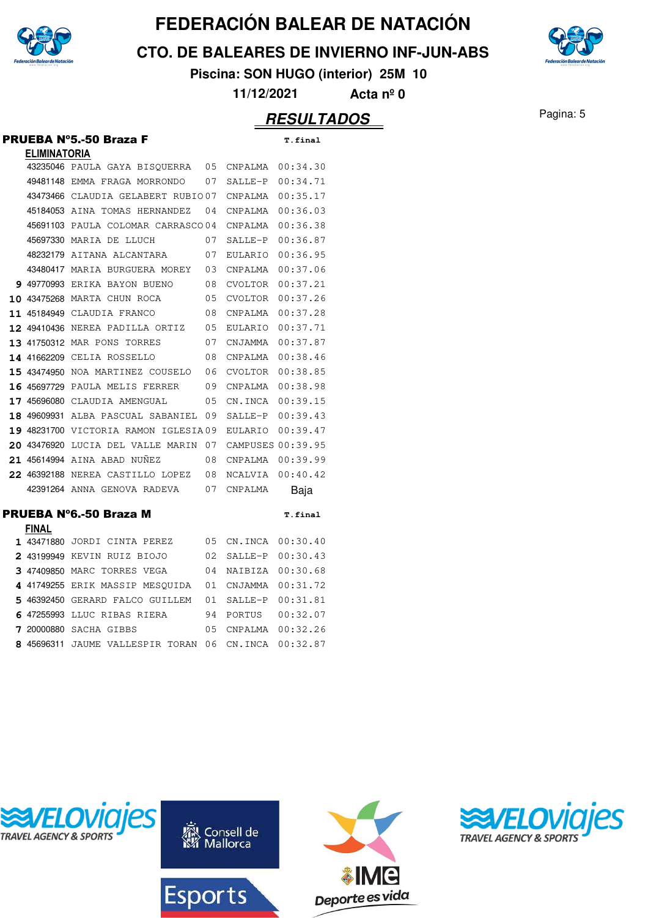# FEDERACIÓN BALEAR DE NATACIÓN

## CTO. DE BALEARES DE INVIERNO INF-JUN-ABS

**Piscina: SON HUGO (interior) 25M 10**

**11/12/2021 Acta nº 0**

## RESULTADOS

### PRUEBA Nº5.-50 Braza F

**ELIMINATORIA**

| Pos. | Licencia | Nombre | Año | Club | T.final |
|---|---|---|---|---|---|
| | 43235046 | PAULA GAYA BISQUERRA | 05 | CNPALMA | 00:34.30 |
| | 49481148 | EMMA FRAGA MORRONDO | 07 | SALLE-P | 00:34.71 |
| | 43473466 | CLAUDIA GELABERT RUBIO | 07 | CNPALMA | 00:35.17 |
| | 45184053 | AINA TOMAS HERNANDEZ | 04 | CNPALMA | 00:36.03 |
| | 45691103 | PAULA COLOMAR CARRASCO | 04 | CNPALMA | 00:36.38 |
| | 45697330 | MARIA DE LLUCH | 07 | SALLE-P | 00:36.87 |
| | 48232179 | AITANA ALCANTARA | 07 | EULARIO | 00:36.95 |
| | 43480417 | MARIA BURGUERA MOREY | 03 | CNPALMA | 00:37.06 |
| 9 | 49770993 | ERIKA BAYON BUENO | 08 | CVOLTOR | 00:37.21 |
| 10 | 43475268 | MARTA CHUN ROCA | 05 | CVOLTOR | 00:37.26 |
| 11 | 45184949 | CLAUDIA FRANCO | 08 | CNPALMA | 00:37.28 |
| 12 | 49410436 | NEREA PADILLA ORTIZ | 05 | EULARIO | 00:37.71 |
| 13 | 41750312 | MAR PONS TORRES | 07 | CNJAMMA | 00:37.87 |
| 14 | 41662209 | CELIA ROSSELLO | 08 | CNPALMA | 00:38.46 |
| 15 | 43474950 | NOA MARTINEZ COUSELO | 06 | CVOLTOR | 00:38.85 |
| 16 | 45697729 | PAULA MELIS FERRER | 09 | CNPALMA | 00:38.98 |
| 17 | 45696080 | CLAUDIA AMENGUAL | 05 | CN.INCA | 00:39.15 |
| 18 | 49609931 | ALBA PASCUAL SABANIEL | 09 | SALLE-P | 00:39.43 |
| 19 | 48231700 | VICTORIA RAMON IGLESIA | 09 | EULARIO | 00:39.47 |
| 20 | 43476920 | LUCIA DEL VALLE MARIN | 07 | CAMPUSES | 00:39.95 |
| 21 | 45614994 | AINA ABAD NUÑEZ | 08 | CNPALMA | 00:39.99 |
| 22 | 46392188 | NEREA CASTILLO LOPEZ | 08 | NCALVIA | 00:40.42 |
| | 42391264 | ANNA GENOVA RADEVA | 07 | CNPALMA | Baja |

### PRUEBA Nº6.-50 Braza M

**FINAL**

| Pos. | Licencia | Nombre | Año | Club | T.final |
|---|---|---|---|---|---|
| 1 | 43471880 | JORDI CINTA PEREZ | 05 | CN.INCA | 00:30.40 |
| 2 | 43199949 | KEVIN RUIZ BIOJO | 02 | SALLE-P | 00:30.43 |
| 3 | 47409850 | MARC TORRES VEGA | 04 | NAIBIZA | 00:30.68 |
| 4 | 41749255 | ERIK MASSIP MESQUIDA | 01 | CNJAMMA | 00:31.72 |
| 5 | 46392450 | GERARD FALCO GUILLEM | 01 | SALLE-P | 00:31.81 |
| 6 | 47255993 | LLUC RIBAS RIERA | 94 | PORTUS | 00:32.07 |
| 7 | 20000880 | SACHA GIBBS | 05 | CNPALMA | 00:32.26 |
| 8 | 45696311 | JAUME VALLESPIR TORAN | 06 | CN.INCA | 00:32.87 |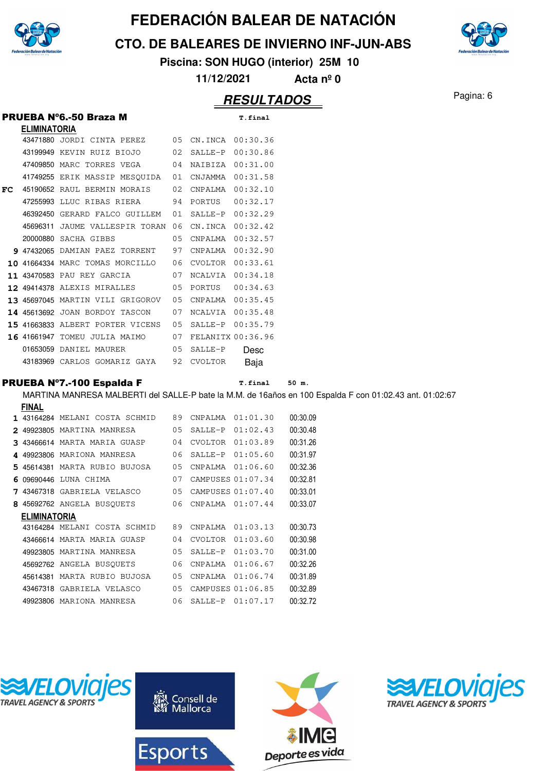# FEDERACIÓN BALEAR DE NATACIÓN

## CTO. DE BALEARES DE INVIERNO INF-JUN-ABS

**Piscina: SON HUGO (interior) 25M 10**

**11/12/2021 Acta nº 0**

## RESULTADOS

### PRUEBA Nº6.-50 Braza M

**ELIMINATORIA**

| Pos. | Licencia | Nombre | Año | Club | T.final |
|---|---|---|---|---|---|
| | 43471880 | JORDI CINTA PEREZ | 05 | CN.INCA | 00:30.36 |
| | 43199949 | KEVIN RUIZ BIOJO | 02 | SALLE-P | 00:30.86 |
| | 47409850 | MARC TORRES VEGA | 04 | NAIBIZA | 00:31.00 |
| | 41749255 | ERIK MASSIP MESQUIDA | 01 | CNJAMMA | 00:31.58 |
| FC | 45190652 | RAUL BERMIN MORAIS | 02 | CNPALMA | 00:32.10 |
| | 47255993 | LLUC RIBAS RIERA | 94 | PORTUS | 00:32.17 |
| | 46392450 | GERARD FALCO GUILLEM | 01 | SALLE-P | 00:32.29 |
| | 45696311 | JAUME VALLESPIR TORAN | 06 | CN.INCA | 00:32.42 |
| | 20000880 | SACHA GIBBS | 05 | CNPALMA | 00:32.57 |
| 9 | 47432065 | DAMIAN PAEZ TORRENT | 97 | CNPALMA | 00:32.90 |
| 10 | 41664334 | MARC TOMAS MORCILLO | 06 | CVOLTOR | 00:33.61 |
| 11 | 43470583 | PAU REY GARCIA | 07 | NCALVIA | 00:34.18 |
| 12 | 49414378 | ALEXIS MIRALLES | 05 | PORTUS | 00:34.63 |
| 13 | 45697045 | MARTIN VILI GRIGOROV | 05 | CNPALMA | 00:35.45 |
| 14 | 45613692 | JOAN BORDOY TASCON | 07 | NCALVIA | 00:35.48 |
| 15 | 41663833 | ALBERT PORTER VICENS | 05 | SALLE-P | 00:35.79 |
| 16 | 41661947 | TOMEU JULIA MAIMO | 07 | FELANITX | 00:36.96 |
| | 01653059 | DANIEL MAURER | 05 | SALLE-P | Desc |
| | 43183969 | CARLOS GOMARIZ GAYA | 92 | CVOLTOR | Baja |

### PRUEBA Nº7.-100 Espalda F

MARTINA MANRESA MALBERTI del SALLE-P bate la M.M. de 16años en 100 Espalda F con 01:02.43 ant. 01:02:67

**FINAL**

| Pos. | Licencia | Nombre | Año | Club | T.final | 50 m. |
|---|---|---|---|---|---|---|
| 1 | 43164284 | MELANI COSTA SCHMID | 89 | CNPALMA | 01:01.30 | 00:30.09 |
| 2 | 49923805 | MARTINA MANRESA | 05 | SALLE-P | 01:02.43 | 00:30.48 |
| 3 | 43466614 | MARTA MARIA GUASP | 04 | CVOLTOR | 01:03.89 | 00:31.26 |
| 4 | 49923806 | MARIONA MANRESA | 06 | SALLE-P | 01:05.60 | 00:31.97 |
| 5 | 45614381 | MARTA RUBIO BUJOSA | 05 | CNPALMA | 01:06.60 | 00:32.36 |
| 6 | 09690446 | LUNA CHIMA | 07 | CAMPUSES | 01:07.34 | 00:32.81 |
| 7 | 43467318 | GABRIELA VELASCO | 05 | CAMPUSES | 01:07.40 | 00:33.01 |
| 8 | 45692762 | ANGELA BUSQUETS | 06 | CNPALMA | 01:07.44 | 00:33.07 |

**ELIMINATORIA**

| Pos. | Licencia | Nombre | Año | Club | T.final | 50 m. |
|---|---|---|---|---|---|---|
| | 43164284 | MELANI COSTA SCHMID | 89 | CNPALMA | 01:03.13 | 00:30.73 |
| | 43466614 | MARTA MARIA GUASP | 04 | CVOLTOR | 01:03.60 | 00:30.98 |
| | 49923805 | MARTINA MANRESA | 05 | SALLE-P | 01:03.70 | 00:31.00 |
| | 45692762 | ANGELA BUSQUETS | 06 | CNPALMA | 01:06.67 | 00:32.26 |
| | 45614381 | MARTA RUBIO BUJOSA | 05 | CNPALMA | 01:06.74 | 00:31.89 |
| | 43467318 | GABRIELA VELASCO | 05 | CAMPUSES | 01:06.85 | 00:32.89 |
| | 49923806 | MARIONA MANRESA | 06 | SALLE-P | 01:07.17 | 00:32.72 |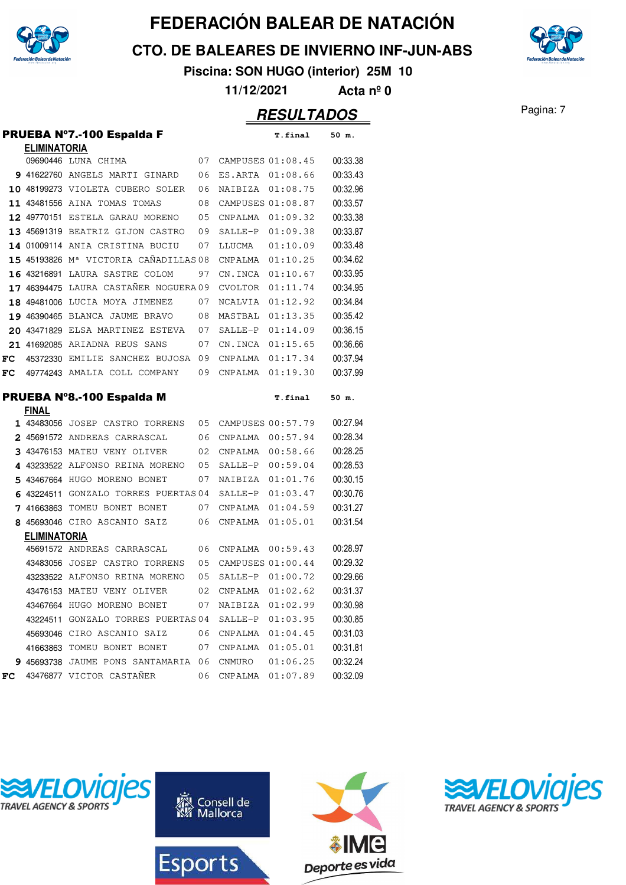# FEDERACIÓN BALEAR DE NATACIÓN

## CTO. DE BALEARES DE INVIERNO INF-JUN-ABS

**Piscina: SON HUGO (interior) 25M 10**

**11/12/2021 Acta nº 0**

## RESULTADOS

### PRUEBA Nº7.-100 Espalda F

**ELIMINATORIA**

| | Licencia | Nombre | Año | Club | T.final | 50 m. |
|---|---|---|---|---|---|---|
| | 09690446 | LUNA CHIMA | 07 | CAMPUSES | 01:08.45 | 00:33.38 |
| 9 | 41622760 | ANGELS MARTI GINARD | 06 | ES.ARTA | 01:08.66 | 00:33.43 |
| 10 | 48199273 | VIOLETA CUBERO SOLER | 06 | NAIBIZA | 01:08.75 | 00:32.96 |
| 11 | 43481556 | AINA TOMAS TOMAS | 08 | CAMPUSES | 01:08.87 | 00:33.57 |
| 12 | 49770151 | ESTELA GARAU MORENO | 05 | CNPALMA | 01:09.32 | 00:33.38 |
| 13 | 45691319 | BEATRIZ GIJON CASTRO | 09 | SALLE-P | 01:09.38 | 00:33.87 |
| 14 | 01009114 | ANIA CRISTINA BUCIU | 07 | LLUCMA | 01:10.09 | 00:33.48 |
| 15 | 45193826 | Mª VICTORIA CAÑADILLAS | 08 | CNPALMA | 01:10.25 | 00:34.62 |
| 16 | 43216891 | LAURA SASTRE COLOM | 97 | CN.INCA | 01:10.67 | 00:33.95 |
| 17 | 46394475 | LAURA CASTAÑER NOGUERA | 09 | CVOLTOR | 01:11.74 | 00:34.95 |
| 18 | 49481006 | LUCIA MOYA JIMENEZ | 07 | NCALVIA | 01:12.92 | 00:34.84 |
| 19 | 46390465 | BLANCA JAUME BRAVO | 08 | MASTBAL | 01:13.35 | 00:35.42 |
| 20 | 43471829 | ELSA MARTINEZ ESTEVA | 07 | SALLE-P | 01:14.09 | 00:36.15 |
| 21 | 41692085 | ARIADNA REUS SANS | 07 | CN.INCA | 01:15.65 | 00:36.66 |
| FC | 45372330 | EMILIE SANCHEZ BUJOSA | 09 | CNPALMA | 01:17.34 | 00:37.94 |
| FC | 49774243 | AMALIA COLL COMPANY | 09 | CNPALMA | 01:19.30 | 00:37.99 |

### PRUEBA Nº8.-100 Espalda M

**FINAL**

| | Licencia | Nombre | Año | Club | T.final | 50 m. |
|---|---|---|---|---|---|---|
| 1 | 43483056 | JOSEP CASTRO TORRENS | 05 | CAMPUSES | 00:57.79 | 00:27.94 |
| 2 | 45691572 | ANDREAS CARRASCAL | 06 | CNPALMA | 00:57.94 | 00:28.34 |
| 3 | 43476153 | MATEU VENY OLIVER | 02 | CNPALMA | 00:58.66 | 00:28.25 |
| 4 | 43233522 | ALFONSO REINA MORENO | 05 | SALLE-P | 00:59.04 | 00:28.53 |
| 5 | 43467664 | HUGO MORENO BONET | 07 | NAIBIZA | 01:01.76 | 00:30.15 |
| 6 | 43224511 | GONZALO TORRES PUERTAS | 04 | SALLE-P | 01:03.47 | 00:30.76 |
| 7 | 41663863 | TOMEU BONET BONET | 07 | CNPALMA | 01:04.59 | 00:31.27 |
| 8 | 45693046 | CIRO ASCANIO SAIZ | 06 | CNPALMA | 01:05.01 | 00:31.54 |

**ELIMINATORIA**

| | Licencia | Nombre | Año | Club | T.final | 50 m. |
|---|---|---|---|---|---|---|
| | 45691572 | ANDREAS CARRASCAL | 06 | CNPALMA | 00:59.43 | 00:28.97 |
| | 43483056 | JOSEP CASTRO TORRENS | 05 | CAMPUSES | 01:00.44 | 00:29.32 |
| | 43233522 | ALFONSO REINA MORENO | 05 | SALLE-P | 01:00.72 | 00:29.66 |
| | 43476153 | MATEU VENY OLIVER | 02 | CNPALMA | 01:02.62 | 00:31.37 |
| | 43467664 | HUGO MORENO BONET | 07 | NAIBIZA | 01:02.99 | 00:30.98 |
| | 43224511 | GONZALO TORRES PUERTAS | 04 | SALLE-P | 01:03.95 | 00:30.85 |
| | 45693046 | CIRO ASCANIO SAIZ | 06 | CNPALMA | 01:04.45 | 00:31.03 |
| | 41663863 | TOMEU BONET BONET | 07 | CNPALMA | 01:05.01 | 00:31.81 |
| 9 | 45693738 | JAUME PONS SANTAMARIA | 06 | CNMURO | 01:06.25 | 00:32.24 |
| FC | 43476877 | VICTOR CASTAÑER | 06 | CNPALMA | 01:07.89 | 00:32.09 |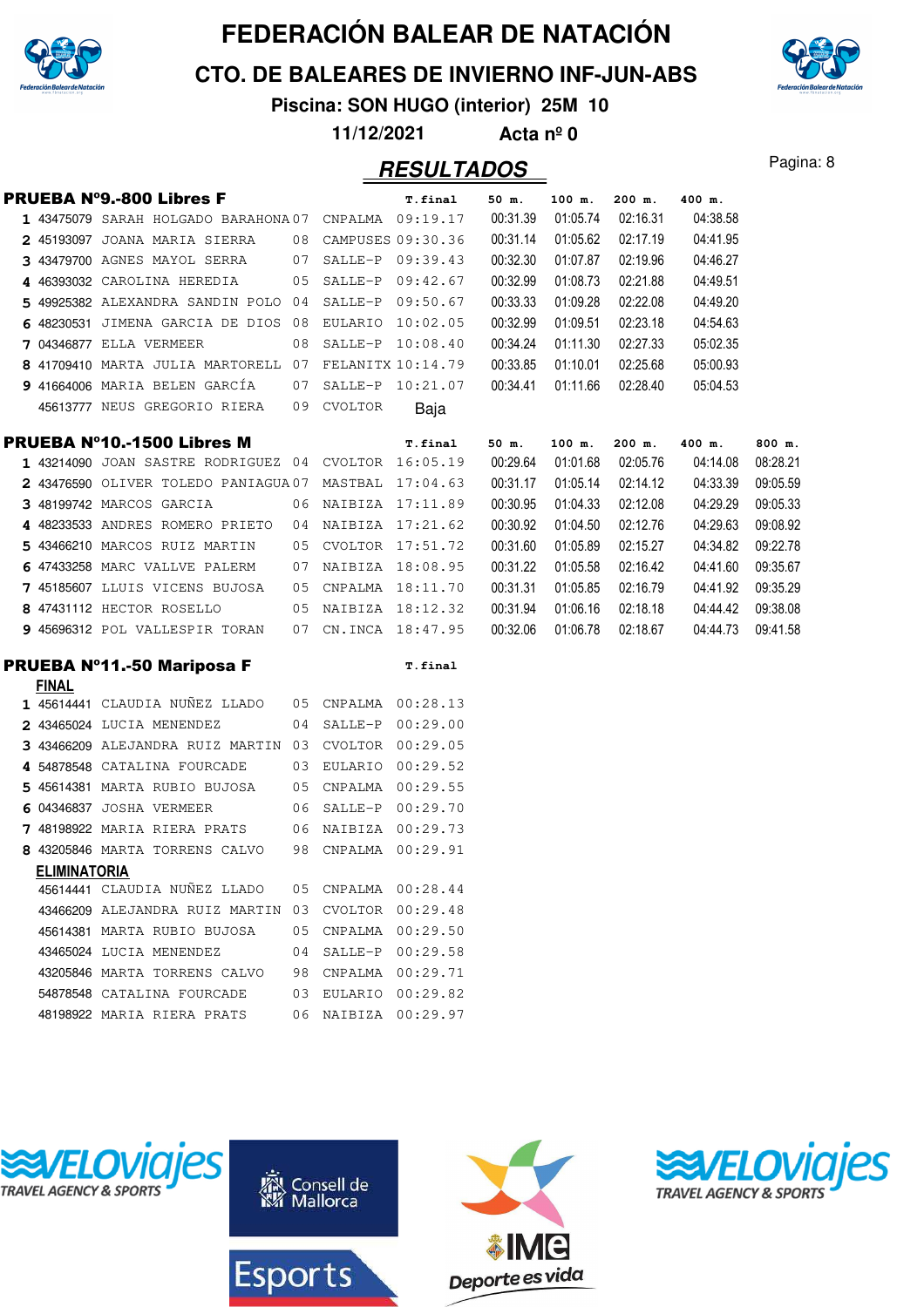# FEDERACIÓN BALEAR DE NATACIÓN

## CTO. DE BALEARES DE INVIERNO INF-JUN-ABS

**Piscina: SON HUGO (interior) 25M 10**

**11/12/2021 Acta nº 0**

## RESULTADOS

### PRUEBA Nº9.-800 Libres F

| Pos | Licencia | Nombre | Año | Club | T.final | 50 m. | 100 m. | 200 m. | 400 m. |
|---|---|---|---|---|---|---|---|---|---|
| 1 | 43475079 | SARAH HOLGADO BARAHONA | 07 | CNPALMA | 09:19.17 | 00:31.39 | 01:05.74 | 02:16.31 | 04:38.58 |
| 2 | 45193097 | JOANA MARIA SIERRA | 08 | CAMPUSES | 09:30.36 | 00:31.14 | 01:05.62 | 02:17.19 | 04:41.95 |
| 3 | 43479700 | AGNES MAYOL SERRA | 07 | SALLE-P | 09:39.43 | 00:32.30 | 01:07.87 | 02:19.96 | 04:46.27 |
| 4 | 46393032 | CAROLINA HEREDIA | 05 | SALLE-P | 09:42.67 | 00:32.99 | 01:08.73 | 02:21.88 | 04:49.51 |
| 5 | 49925382 | ALEXANDRA SANDIN POLO | 04 | SALLE-P | 09:50.67 | 00:33.33 | 01:09.28 | 02:22.08 | 04:49.20 |
| 6 | 48230531 | JIMENA GARCIA DE DIOS | 08 | EULARIO | 10:02.05 | 00:32.99 | 01:09.51 | 02:23.18 | 04:54.63 |
| 7 | 04346877 | ELLA VERMEER | 08 | SALLE-P | 10:08.40 | 00:34.24 | 01:11.30 | 02:27.33 | 05:02.35 |
| 8 | 41709410 | MARTA JULIA MARTORELL | 07 | FELANITX | 10:14.79 | 00:33.85 | 01:10.01 | 02:25.68 | 05:00.93 |
| 9 | 41664006 | MARIA BELEN GARCÍA | 07 | SALLE-P | 10:21.07 | 00:34.41 | 01:11.66 | 02:28.40 | 05:04.53 |
| | 45613777 | NEUS GREGORIO RIERA | 09 | CVOLTOR | Baja | | | | |

### PRUEBA Nº10.-1500 Libres M

| Pos | Licencia | Nombre | Año | Club | T.final | 50 m. | 100 m. | 200 m. | 400 m. | 800 m. |
|---|---|---|---|---|---|---|---|---|---|---|
| 1 | 43214090 | JOAN SASTRE RODRIGUEZ | 04 | CVOLTOR | 16:05.19 | 00:29.64 | 01:01.68 | 02:05.76 | 04:14.08 | 08:28.21 |
| 2 | 43476590 | OLIVER TOLEDO PANIAGUA | 07 | MASTBAL | 17:04.63 | 00:31.17 | 01:05.14 | 02:14.12 | 04:33.39 | 09:05.59 |
| 3 | 48199742 | MARCOS GARCIA | 06 | NAIBIZA | 17:11.89 | 00:30.95 | 01:04.33 | 02:12.08 | 04:29.29 | 09:05.33 |
| 4 | 48233533 | ANDRES ROMERO PRIETO | 04 | NAIBIZA | 17:21.62 | 00:30.92 | 01:04.50 | 02:12.76 | 04:29.63 | 09:08.92 |
| 5 | 43466210 | MARCOS RUIZ MARTIN | 05 | CVOLTOR | 17:51.72 | 00:31.60 | 01:05.89 | 02:15.27 | 04:34.82 | 09:22.78 |
| 6 | 47433258 | MARC VALLVE PALERM | 07 | NAIBIZA | 18:08.95 | 00:31.22 | 01:05.58 | 02:16.42 | 04:41.60 | 09:35.67 |
| 7 | 45185607 | LLUIS VICENS BUJOSA | 05 | CNPALMA | 18:11.70 | 00:31.31 | 01:05.85 | 02:16.79 | 04:41.92 | 09:35.29 |
| 8 | 47431112 | HECTOR ROSELLO | 05 | NAIBIZA | 18:12.32 | 00:31.94 | 01:06.16 | 02:18.18 | 04:44.42 | 09:38.08 |
| 9 | 45696312 | POL VALLESPIR TORAN | 07 | CN.INCA | 18:47.95 | 00:32.06 | 01:06.78 | 02:18.67 | 04:44.73 | 09:41.58 |

### PRUEBA Nº11.-50 Mariposa F

**FINAL**

| Pos | Licencia | Nombre | Año | Club | T.final |
|---|---|---|---|---|---|
| 1 | 45614441 | CLAUDIA NUÑEZ LLADO | 05 | CNPALMA | 00:28.13 |
| 2 | 43465024 | LUCIA MENENDEZ | 04 | SALLE-P | 00:29.00 |
| 3 | 43466209 | ALEJANDRA RUIZ MARTIN | 03 | CVOLTOR | 00:29.05 |
| 4 | 54878548 | CATALINA FOURCADE | 03 | EULARIO | 00:29.52 |
| 5 | 45614381 | MARTA RUBIO BUJOSA | 05 | CNPALMA | 00:29.55 |
| 6 | 04346837 | JOSHA VERMEER | 06 | SALLE-P | 00:29.70 |
| 7 | 48198922 | MARIA RIERA PRATS | 06 | NAIBIZA | 00:29.73 |
| 8 | 43205846 | MARTA TORRENS CALVO | 98 | CNPALMA | 00:29.91 |

**ELIMINATORIA**

| Licencia | Nombre | Año | Club | T.final |
|---|---|---|---|---|
| 45614441 | CLAUDIA NUÑEZ LLADO | 05 | CNPALMA | 00:28.44 |
| 43466209 | ALEJANDRA RUIZ MARTIN | 03 | CVOLTOR | 00:29.48 |
| 45614381 | MARTA RUBIO BUJOSA | 05 | CNPALMA | 00:29.50 |
| 43465024 | LUCIA MENENDEZ | 04 | SALLE-P | 00:29.58 |
| 43205846 | MARTA TORRENS CALVO | 98 | CNPALMA | 00:29.71 |
| 54878548 | CATALINA FOURCADE | 03 | EULARIO | 00:29.82 |
| 48198922 | MARIA RIERA PRATS | 06 | NAIBIZA | 00:29.97 |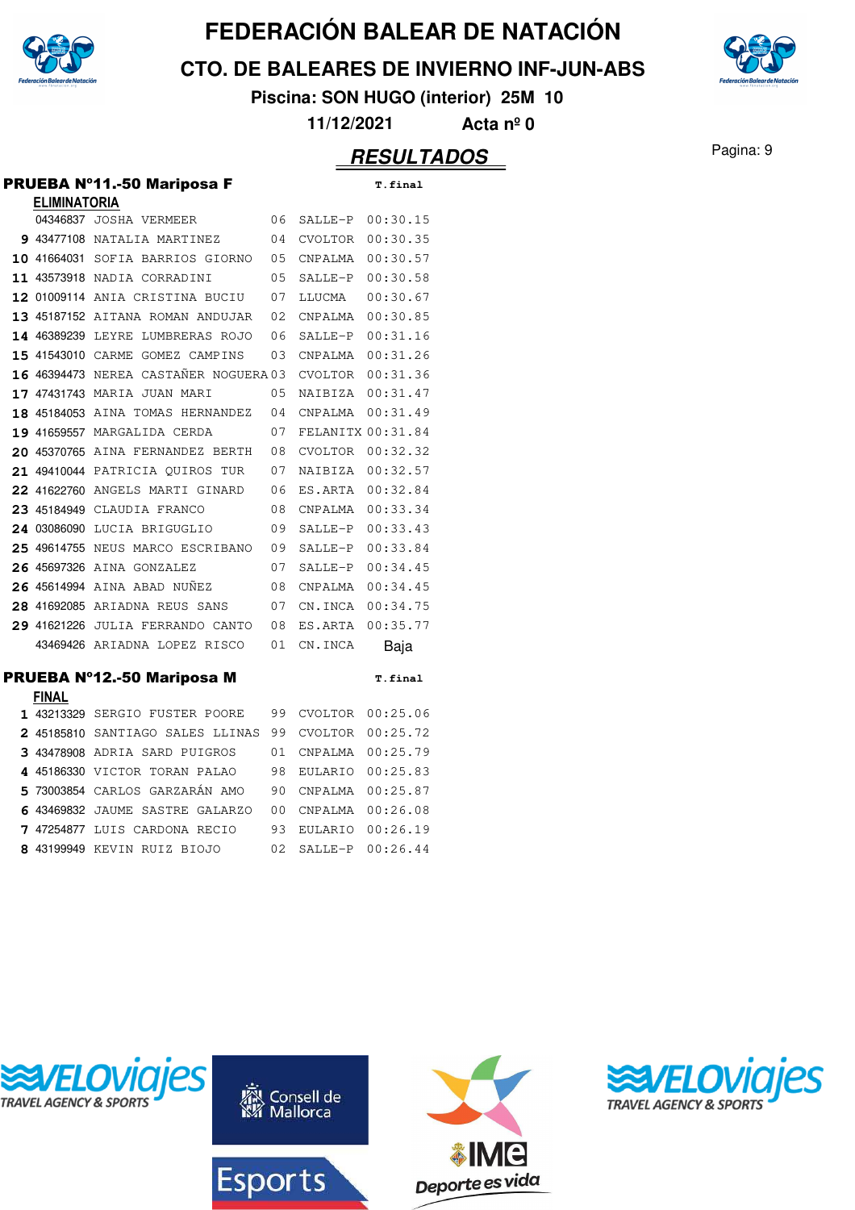# FEDERACIÓN BALEAR DE NATACIÓN

## CTO. DE BALEARES DE INVIERNO INF-JUN-ABS

**Piscina: SON HUGO (interior) 25M 10**

**11/12/2021 Acta nº 0**

## RESULTADOS

### PRUEBA Nº11.-50 Mariposa F

**ELIMINATORIA**

| Pos. | Licencia | Nombre | Año | Club | T.final |
|---|---|---|---|---|---|
| | 04346837 | JOSHA VERMEER | 06 | SALLE-P | 00:30.15 |
| 9 | 43477108 | NATALIA MARTINEZ | 04 | CVOLTOR | 00:30.35 |
| 10 | 41664031 | SOFIA BARRIOS GIORNO | 05 | CNPALMA | 00:30.57 |
| 11 | 43573918 | NADIA CORRADINI | 05 | SALLE-P | 00:30.58 |
| 12 | 01009114 | ANIA CRISTINA BUCIU | 07 | LLUCMA | 00:30.67 |
| 13 | 45187152 | AITANA ROMAN ANDUJAR | 02 | CNPALMA | 00:30.85 |
| 14 | 46389239 | LEYRE LUMBRERAS ROJO | 06 | SALLE-P | 00:31.16 |
| 15 | 41543010 | CARME GOMEZ CAMPINS | 03 | CNPALMA | 00:31.26 |
| 16 | 46394473 | NEREA CASTAÑER NOGUERA | 03 | CVOLTOR | 00:31.36 |
| 17 | 47431743 | MARIA JUAN MARI | 05 | NAIBIZA | 00:31.47 |
| 18 | 45184053 | AINA TOMAS HERNANDEZ | 04 | CNPALMA | 00:31.49 |
| 19 | 41659557 | MARGALIDA CERDA | 07 | FELANITX | 00:31.84 |
| 20 | 45370765 | AINA FERNANDEZ BERTH | 08 | CVOLTOR | 00:32.32 |
| 21 | 49410044 | PATRICIA QUIROS TUR | 07 | NAIBIZA | 00:32.57 |
| 22 | 41622760 | ANGELS MARTI GINARD | 06 | ES.ARTA | 00:32.84 |
| 23 | 45184949 | CLAUDIA FRANCO | 08 | CNPALMA | 00:33.34 |
| 24 | 03086090 | LUCIA BRIGUGLIO | 09 | SALLE-P | 00:33.43 |
| 25 | 49614755 | NEUS MARCO ESCRIBANO | 09 | SALLE-P | 00:33.84 |
| 26 | 45697326 | AINA GONZALEZ | 07 | SALLE-P | 00:34.45 |
| 26 | 45614994 | AINA ABAD NUÑEZ | 08 | CNPALMA | 00:34.45 |
| 28 | 41692085 | ARIADNA REUS SANS | 07 | CN.INCA | 00:34.75 |
| 29 | 41621226 | JULIA FERRANDO CANTO | 08 | ES.ARTA | 00:35.77 |
| | 43469426 | ARIADNA LOPEZ RISCO | 01 | CN.INCA | Baja |

### PRUEBA Nº12.-50 Mariposa M

**FINAL**

| Pos. | Licencia | Nombre | Año | Club | T.final |
|---|---|---|---|---|---|
| 1 | 43213329 | SERGIO FUSTER POORE | 99 | CVOLTOR | 00:25.06 |
| 2 | 45185810 | SANTIAGO SALES LLINAS | 99 | CVOLTOR | 00:25.72 |
| 3 | 43478908 | ADRIA SARD PUIGROS | 01 | CNPALMA | 00:25.79 |
| 4 | 45186330 | VICTOR TORAN PALAO | 98 | EULARIO | 00:25.83 |
| 5 | 73003854 | CARLOS GARZARÁN AMO | 90 | CNPALMA | 00:25.87 |
| 6 | 43469832 | JAUME SASTRE GALARZO | 00 | CNPALMA | 00:26.08 |
| 7 | 47254877 | LUIS CARDONA RECIO | 93 | EULARIO | 00:26.19 |
| 8 | 43199949 | KEVIN RUIZ BIOJO | 02 | SALLE-P | 00:26.44 |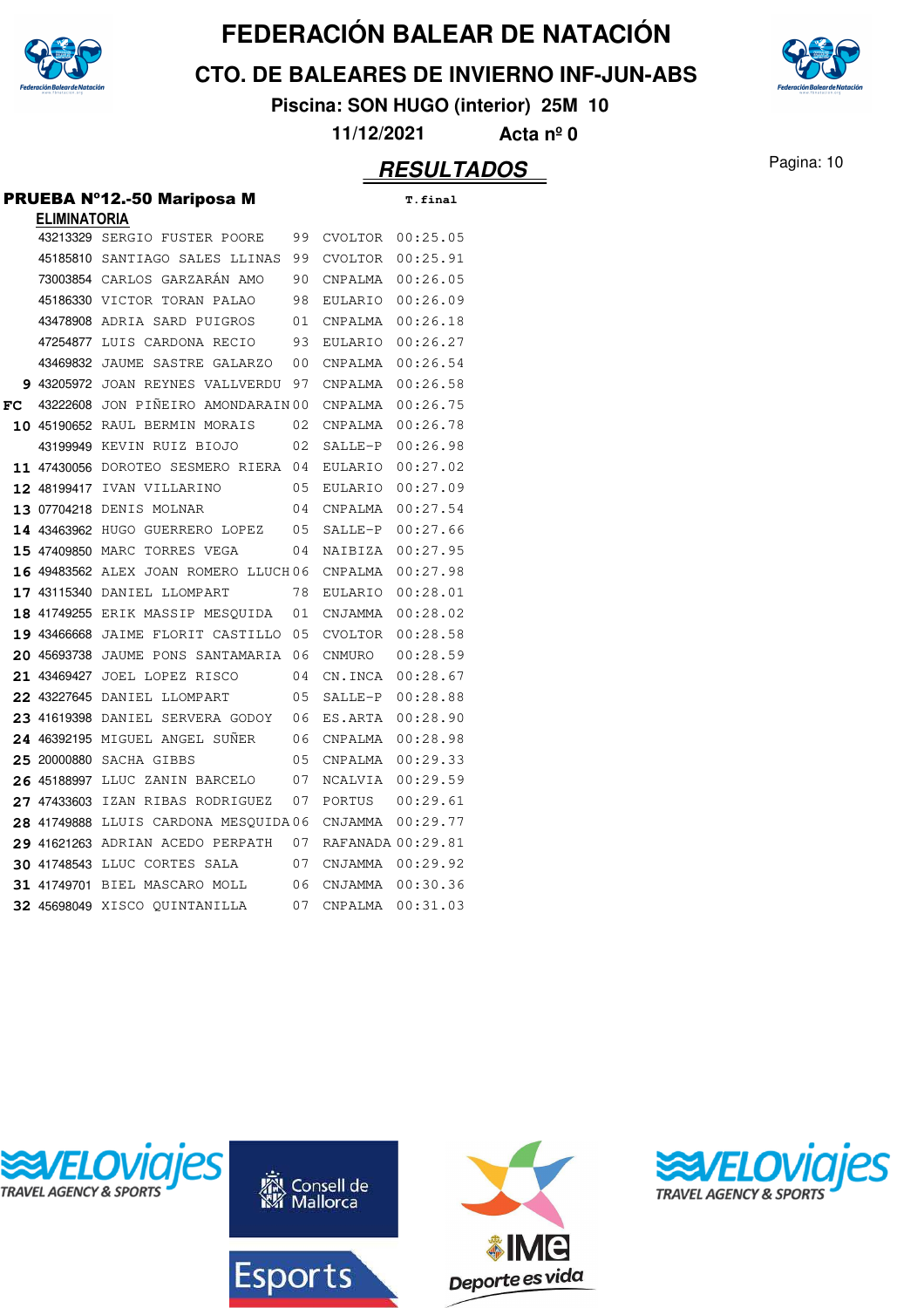# FEDERACIÓN BALEAR DE NATACIÓN

## CTO. DE BALEARES DE INVIERNO INF-JUN-ABS

**Piscina: SON HUGO (interior) 25M 10**

**11/12/2021 Acta nº 0**

## RESULTADOS

### PRUEBA Nº12.-50 Mariposa M

**ELIMINATORIA**

| | Licencia | Nombre | Año | Club | T.final |
|---|---|---|---|---|---|
| | 43213329 | SERGIO FUSTER POORE | 99 | CVOLTOR | 00:25.05 |
| | 45185810 | SANTIAGO SALES LLINAS | 99 | CVOLTOR | 00:25.91 |
| | 73003854 | CARLOS GARZARÁN AMO | 90 | CNPALMA | 00:26.05 |
| | 45186330 | VICTOR TORAN PALAO | 98 | EULARIO | 00:26.09 |
| | 43478908 | ADRIA SARD PUIGROS | 01 | CNPALMA | 00:26.18 |
| | 47254877 | LUIS CARDONA RECIO | 93 | EULARIO | 00:26.27 |
| | 43469832 | JAUME SASTRE GALARZO | 00 | CNPALMA | 00:26.54 |
| **9** | 43205972 | JOAN REYNES VALLVERDU | 97 | CNPALMA | 00:26.58 |
| **FC** | 43222608 | JON PIÑEIRO AMONDARAIN | 00 | CNPALMA | 00:26.75 |
| **10** | 45190652 | RAUL BERMIN MORAIS | 02 | CNPALMA | 00:26.78 |
| | 43199949 | KEVIN RUIZ BIOJO | 02 | SALLE-P | 00:26.98 |
| **11** | 47430056 | DOROTEO SESMERO RIERA | 04 | EULARIO | 00:27.02 |
| **12** | 48199417 | IVAN VILLARINO | 05 | EULARIO | 00:27.09 |
| **13** | 07704218 | DENIS MOLNAR | 04 | CNPALMA | 00:27.54 |
| **14** | 43463962 | HUGO GUERRERO LOPEZ | 05 | SALLE-P | 00:27.66 |
| **15** | 47409850 | MARC TORRES VEGA | 04 | NAIBIZA | 00:27.95 |
| **16** | 49483562 | ALEX JOAN ROMERO LLUCH | 06 | CNPALMA | 00:27.98 |
| **17** | 43115340 | DANIEL LLOMPART | 78 | EULARIO | 00:28.01 |
| **18** | 41749255 | ERIK MASSIP MESQUIDA | 01 | CNJAMMA | 00:28.02 |
| **19** | 43466668 | JAIME FLORIT CASTILLO | 05 | CVOLTOR | 00:28.58 |
| **20** | 45693738 | JAUME PONS SANTAMARIA | 06 | CNMURO | 00:28.59 |
| **21** | 43469427 | JOEL LOPEZ RISCO | 04 | CN.INCA | 00:28.67 |
| **22** | 43227645 | DANIEL LLOMPART | 05 | SALLE-P | 00:28.88 |
| **23** | 41619398 | DANIEL SERVERA GODOY | 06 | ES.ARTA | 00:28.90 |
| **24** | 46392195 | MIGUEL ANGEL SUÑER | 06 | CNPALMA | 00:28.98 |
| **25** | 20000880 | SACHA GIBBS | 05 | CNPALMA | 00:29.33 |
| **26** | 45188997 | LLUC ZANIN BARCELO | 07 | NCALVIA | 00:29.59 |
| **27** | 47433603 | IZAN RIBAS RODRIGUEZ | 07 | PORTUS | 00:29.61 |
| **28** | 41749888 | LLUIS CARDONA MESQUIDA | 06 | CNJAMMA | 00:29.77 |
| **29** | 41621263 | ADRIAN ACEDO PERPATH | 07 | RAFANADA | 00:29.81 |
| **30** | 41748543 | LLUC CORTES SALA | 07 | CNJAMMA | 00:29.92 |
| **31** | 41749701 | BIEL MASCARO MOLL | 06 | CNJAMMA | 00:30.36 |
| **32** | 45698049 | XISCO QUINTANILLA | 07 | CNPALMA | 00:31.03 |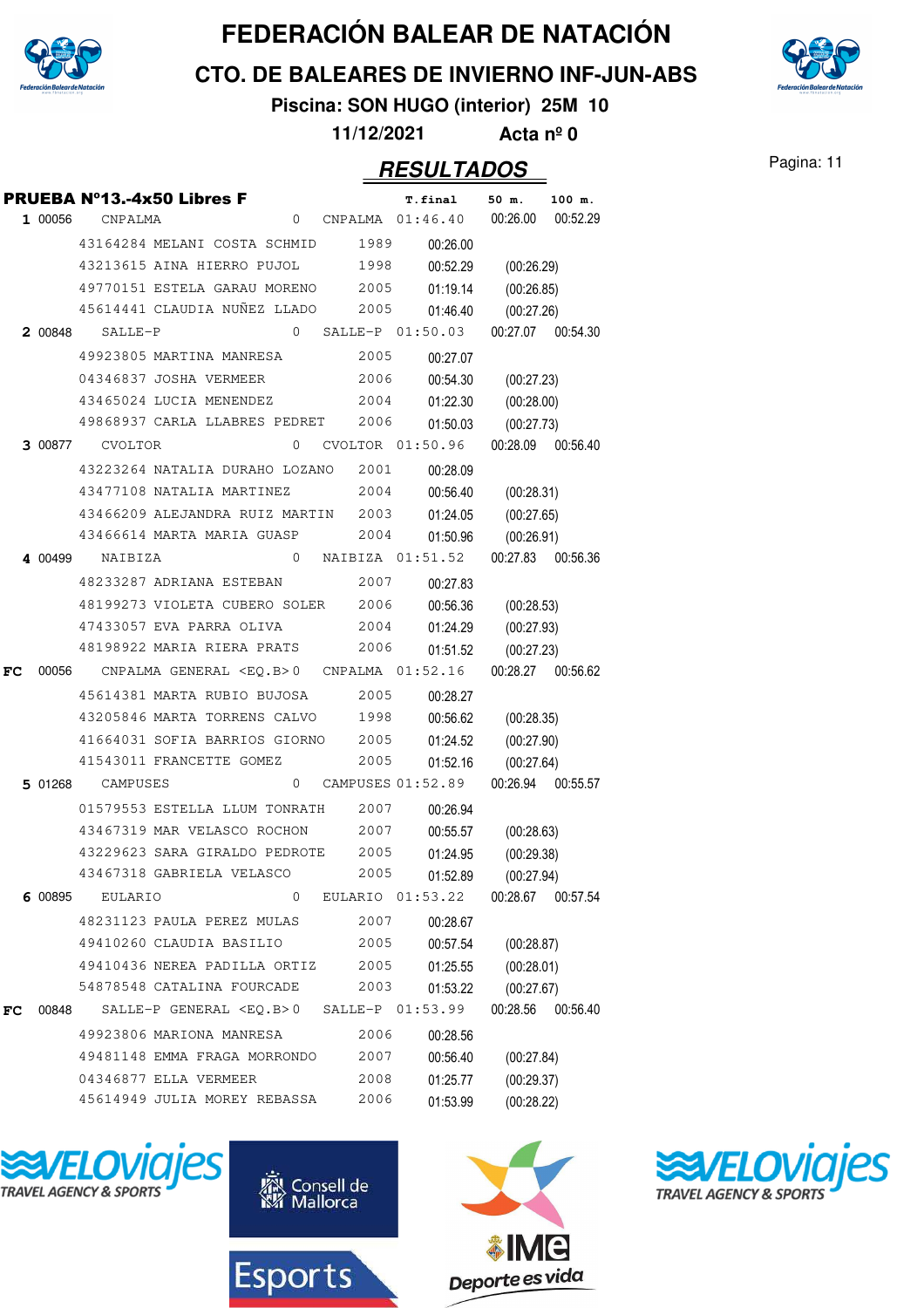# FEDERACIÓN BALEAR DE NATACIÓN

## CTO. DE BALEARES DE INVIERNO INF-JUN-ABS

**Piscina: SON HUGO (interior) 25M 10**

**11/12/2021 Acta nº 0**

## RESULTADOS

### PRUEBA Nº13.-4x50 Libres F

| Pos. | Licencia | Nombre | Año | Club | T.final | 50 m. | 100 m. |
|---|---|---|---|---|---|---|---|
| 1 | 00056 | CNPALMA | 0 | CNPALMA | 01:46.40 | 00:26.00 | 00:52.29 |
| | 43164284 | MELANI COSTA SCHMID | 1989 | | 00:26.00 | | |
| | 43213615 | AINA HIERRO PUJOL | 1998 | | 00:52.29 | (00:26.29) | |
| | 49770151 | ESTELA GARAU MORENO | 2005 | | 01:19.14 | (00:26.85) | |
| | 45614441 | CLAUDIA NUÑEZ LLADO | 2005 | | 01:46.40 | (00:27.26) | |
| 2 | 00848 | SALLE-P | 0 | SALLE-P | 01:50.03 | 00:27.07 | 00:54.30 |
| | 49923805 | MARTINA MANRESA | 2005 | | 00:27.07 | | |
| | 04346837 | JOSHA VERMEER | 2006 | | 00:54.30 | (00:27.23) | |
| | 43465024 | LUCIA MENENDEZ | 2004 | | 01:22.30 | (00:28.00) | |
| | 49868937 | CARLA LLABRES PEDRET | 2006 | | 01:50.03 | (00:27.73) | |
| 3 | 00877 | CVOLTOR | 0 | CVOLTOR | 01:50.96 | 00:28.09 | 00:56.40 |
| | 43223264 | NATALIA DURAHO LOZANO | 2001 | | 00:28.09 | | |
| | 43477108 | NATALIA MARTINEZ | 2004 | | 00:56.40 | (00:28.31) | |
| | 43466209 | ALEJANDRA RUIZ MARTIN | 2003 | | 01:24.05 | (00:27.65) | |
| | 43466614 | MARTA MARIA GUASP | 2004 | | 01:50.96 | (00:26.91) | |
| 4 | 00499 | NAIBIZA | 0 | NAIBIZA | 01:51.52 | 00:27.83 | 00:56.36 |
| | 48233287 | ADRIANA ESTEBAN | 2007 | | 00:27.83 | | |
| | 48199273 | VIOLETA CUBERO SOLER | 2006 | | 00:56.36 | (00:28.53) | |
| | 47433057 | EVA PARRA OLIVA | 2004 | | 01:24.29 | (00:27.93) | |
| | 48198922 | MARIA RIERA PRATS | 2006 | | 01:51.52 | (00:27.23) | |
| FC | 00056 | CNPALMA GENERAL <EQ.B> | 0 | CNPALMA | 01:52.16 | 00:28.27 | 00:56.62 |
| | 45614381 | MARTA RUBIO BUJOSA | 2005 | | 00:28.27 | | |
| | 43205846 | MARTA TORRENS CALVO | 1998 | | 00:56.62 | (00:28.35) | |
| | 41664031 | SOFIA BARRIOS GIORNO | 2005 | | 01:24.52 | (00:27.90) | |
| | 41543011 | FRANCETTE GOMEZ | 2005 | | 01:52.16 | (00:27.64) | |
| 5 | 01268 | CAMPUSES | 0 | CAMPUSES | 01:52.89 | 00:26.94 | 00:55.57 |
| | 01579553 | ESTELLA LLUM TONRATH | 2007 | | 00:26.94 | | |
| | 43467319 | MAR VELASCO ROCHON | 2007 | | 00:55.57 | (00:28.63) | |
| | 43229623 | SARA GIRALDO PEDROTE | 2005 | | 01:24.95 | (00:29.38) | |
| | 43467318 | GABRIELA VELASCO | 2005 | | 01:52.89 | (00:27.94) | |
| 6 | 00895 | EULARIO | 0 | EULARIO | 01:53.22 | 00:28.67 | 00:57.54 |
| | 48231123 | PAULA PEREZ MULAS | 2007 | | 00:28.67 | | |
| | 49410260 | CLAUDIA BASILIO | 2005 | | 00:57.54 | (00:28.87) | |
| | 49410436 | NEREA PADILLA ORTIZ | 2005 | | 01:25.55 | (00:28.01) | |
| | 54878548 | CATALINA FOURCADE | 2003 | | 01:53.22 | (00:27.67) | |
| FC | 00848 | SALLE-P GENERAL <EQ.B> | 0 | SALLE-P | 01:53.99 | 00:28.56 | 00:56.40 |
| | 49923806 | MARIONA MANRESA | 2006 | | 00:28.56 | | |
| | 49481148 | EMMA FRAGA MORRONDO | 2007 | | 00:56.40 | (00:27.84) | |
| | 04346877 | ELLA VERMEER | 2008 | | 01:25.77 | (00:29.37) | |
| | 45614949 | JULIA MOREY REBASSA | 2006 | | 01:53.99 | (00:28.22) | |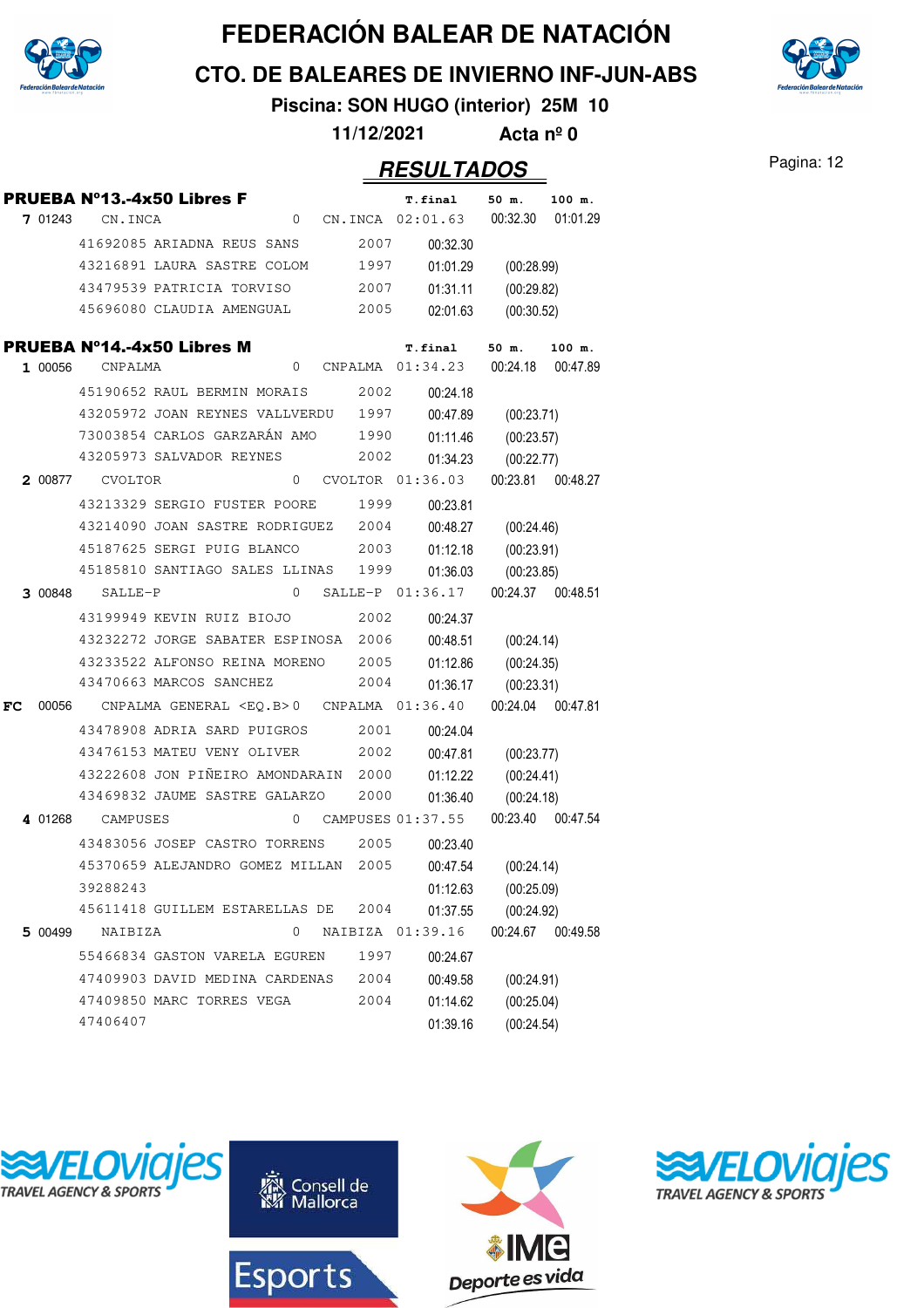# FEDERACIÓN BALEAR DE NATACIÓN

## CTO. DE BALEARES DE INVIERNO INF-JUN-ABS

**Piscina: SON HUGO (interior) 25M 10**

**11/12/2021 Acta nº 0**

## RESULTADOS

### PRUEBA Nº13.-4x50 Libres F

| | | | | | T.final | 50 m. | 100 m. |
|---|---|---|---|---|---|---|---|
| **7** | 01243 | CN.INCA | 0 | CN.INCA | 02:01.63 | 00:32.30 | 01:01.29 |
| | | 41692085 ARIADNA REUS SANS | 2007 | | 00:32.30 | | |
| | | 43216891 LAURA SASTRE COLOM | 1997 | | 01:01.29 | (00:28.99) | |
| | | 43479539 PATRICIA TORVISO | 2007 | | 01:31.11 | (00:29.82) | |
| | | 45696080 CLAUDIA AMENGUAL | 2005 | | 02:01.63 | (00:30.52) | |

### PRUEBA Nº14.-4x50 Libres M

| | | | | | T.final | 50 m. | 100 m. |
|---|---|---|---|---|---|---|---|
| **1** | 00056 | CNPALMA | 0 | CNPALMA | 01:34.23 | 00:24.18 | 00:47.89 |
| | | 45190652 RAUL BERMIN MORAIS | 2002 | | 00:24.18 | | |
| | | 43205972 JOAN REYNES VALLVERDU | 1997 | | 00:47.89 | (00:23.71) | |
| | | 73003854 CARLOS GARZARÁN AMO | 1990 | | 01:11.46 | (00:23.57) | |
| | | 43205973 SALVADOR REYNES | 2002 | | 01:34.23 | (00:22.77) | |
| **2** | 00877 | CVOLTOR | 0 | CVOLTOR | 01:36.03 | 00:23.81 | 00:48.27 |
| | | 43213329 SERGIO FUSTER POORE | 1999 | | 00:23.81 | | |
| | | 43214090 JOAN SASTRE RODRIGUEZ | 2004 | | 00:48.27 | (00:24.46) | |
| | | 45187625 SERGI PUIG BLANCO | 2003 | | 01:12.18 | (00:23.91) | |
| | | 45185810 SANTIAGO SALES LLINAS | 1999 | | 01:36.03 | (00:23.85) | |
| **3** | 00848 | SALLE-P | 0 | SALLE-P | 01:36.17 | 00:24.37 | 00:48.51 |
| | | 43199949 KEVIN RUIZ BIOJO | 2002 | | 00:24.37 | | |
| | | 43232272 JORGE SABATER ESPINOSA | 2006 | | 00:48.51 | (00:24.14) | |
| | | 43233522 ALFONSO REINA MORENO | 2005 | | 01:12.86 | (00:24.35) | |
| | | 43470663 MARCOS SANCHEZ | 2004 | | 01:36.17 | (00:23.31) | |
| **FC** | 00056 | CNPALMA GENERAL <EQ.B> | 0 | CNPALMA | 01:36.40 | 00:24.04 | 00:47.81 |
| | | 43478908 ADRIA SARD PUIGROS | 2001 | | 00:24.04 | | |
| | | 43476153 MATEU VENY OLIVER | 2002 | | 00:47.81 | (00:23.77) | |
| | | 43222608 JON PIÑEIRO AMONDARAIN | 2000 | | 01:12.22 | (00:24.41) | |
| | | 43469832 JAUME SASTRE GALARZO | 2000 | | 01:36.40 | (00:24.18) | |
| **4** | 01268 | CAMPUSES | 0 | CAMPUSES | 01:37.55 | 00:23.40 | 00:47.54 |
| | | 43483056 JOSEP CASTRO TORRENS | 2005 | | 00:23.40 | | |
| | | 45370659 ALEJANDRO GOMEZ MILLAN | 2005 | | 00:47.54 | (00:24.14) | |
| | | 39288243 | | | 01:12.63 | (00:25.09) | |
| | | 45611418 GUILLEM ESTARELLAS DE | 2004 | | 01:37.55 | (00:24.92) | |
| **5** | 00499 | NAIBIZA | 0 | NAIBIZA | 01:39.16 | 00:24.67 | 00:49.58 |
| | | 55466834 GASTON VARELA EGUREN | 1997 | | 00:24.67 | | |
| | | 47409903 DAVID MEDINA CARDENAS | 2004 | | 00:49.58 | (00:24.91) | |
| | | 47409850 MARC TORRES VEGA | 2004 | | 01:14.62 | (00:25.04) | |
| | | 47406407 | | | 01:39.16 | (00:24.54) | |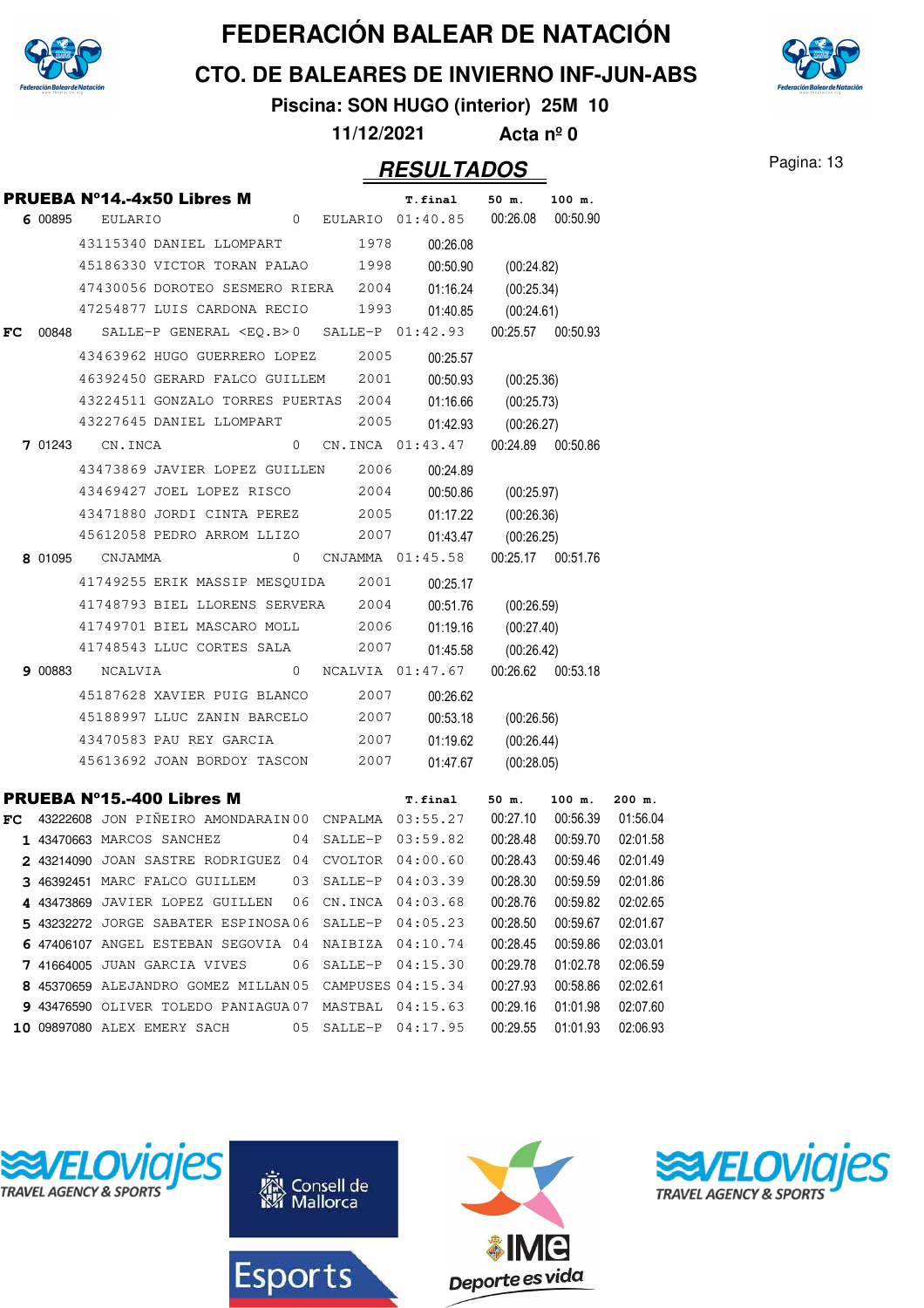# FEDERACIÓN BALEAR DE NATACIÓN

## CTO. DE BALEARES DE INVIERNO INF-JUN-ABS

**Piscina: SON HUGO (interior) 25M 10**

**11/12/2021 Acta nº 0**

## RESULTADOS

### PRUEBA Nº14.-4x50 Libres M

| | | | | | T.final | 50 m. | 100 m. |
|---|---|---|---|---|---|---|---|
| 6 | 00895 | EULARIO | 0 | EULARIO | 01:40.85 | 00:26.08 | 00:50.90 |
| | 43115340 | DANIEL LLOMPART | 1978 | | 00:26.08 | | |
| | 45186330 | VICTOR TORAN PALAO | 1998 | | 00:50.90 | (00:24.82) | |
| | 47430056 | DOROTEO SESMERO RIERA | 2004 | | 01:16.24 | (00:25.34) | |
| | 47254877 | LUIS CARDONA RECIO | 1993 | | 01:40.85 | (00:24.61) | |
| FC | 00848 | SALLE-P GENERAL <EQ.B> | 0 | SALLE-P | 01:42.93 | 00:25.57 | 00:50.93 |
| | 43463962 | HUGO GUERRERO LOPEZ | 2005 | | 00:25.57 | | |
| | 46392450 | GERARD FALCO GUILLEM | 2001 | | 00:50.93 | (00:25.36) | |
| | 43224511 | GONZALO TORRES PUERTAS | 2004 | | 01:16.66 | (00:25.73) | |
| | 43227645 | DANIEL LLOMPART | 2005 | | 01:42.93 | (00:26.27) | |
| 7 | 01243 | CN.INCA | 0 | CN.INCA | 01:43.47 | 00:24.89 | 00:50.86 |
| | 43473869 | JAVIER LOPEZ GUILLEN | 2006 | | 00:24.89 | | |
| | 43469427 | JOEL LOPEZ RISCO | 2004 | | 00:50.86 | (00:25.97) | |
| | 43471880 | JORDI CINTA PEREZ | 2005 | | 01:17.22 | (00:26.36) | |
| | 45612058 | PEDRO ARROM LLIZO | 2007 | | 01:43.47 | (00:26.25) | |
| 8 | 01095 | CNJAMMA | 0 | CNJAMMA | 01:45.58 | 00:25.17 | 00:51.76 |
| | 41749255 | ERIK MASSIP MESQUIDA | 2001 | | 00:25.17 | | |
| | 41748793 | BIEL LLORENS SERVERA | 2004 | | 00:51.76 | (00:26.59) | |
| | 41749701 | BIEL MASCARO MOLL | 2006 | | 01:19.16 | (00:27.40) | |
| | 41748543 | LLUC CORTES SALA | 2007 | | 01:45.58 | (00:26.42) | |
| 9 | 00883 | NCALVIA | 0 | NCALVIA | 01:47.67 | 00:26.62 | 00:53.18 |
| | 45187628 | XAVIER PUIG BLANCO | 2007 | | 00:26.62 | | |
| | 45188997 | LLUC ZANIN BARCELO | 2007 | | 00:53.18 | (00:26.56) | |
| | 43470583 | PAU REY GARCIA | 2007 | | 01:19.62 | (00:26.44) | |
| | 45613692 | JOAN BORDOY TASCON | 2007 | | 01:47.67 | (00:28.05) | |

### PRUEBA Nº15.-400 Libres M

| | | | | | T.final | 50 m. | 100 m. | 200 m. |
|---|---|---|---|---|---|---|---|---|
| FC | 43222608 | JON PIÑEIRO AMONDARAIN | 00 | CNPALMA | 03:55.27 | 00:27.10 | 00:56.39 | 01:56.04 |
| 1 | 43470663 | MARCOS SANCHEZ | 04 | SALLE-P | 03:59.82 | 00:28.48 | 00:59.70 | 02:01.58 |
| 2 | 43214090 | JOAN SASTRE RODRIGUEZ | 04 | CVOLTOR | 04:00.60 | 00:28.43 | 00:59.46 | 02:01.49 |
| 3 | 46392451 | MARC FALCO GUILLEM | 03 | SALLE-P | 04:03.39 | 00:28.30 | 00:59.59 | 02:01.86 |
| 4 | 43473869 | JAVIER LOPEZ GUILLEN | 06 | CN.INCA | 04:03.68 | 00:28.76 | 00:59.82 | 02:02.65 |
| 5 | 43232272 | JORGE SABATER ESPINOSA | 06 | SALLE-P | 04:05.23 | 00:28.50 | 00:59.67 | 02:01.67 |
| 6 | 47406107 | ANGEL ESTEBAN SEGOVIA | 04 | NAIBIZA | 04:10.74 | 00:28.45 | 00:59.86 | 02:03.01 |
| 7 | 41664005 | JUAN GARCIA VIVES | 06 | SALLE-P | 04:15.30 | 00:29.78 | 01:02.78 | 02:06.59 |
| 8 | 45370659 | ALEJANDRO GOMEZ MILLAN | 05 | CAMPUSES | 04:15.34 | 00:27.93 | 00:58.86 | 02:02.61 |
| 9 | 43476590 | OLIVER TOLEDO PANIAGUA | 07 | MASTBAL | 04:15.63 | 00:29.16 | 01:01.98 | 02:07.60 |
| 10 | 09897080 | ALEX EMERY SACH | 05 | SALLE-P | 04:17.95 | 00:29.55 | 01:01.93 | 02:06.93 |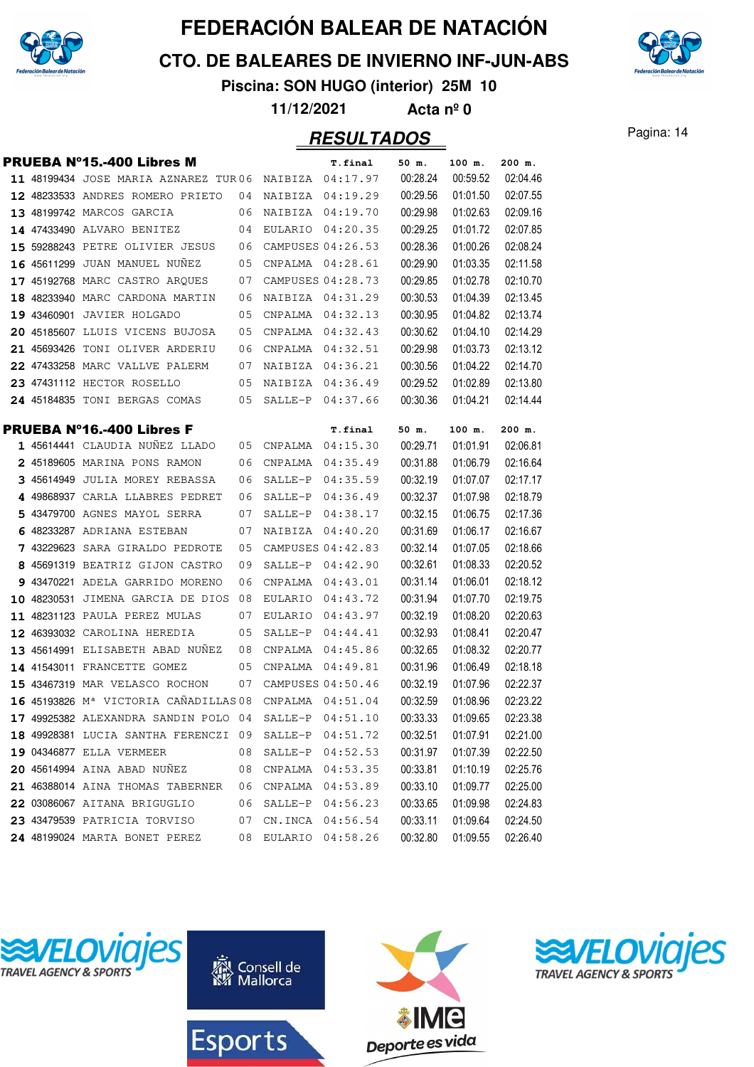# FEDERACIÓN BALEAR DE NATACIÓN

## CTO. DE BALEARES DE INVIERNO INF-JUN-ABS

**Piscina: SON HUGO (interior) 25M 10**

**11/12/2021 Acta nº 0**

## RESULTADOS

### PRUEBA Nº15.-400 Libres M

| | Licencia | Nombre | Año | Club | T.final | 50 m. | 100 m. | 200 m. |
|---|---|---|---|---|---|---|---|---|
| 11 | 48199434 | JOSE MARIA AZNAREZ TUR | 06 | NAIBIZA | 04:17.97 | 00:28.24 | 00:59.52 | 02:04.46 |
| 12 | 48233533 | ANDRES ROMERO PRIETO | 04 | NAIBIZA | 04:19.29 | 00:29.56 | 01:01.50 | 02:07.55 |
| 13 | 48199742 | MARCOS GARCIA | 06 | NAIBIZA | 04:19.70 | 00:29.98 | 01:02.63 | 02:09.16 |
| 14 | 47433490 | ALVARO BENITEZ | 04 | EULARIO | 04:20.35 | 00:29.25 | 01:01.72 | 02:07.85 |
| 15 | 59288243 | PETRE OLIVIER JESUS | 06 | CAMPUSES | 04:26.53 | 00:28.36 | 01:00.26 | 02:08.24 |
| 16 | 45611299 | JUAN MANUEL NUÑEZ | 05 | CNPALMA | 04:28.61 | 00:29.90 | 01:03.35 | 02:11.58 |
| 17 | 45192768 | MARC CASTRO ARQUES | 07 | CAMPUSES | 04:28.73 | 00:29.85 | 01:02.78 | 02:10.70 |
| 18 | 48233940 | MARC CARDONA MARTIN | 06 | NAIBIZA | 04:31.29 | 00:30.53 | 01:04.39 | 02:13.45 |
| 19 | 43460901 | JAVIER HOLGADO | 05 | CNPALMA | 04:32.13 | 00:30.95 | 01:04.82 | 02:13.74 |
| 20 | 45185607 | LLUIS VICENS BUJOSA | 05 | CNPALMA | 04:32.43 | 00:30.62 | 01:04.10 | 02:14.29 |
| 21 | 45693426 | TONI OLIVER ARDERIU | 06 | CNPALMA | 04:32.51 | 00:29.98 | 01:03.73 | 02:13.12 |
| 22 | 47433258 | MARC VALLVE PALERM | 07 | NAIBIZA | 04:36.21 | 00:30.56 | 01:04.22 | 02:14.70 |
| 23 | 47431112 | HECTOR ROSELLO | 05 | NAIBIZA | 04:36.49 | 00:29.52 | 01:02.89 | 02:13.80 |
| 24 | 45184835 | TONI BERGAS COMAS | 05 | SALLE-P | 04:37.66 | 00:30.36 | 01:04.21 | 02:14.44 |

### PRUEBA Nº16.-400 Libres F

| | Licencia | Nombre | Año | Club | T.final | 50 m. | 100 m. | 200 m. |
|---|---|---|---|---|---|---|---|---|
| 1 | 45614441 | CLAUDIA NUÑEZ LLADO | 05 | CNPALMA | 04:15.30 | 00:29.71 | 01:01.91 | 02:06.81 |
| 2 | 45189605 | MARINA PONS RAMON | 06 | CNPALMA | 04:35.49 | 00:31.88 | 01:06.79 | 02:16.64 |
| 3 | 45614949 | JULIA MOREY REBASSA | 06 | SALLE-P | 04:35.59 | 00:32.19 | 01:07.07 | 02:17.17 |
| 4 | 49868937 | CARLA LLABRES PEDRET | 06 | SALLE-P | 04:36.49 | 00:32.37 | 01:07.98 | 02:18.79 |
| 5 | 43479700 | AGNES MAYOL SERRA | 07 | SALLE-P | 04:38.17 | 00:32.15 | 01:06.75 | 02:17.36 |
| 6 | 48233287 | ADRIANA ESTEBAN | 07 | NAIBIZA | 04:40.20 | 00:31.69 | 01:06.17 | 02:16.67 |
| 7 | 43229623 | SARA GIRALDO PEDROTE | 05 | CAMPUSES | 04:42.83 | 00:32.14 | 01:07.05 | 02:18.66 |
| 8 | 45691319 | BEATRIZ GIJON CASTRO | 09 | SALLE-P | 04:42.90 | 00:32.61 | 01:08.33 | 02:20.52 |
| 9 | 43470221 | ADELA GARRIDO MORENO | 06 | CNPALMA | 04:43.01 | 00:31.14 | 01:06.01 | 02:18.12 |
| 10 | 48230531 | JIMENA GARCIA DE DIOS | 08 | EULARIO | 04:43.72 | 00:31.94 | 01:07.70 | 02:19.75 |
| 11 | 48231123 | PAULA PEREZ MULAS | 07 | EULARIO | 04:43.97 | 00:32.19 | 01:08.20 | 02:20.63 |
| 12 | 46393032 | CAROLINA HEREDIA | 05 | SALLE-P | 04:44.41 | 00:32.93 | 01:08.41 | 02:20.47 |
| 13 | 45614991 | ELISABETH ABAD NUÑEZ | 08 | CNPALMA | 04:45.86 | 00:32.65 | 01:08.32 | 02:20.77 |
| 14 | 41543011 | FRANCETTE GOMEZ | 05 | CNPALMA | 04:49.81 | 00:31.96 | 01:06.49 | 02:18.18 |
| 15 | 43467319 | MAR VELASCO ROCHON | 07 | CAMPUSES | 04:50.46 | 00:32.19 | 01:07.96 | 02:22.37 |
| 16 | 45193826 | Mª VICTORIA CAÑADILLAS | 08 | CNPALMA | 04:51.04 | 00:32.59 | 01:08.96 | 02:23.22 |
| 17 | 49925382 | ALEXANDRA SANDIN POLO | 04 | SALLE-P | 04:51.10 | 00:33.33 | 01:09.65 | 02:23.38 |
| 18 | 49928381 | LUCIA SANTHA FERENCZI | 09 | SALLE-P | 04:51.72 | 00:32.51 | 01:07.91 | 02:21.00 |
| 19 | 04346877 | ELLA VERMEER | 08 | SALLE-P | 04:52.53 | 00:31.97 | 01:07.39 | 02:22.50 |
| 20 | 45614994 | AINA ABAD NUÑEZ | 08 | CNPALMA | 04:53.35 | 00:33.81 | 01:10.19 | 02:25.76 |
| 21 | 46388014 | AINA THOMAS TABERNER | 06 | CNPALMA | 04:53.89 | 00:33.10 | 01:09.77 | 02:25.00 |
| 22 | 03086067 | AITANA BRIGUGLIO | 06 | SALLE-P | 04:56.23 | 00:33.65 | 01:09.98 | 02:24.83 |
| 23 | 43479539 | PATRICIA TORVISO | 07 | CN.INCA | 04:56.54 | 00:33.11 | 01:09.64 | 02:24.50 |
| 24 | 48199024 | MARTA BONET PEREZ | 08 | EULARIO | 04:58.26 | 00:32.80 | 01:09.55 | 02:26.40 |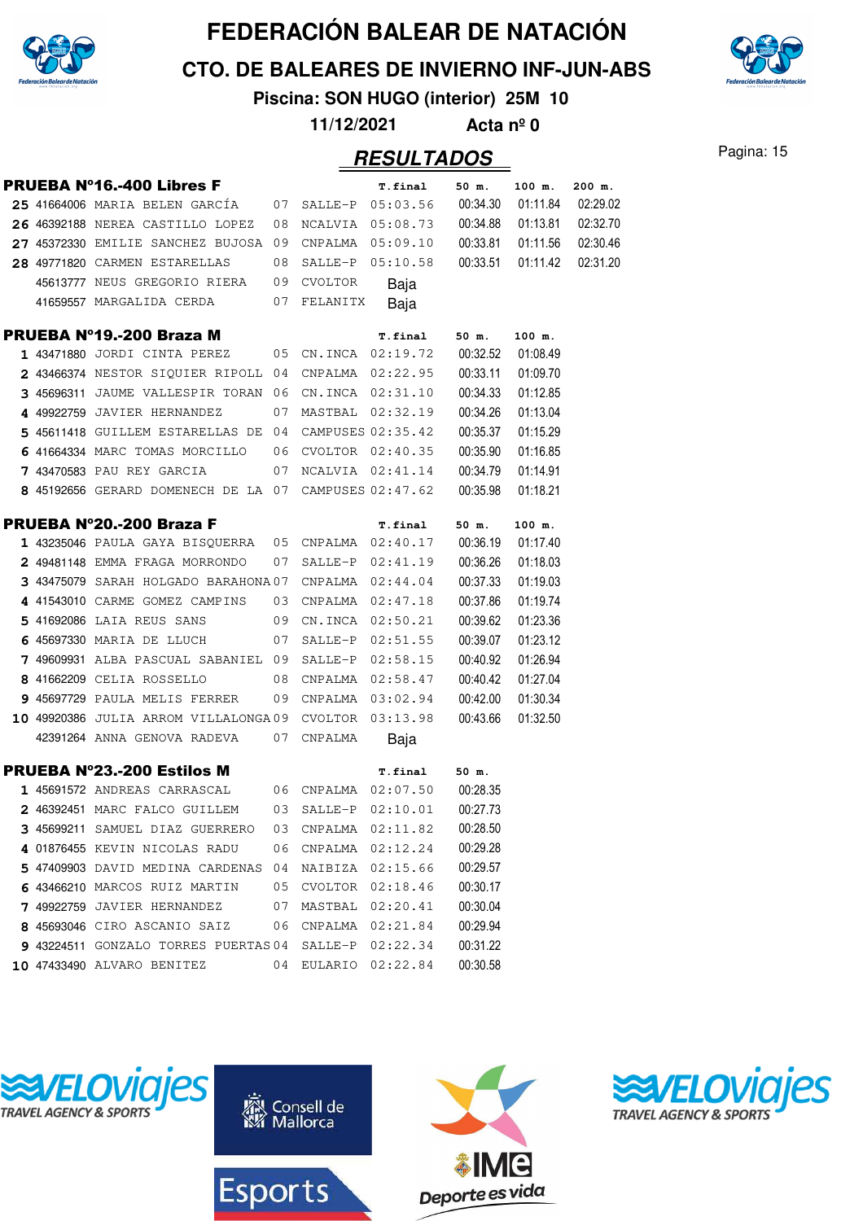# FEDERACIÓN BALEAR DE NATACIÓN

## CTO. DE BALEARES DE INVIERNO INF-JUN-ABS

**Piscina: SON HUGO (interior) 25M 10**

**11/12/2021 Acta nº 0**

## RESULTADOS

### PRUEBA Nº16.-400 Libres F

| Pos | Licencia | Nombre | Año | Club | T.final | 50 m. | 100 m. | 200 m. |
|---|---|---|---|---|---|---|---|---|
| 25 | 41664006 | MARIA BELEN GARCÍA | 07 | SALLE-P | 05:03.56 | 00:34.30 | 01:11.84 | 02:29.02 |
| 26 | 46392188 | NEREA CASTILLO LOPEZ | 08 | NCALVIA | 05:08.73 | 00:34.88 | 01:13.81 | 02:32.70 |
| 27 | 45372330 | EMILIE SANCHEZ BUJOSA | 09 | CNPALMA | 05:09.10 | 00:33.81 | 01:11.56 | 02:30.46 |
| 28 | 49771820 | CARMEN ESTARELLAS | 08 | SALLE-P | 05:10.58 | 00:33.51 | 01:11.42 | 02:31.20 |
| | 45613777 | NEUS GREGORIO RIERA | 09 | CVOLTOR | Baja | | | |
| | 41659557 | MARGALIDA CERDA | 07 | FELANITX | Baja | | | |

### PRUEBA Nº19.-200 Braza M

| Pos | Licencia | Nombre | Año | Club | T.final | 50 m. | 100 m. |
|---|---|---|---|---|---|---|---|
| 1 | 43471880 | JORDI CINTA PEREZ | 05 | CN.INCA | 02:19.72 | 00:32.52 | 01:08.49 |
| 2 | 43466374 | NESTOR SIQUIER RIPOLL | 04 | CNPALMA | 02:22.95 | 00:33.11 | 01:09.70 |
| 3 | 45696311 | JAUME VALLESPIR TORAN | 06 | CN.INCA | 02:31.10 | 00:34.33 | 01:12.85 |
| 4 | 49922759 | JAVIER HERNANDEZ | 07 | MASTBAL | 02:32.19 | 00:34.26 | 01:13.04 |
| 5 | 45611418 | GUILLEM ESTARELLAS DE | 04 | CAMPUSES | 02:35.42 | 00:35.37 | 01:15.29 |
| 6 | 41664334 | MARC TOMAS MORCILLO | 06 | CVOLTOR | 02:40.35 | 00:35.90 | 01:16.85 |
| 7 | 43470583 | PAU REY GARCIA | 07 | NCALVIA | 02:41.14 | 00:34.79 | 01:14.91 |
| 8 | 45192656 | GERARD DOMENECH DE LA | 07 | CAMPUSES | 02:47.62 | 00:35.98 | 01:18.21 |

### PRUEBA Nº20.-200 Braza F

| Pos | Licencia | Nombre | Año | Club | T.final | 50 m. | 100 m. |
|---|---|---|---|---|---|---|---|
| 1 | 43235046 | PAULA GAYA BISQUERRA | 05 | CNPALMA | 02:40.17 | 00:36.19 | 01:17.40 |
| 2 | 49481148 | EMMA FRAGA MORRONDO | 07 | SALLE-P | 02:41.19 | 00:36.26 | 01:18.03 |
| 3 | 43475079 | SARAH HOLGADO BARAHONA | 07 | CNPALMA | 02:44.04 | 00:37.33 | 01:19.03 |
| 4 | 41543010 | CARME GOMEZ CAMPINS | 03 | CNPALMA | 02:47.18 | 00:37.86 | 01:19.74 |
| 5 | 41692086 | LAIA REUS SANS | 09 | CN.INCA | 02:50.21 | 00:39.62 | 01:23.36 |
| 6 | 45697330 | MARIA DE LLUCH | 07 | SALLE-P | 02:51.55 | 00:39.07 | 01:23.12 |
| 7 | 49609931 | ALBA PASCUAL SABANIEL | 09 | SALLE-P | 02:58.15 | 00:40.92 | 01:26.94 |
| 8 | 41662209 | CELIA ROSSELLO | 08 | CNPALMA | 02:58.47 | 00:40.42 | 01:27.04 |
| 9 | 45697729 | PAULA MELIS FERRER | 09 | CNPALMA | 03:02.94 | 00:42.00 | 01:30.34 |
| 10 | 49920386 | JULIA ARROM VILLALONGA | 09 | CVOLTOR | 03:13.98 | 00:43.66 | 01:32.50 |
| | 42391264 | ANNA GENOVA RADEVA | 07 | CNPALMA | Baja | | |

### PRUEBA Nº23.-200 Estilos M

| Pos | Licencia | Nombre | Año | Club | T.final | 50 m. |
|---|---|---|---|---|---|---|
| 1 | 45691572 | ANDREAS CARRASCAL | 06 | CNPALMA | 02:07.50 | 00:28.35 |
| 2 | 46392451 | MARC FALCO GUILLEM | 03 | SALLE-P | 02:10.01 | 00:27.73 |
| 3 | 45699211 | SAMUEL DIAZ GUERRERO | 03 | CNPALMA | 02:11.82 | 00:28.50 |
| 4 | 01876455 | KEVIN NICOLAS RADU | 06 | CNPALMA | 02:12.24 | 00:29.28 |
| 5 | 47409903 | DAVID MEDINA CARDENAS | 04 | NAIBIZA | 02:15.66 | 00:29.57 |
| 6 | 43466210 | MARCOS RUIZ MARTIN | 05 | CVOLTOR | 02:18.46 | 00:30.17 |
| 7 | 49922759 | JAVIER HERNANDEZ | 07 | MASTBAL | 02:20.41 | 00:30.04 |
| 8 | 45693046 | CIRO ASCANIO SAIZ | 06 | CNPALMA | 02:21.84 | 00:29.94 |
| 9 | 43224511 | GONZALO TORRES PUERTAS | 04 | SALLE-P | 02:22.34 | 00:31.22 |
| 10 | 47433490 | ALVARO BENITEZ | 04 | EULARIO | 02:22.84 | 00:30.58 |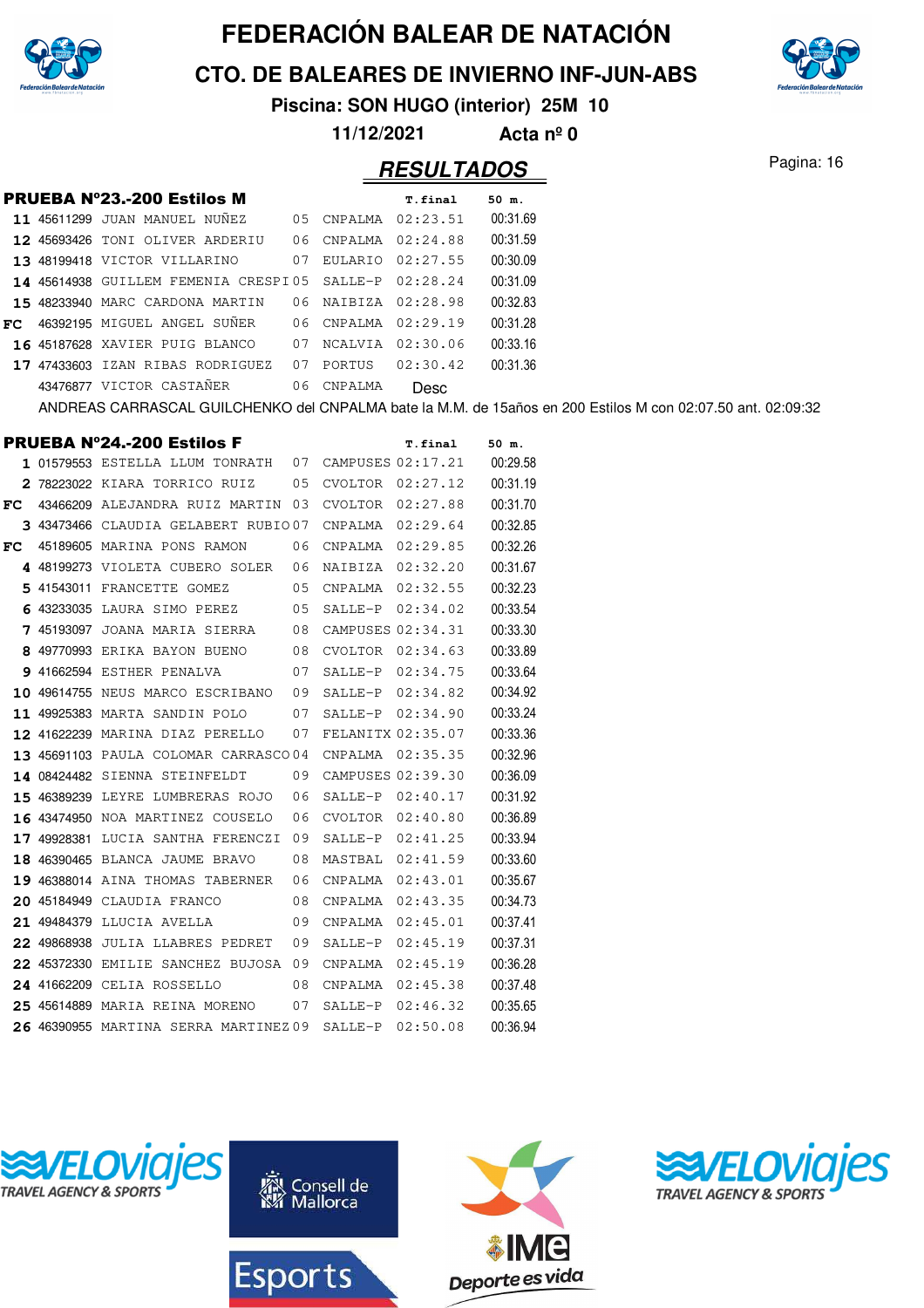# FEDERACIÓN BALEAR DE NATACIÓN

## CTO. DE BALEARES DE INVIERNO INF-JUN-ABS

**Piscina: SON HUGO (interior) 25M 10**

**11/12/2021 Acta nº 0**

## RESULTADOS

### PRUEBA Nº23.-200 Estilos M

| Pos. | Licencia | Nombre | Año | Club | T.final | 50 m. |
|---|---|---|---|---|---|---|
| 11 | 45611299 | JUAN MANUEL NUÑEZ | 05 | CNPALMA | 02:23.51 | 00:31.69 |
| 12 | 45693426 | TONI OLIVER ARDERIU | 06 | CNPALMA | 02:24.88 | 00:31.59 |
| 13 | 48199418 | VICTOR VILLARINO | 07 | EULARIO | 02:27.55 | 00:30.09 |
| 14 | 45614938 | GUILLEM FEMENIA CRESPI | 05 | SALLE-P | 02:28.24 | 00:31.09 |
| 15 | 48233940 | MARC CARDONA MARTIN | 06 | NAIBIZA | 02:28.98 | 00:32.83 |
| FC | 46392195 | MIGUEL ANGEL SUÑER | 06 | CNPALMA | 02:29.19 | 00:31.28 |
| 16 | 45187628 | XAVIER PUIG BLANCO | 07 | NCALVIA | 02:30.06 | 00:33.16 |
| 17 | 47433603 | IZAN RIBAS RODRIGUEZ | 07 | PORTUS | 02:30.42 | 00:31.36 |
| | 43476877 | VICTOR CASTAÑER | 06 | CNPALMA | Desc | |

ANDREAS CARRASCAL GUILCHENKO del CNPALMA bate la M.M. de 15años en 200 Estilos M con 02:07.50 ant. 02:09:32

### PRUEBA Nº24.-200 Estilos F

| Pos. | Licencia | Nombre | Año | Club | T.final | 50 m. |
|---|---|---|---|---|---|---|
| 1 | 01579553 | ESTELLA LLUM TONRATH | 07 | CAMPUSES | 02:17.21 | 00:29.58 |
| 2 | 78223022 | KIARA TORRICO RUIZ | 05 | CVOLTOR | 02:27.12 | 00:31.19 |
| FC | 43466209 | ALEJANDRA RUIZ MARTIN | 03 | CVOLTOR | 02:27.88 | 00:31.70 |
| 3 | 43473466 | CLAUDIA GELABERT RUBIO | 07 | CNPALMA | 02:29.64 | 00:32.85 |
| FC | 45189605 | MARINA PONS RAMON | 06 | CNPALMA | 02:29.85 | 00:32.26 |
| 4 | 48199273 | VIOLETA CUBERO SOLER | 06 | NAIBIZA | 02:32.20 | 00:31.67 |
| 5 | 41543011 | FRANCETTE GOMEZ | 05 | CNPALMA | 02:32.55 | 00:32.23 |
| 6 | 43233035 | LAURA SIMO PEREZ | 05 | SALLE-P | 02:34.02 | 00:33.54 |
| 7 | 45193097 | JOANA MARIA SIERRA | 08 | CAMPUSES | 02:34.31 | 00:33.30 |
| 8 | 49770993 | ERIKA BAYON BUENO | 08 | CVOLTOR | 02:34.63 | 00:33.89 |
| 9 | 41662594 | ESTHER PENALVA | 07 | SALLE-P | 02:34.75 | 00:33.64 |
| 10 | 49614755 | NEUS MARCO ESCRIBANO | 09 | SALLE-P | 02:34.82 | 00:34.92 |
| 11 | 49925383 | MARTA SANDIN POLO | 07 | SALLE-P | 02:34.90 | 00:33.24 |
| 12 | 41622239 | MARINA DIAZ PERELLO | 07 | FELANITX | 02:35.07 | 00:33.36 |
| 13 | 45691103 | PAULA COLOMAR CARRASCO | 04 | CNPALMA | 02:35.35 | 00:32.96 |
| 14 | 08424482 | SIENNA STEINFELDT | 09 | CAMPUSES | 02:39.30 | 00:36.09 |
| 15 | 46389239 | LEYRE LUMBRERAS ROJO | 06 | SALLE-P | 02:40.17 | 00:31.92 |
| 16 | 43474950 | NOA MARTINEZ COUSELO | 06 | CVOLTOR | 02:40.80 | 00:36.89 |
| 17 | 49928381 | LUCIA SANTHA FERENCZI | 09 | SALLE-P | 02:41.25 | 00:33.94 |
| 18 | 46390465 | BLANCA JAUME BRAVO | 08 | MASTBAL | 02:41.59 | 00:33.60 |
| 19 | 46388014 | AINA THOMAS TABERNER | 06 | CNPALMA | 02:43.01 | 00:35.67 |
| 20 | 45184949 | CLAUDIA FRANCO | 08 | CNPALMA | 02:43.35 | 00:34.73 |
| 21 | 49484379 | LLUCIA AVELLA | 09 | CNPALMA | 02:45.01 | 00:37.41 |
| 22 | 49868938 | JULIA LLABRES PEDRET | 09 | SALLE-P | 02:45.19 | 00:37.31 |
| 22 | 45372330 | EMILIE SANCHEZ BUJOSA | 09 | CNPALMA | 02:45.19 | 00:36.28 |
| 24 | 41662209 | CELIA ROSSELLO | 08 | CNPALMA | 02:45.38 | 00:37.48 |
| 25 | 45614889 | MARIA REINA MORENO | 07 | SALLE-P | 02:46.32 | 00:35.65 |
| 26 | 46390955 | MARTINA SERRA MARTINEZ | 09 | SALLE-P | 02:50.08 | 00:36.94 |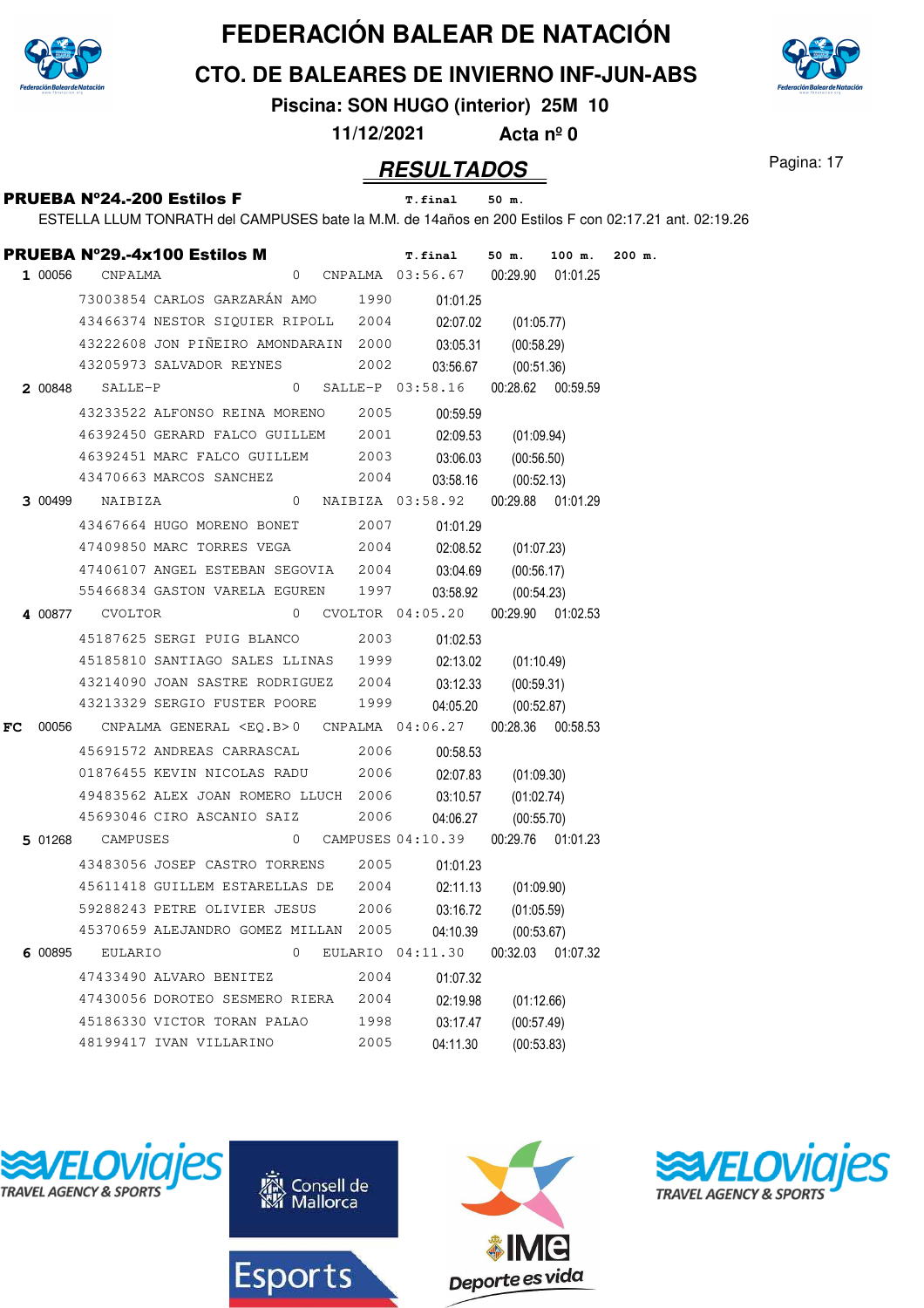# FEDERACIÓN BALEAR DE NATACIÓN

## CTO. DE BALEARES DE INVIERNO INF-JUN-ABS

**Piscina: SON HUGO (interior) 25M 10**

**11/12/2021 Acta nº 0**

## RESULTADOS

**PRUEBA Nº24.-200 Estilos F** T.final 50 m.

ESTELLA LLUM TONRATH del CAMPUSES bate la M.M. de 14años en 200 Estilos F con 02:17.21 ant. 02:19.26

**PRUEBA Nº29.-4x100 Estilos M** T.final 50 m. 100 m. 200 m.

| Pos. | Licencia | Club / Nadador | | Año | Club | T.final | 50 m. | 100 m. |
|---|---|---|---|---|---|---|---|---|
| **1** | 00056 | CNPALMA | | 0 | CNPALMA | 03:56.67 | 00:29.90 | 01:01.25 |
| | | 73003854 CARLOS GARZARÁN AMO | | 1990 | | 01:01.25 | | |
| | | 43466374 NESTOR SIQUIER RIPOLL | | 2004 | | 02:07.02 | (01:05.77) | |
| | | 43222608 JON PIÑEIRO AMONDARAIN | | 2000 | | 03:05.31 | (00:58.29) | |
| | | 43205973 SALVADOR REYNES | | 2002 | | 03:56.67 | (00:51.36) | |
| **2** | 00848 | SALLE-P | | 0 | SALLE-P | 03:58.16 | 00:28.62 | 00:59.59 |
| | | 43233522 ALFONSO REINA MORENO | | 2005 | | 00:59.59 | | |
| | | 46392450 GERARD FALCO GUILLEM | | 2001 | | 02:09.53 | (01:09.94) | |
| | | 46392451 MARC FALCO GUILLEM | | 2003 | | 03:06.03 | (00:56.50) | |
| | | 43470663 MARCOS SANCHEZ | | 2004 | | 03:58.16 | (00:52.13) | |
| **3** | 00499 | NAIBIZA | | 0 | NAIBIZA | 03:58.92 | 00:29.88 | 01:01.29 |
| | | 43467664 HUGO MORENO BONET | | 2007 | | 01:01.29 | | |
| | | 47409850 MARC TORRES VEGA | | 2004 | | 02:08.52 | (01:07.23) | |
| | | 47406107 ANGEL ESTEBAN SEGOVIA | | 2004 | | 03:04.69 | (00:56.17) | |
| | | 55466834 GASTON VARELA EGUREN | | 1997 | | 03:58.92 | (00:54.23) | |
| **4** | 00877 | CVOLTOR | | 0 | CVOLTOR | 04:05.20 | 00:29.90 | 01:02.53 |
| | | 45187625 SERGI PUIG BLANCO | | 2003 | | 01:02.53 | | |
| | | 45185810 SANTIAGO SALES LLINAS | | 1999 | | 02:13.02 | (01:10.49) | |
| | | 43214090 JOAN SASTRE RODRIGUEZ | | 2004 | | 03:12.33 | (00:59.31) | |
| | | 43213329 SERGIO FUSTER POORE | | 1999 | | 04:05.20 | (00:52.87) | |
| **FC** | 00056 | CNPALMA GENERAL <EQ.B> | | 0 | CNPALMA | 04:06.27 | 00:28.36 | 00:58.53 |
| | | 45691572 ANDREAS CARRASCAL | | 2006 | | 00:58.53 | | |
| | | 01876455 KEVIN NICOLAS RADU | | 2006 | | 02:07.83 | (01:09.30) | |
| | | 49483562 ALEX JOAN ROMERO LLUCH | | 2006 | | 03:10.57 | (01:02.74) | |
| | | 45693046 CIRO ASCANIO SAIZ | | 2006 | | 04:06.27 | (00:55.70) | |
| **5** | 01268 | CAMPUSES | | 0 | CAMPUSES | 04:10.39 | 00:29.76 | 01:01.23 |
| | | 43483056 JOSEP CASTRO TORRENS | | 2005 | | 01:01.23 | | |
| | | 45611418 GUILLEM ESTARELLAS DE | | 2004 | | 02:11.13 | (01:09.90) | |
| | | 59288243 PETRE OLIVIER JESUS | | 2006 | | 03:16.72 | (01:05.59) | |
| | | 45370659 ALEJANDRO GOMEZ MILLAN | | 2005 | | 04:10.39 | (00:53.67) | |
| **6** | 00895 | EULARIO | | 0 | EULARIO | 04:11.30 | 00:32.03 | 01:07.32 |
| | | 47433490 ALVARO BENITEZ | | 2004 | | 01:07.32 | | |
| | | 47430056 DOROTEO SESMERO RIERA | | 2004 | | 02:19.98 | (01:12.66) | |
| | | 45186330 VICTOR TORAN PALAO | | 1998 | | 03:17.47 | (00:57.49) | |
| | | 48199417 IVAN VILLARINO | | 2005 | | 04:11.30 | (00:53.83) | |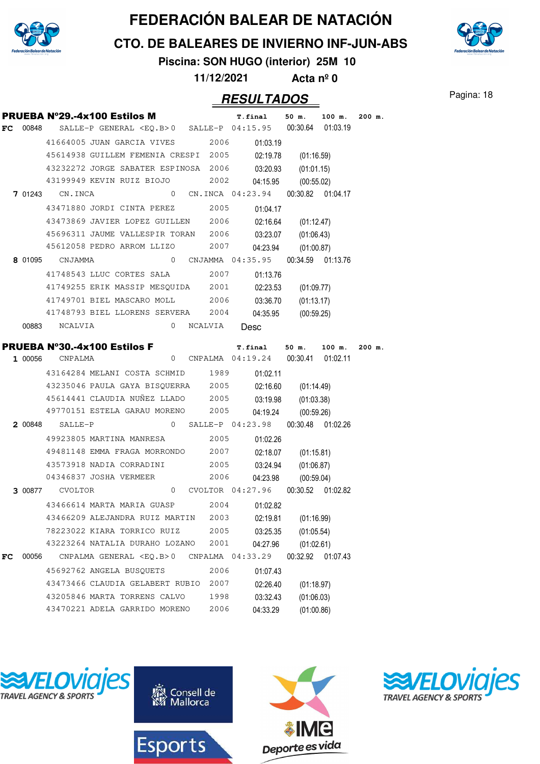# FEDERACIÓN BALEAR DE NATACIÓN

## CTO. DE BALEARES DE INVIERNO INF-JUN-ABS

**Piscina: SON HUGO (interior) 25M 10**

**11/12/2021 Acta nº 0**

## RESULTADOS

### PRUEBA Nº29.-4x100 Estilos M

| Pos. | Lic. | Equipo / Nadador | Año | Club | T.final | 50 m. | 100 m. | 200 m. |
|---|---|---|---|---|---|---|---|---|
| FC | 00848 | SALLE-P GENERAL <EQ.B> | 0 | SALLE-P | 04:15.95 | 00:30.64 | 01:03.19 | |
| | | 41664005 JUAN GARCIA VIVES | 2006 | | 01:03.19 | | | |
| | | 45614938 GUILLEM FEMENIA CRESPI | 2005 | | 02:19.78 | (01:16.59) | | |
| | | 43232272 JORGE SABATER ESPINOSA | 2006 | | 03:20.93 | (01:01.15) | | |
| | | 43199949 KEVIN RUIZ BIOJO | 2002 | | 04:15.95 | (00:55.02) | | |
| 7 | 01243 | CN.INCA | 0 | CN.INCA | 04:23.94 | 00:30.82 | 01:04.17 | |
| | | 43471880 JORDI CINTA PEREZ | 2005 | | 01:04.17 | | | |
| | | 43473869 JAVIER LOPEZ GUILLEN | 2006 | | 02:16.64 | (01:12.47) | | |
| | | 45696311 JAUME VALLESPIR TORAN | 2006 | | 03:23.07 | (01:06.43) | | |
| | | 45612058 PEDRO ARROM LLIZO | 2007 | | 04:23.94 | (01:00.87) | | |
| 8 | 01095 | CNJAMMA | 0 | CNJAMMA | 04:35.95 | 00:34.59 | 01:13.76 | |
| | | 41748543 LLUC CORTES SALA | 2007 | | 01:13.76 | | | |
| | | 41749255 ERIK MASSIP MESQUIDA | 2001 | | 02:23.53 | (01:09.77) | | |
| | | 41749701 BIEL MASCARO MOLL | 2006 | | 03:36.70 | (01:13.17) | | |
| | | 41748793 BIEL LLORENS SERVERA | 2004 | | 04:35.95 | (00:59.25) | | |
| | 00883 | NCALVIA | 0 | NCALVIA | Desc | | | |

### PRUEBA Nº30.-4x100 Estilos F

| Pos. | Lic. | Equipo / Nadador | Año | Club | T.final | 50 m. | 100 m. | 200 m. |
|---|---|---|---|---|---|---|---|---|
| 1 | 00056 | CNPALMA | 0 | CNPALMA | 04:19.24 | 00:30.41 | 01:02.11 | |
| | | 43164284 MELANI COSTA SCHMID | 1989 | | 01:02.11 | | | |
| | | 43235046 PAULA GAYA BISQUERRA | 2005 | | 02:16.60 | (01:14.49) | | |
| | | 45614441 CLAUDIA NUÑEZ LLADO | 2005 | | 03:19.98 | (01:03.38) | | |
| | | 49770151 ESTELA GARAU MORENO | 2005 | | 04:19.24 | (00:59.26) | | |
| 2 | 00848 | SALLE-P | 0 | SALLE-P | 04:23.98 | 00:30.48 | 01:02.26 | |
| | | 49923805 MARTINA MANRESA | 2005 | | 01:02.26 | | | |
| | | 49481148 EMMA FRAGA MORRONDO | 2007 | | 02:18.07 | (01:15.81) | | |
| | | 43573918 NADIA CORRADINI | 2005 | | 03:24.94 | (01:06.87) | | |
| | | 04346837 JOSHA VERMEER | 2006 | | 04:23.98 | (00:59.04) | | |
| 3 | 00877 | CVOLTOR | 0 | CVOLTOR | 04:27.96 | 00:30.52 | 01:02.82 | |
| | | 43466614 MARTA MARIA GUASP | 2004 | | 01:02.82 | | | |
| | | 43466209 ALEJANDRA RUIZ MARTIN | 2003 | | 02:19.81 | (01:16.99) | | |
| | | 78223022 KIARA TORRICO RUIZ | 2005 | | 03:25.35 | (01:05.54) | | |
| | | 43223264 NATALIA DURAHO LOZANO | 2001 | | 04:27.96 | (01:02.61) | | |
| FC | 00056 | CNPALMA GENERAL <EQ.B> | 0 | CNPALMA | 04:33.29 | 00:32.92 | 01:07.43 | |
| | | 45692762 ANGELA BUSQUETS | 2006 | | 01:07.43 | | | |
| | | 43473466 CLAUDIA GELABERT RUBIO | 2007 | | 02:26.40 | (01:18.97) | | |
| | | 43205846 MARTA TORRENS CALVO | 1998 | | 03:32.43 | (01:06.03) | | |
| | | 43470221 ADELA GARRIDO MORENO | 2006 | | 04:33.29 | (01:00.86) | | |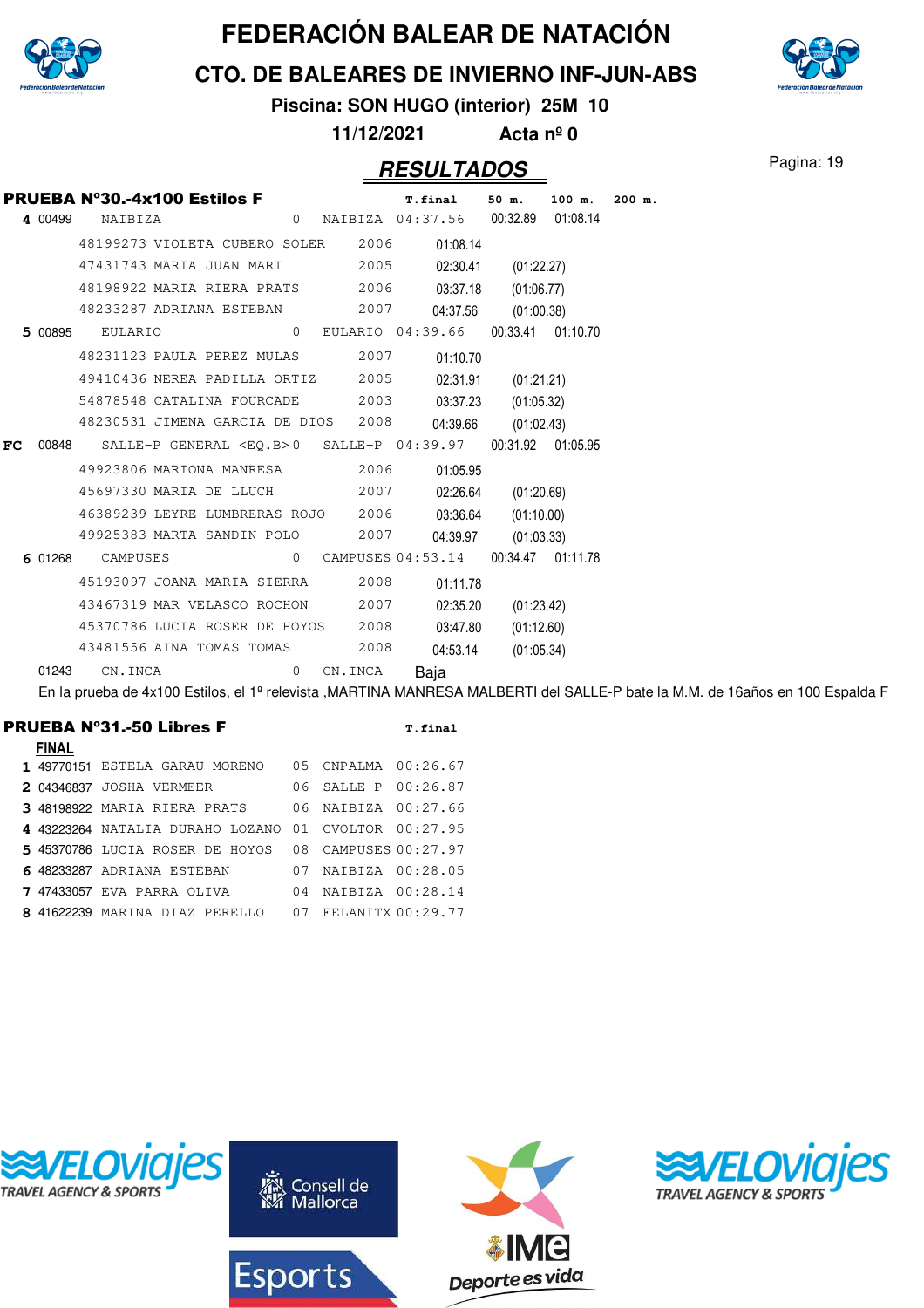# FEDERACIÓN BALEAR DE NATACIÓN

## CTO. DE BALEARES DE INVIERNO INF-JUN-ABS

**Piscina: SON HUGO (interior) 25M 10**

**11/12/2021 Acta nº 0**

## RESULTADOS

### PRUEBA Nº30.-4x100 Estilos F

| Pos | Código | Nombre | Año | Club | T.final | 50 m. | 100 m. | 200 m. |
|---|---|---|---|---|---|---|---|---|
| **4** | 00499 | NAIBIZA | 0 | NAIBIZA | 04:37.56 | 00:32.89 | 01:08.14 | |
| | 48199273 | VIOLETA CUBERO SOLER | 2006 | | 01:08.14 | | | |
| | 47431743 | MARIA JUAN MARI | 2005 | | 02:30.41 | (01:22.27) | | |
| | 48198922 | MARIA RIERA PRATS | 2006 | | 03:37.18 | (01:06.77) | | |
| | 48233287 | ADRIANA ESTEBAN | 2007 | | 04:37.56 | (01:00.38) | | |
| **5** | 00895 | EULARIO | 0 | EULARIO | 04:39.66 | 00:33.41 | 01:10.70 | |
| | 48231123 | PAULA PEREZ MULAS | 2007 | | 01:10.70 | | | |
| | 49410436 | NEREA PADILLA ORTIZ | 2005 | | 02:31.91 | (01:21.21) | | |
| | 54878548 | CATALINA FOURCADE | 2003 | | 03:37.23 | (01:05.32) | | |
| | 48230531 | JIMENA GARCIA DE DIOS | 2008 | | 04:39.66 | (01:02.43) | | |
| **FC** | 00848 | SALLE-P GENERAL <EQ.B> | 0 | SALLE-P | 04:39.97 | 00:31.92 | 01:05.95 | |
| | 49923806 | MARIONA MANRESA | 2006 | | 01:05.95 | | | |
| | 45697330 | MARIA DE LLUCH | 2007 | | 02:26.64 | (01:20.69) | | |
| | 46389239 | LEYRE LUMBRERAS ROJO | 2006 | | 03:36.64 | (01:10.00) | | |
| | 49925383 | MARTA SANDIN POLO | 2007 | | 04:39.97 | (01:03.33) | | |
| **6** | 01268 | CAMPUSES | 0 | CAMPUSES | 04:53.14 | 00:34.47 | 01:11.78 | |
| | 45193097 | JOANA MARIA SIERRA | 2008 | | 01:11.78 | | | |
| | 43467319 | MAR VELASCO ROCHON | 2007 | | 02:35.20 | (01:23.42) | | |
| | 45370786 | LUCIA ROSER DE HOYOS | 2008 | | 03:47.80 | (01:12.60) | | |
| | 43481556 | AINA TOMAS TOMAS | 2008 | | 04:53.14 | (01:05.34) | | |
| | 01243 | CN.INCA | 0 | CN.INCA | Baja | | | |

En la prueba de 4x100 Estilos, el 1º relevista ,MARTINA MANRESA MALBERTI del SALLE-P bate la M.M. de 16años en 100 Espalda F

### PRUEBA Nº31.-50 Libres F

**FINAL**

| Pos | Licencia | Nombre | Año | Club | T.final |
|---|---|---|---|---|---|
| **1** | 49770151 | ESTELA GARAU MORENO | 05 | CNPALMA | 00:26.67 |
| **2** | 04346837 | JOSHA VERMEER | 06 | SALLE-P | 00:26.87 |
| **3** | 48198922 | MARIA RIERA PRATS | 06 | NAIBIZA | 00:27.66 |
| **4** | 43223264 | NATALIA DURAHO LOZANO | 01 | CVOLTOR | 00:27.95 |
| **5** | 45370786 | LUCIA ROSER DE HOYOS | 08 | CAMPUSES | 00:27.97 |
| **6** | 48233287 | ADRIANA ESTEBAN | 07 | NAIBIZA | 00:28.05 |
| **7** | 47433057 | EVA PARRA OLIVA | 04 | NAIBIZA | 00:28.14 |
| **8** | 41622239 | MARINA DIAZ PERELLO | 07 | FELANITX | 00:29.77 |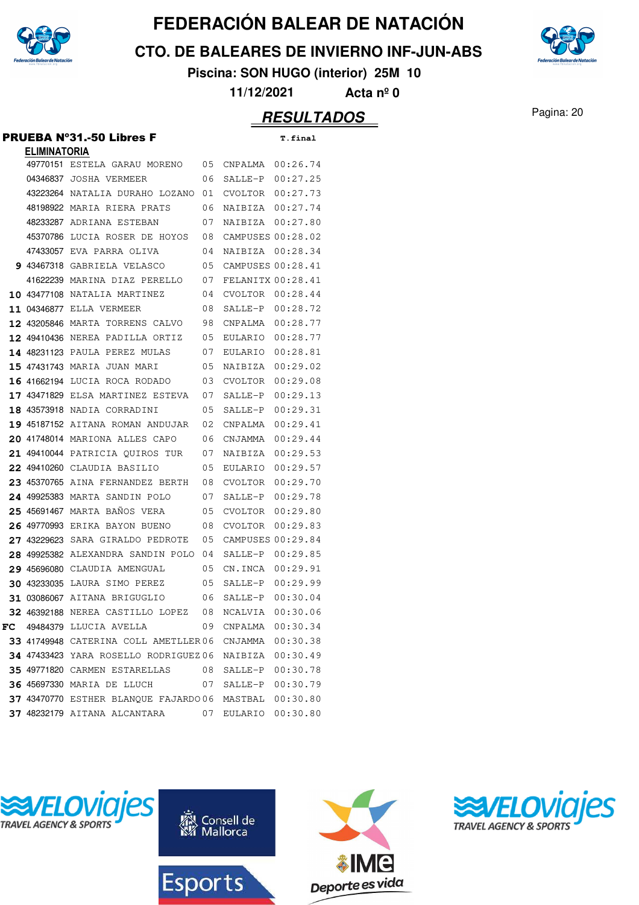# FEDERACIÓN BALEAR DE NATACIÓN

## CTO. DE BALEARES DE INVIERNO INF-JUN-ABS

**Piscina: SON HUGO (interior) 25M 10**

**11/12/2021 Acta nº 0**

## RESULTADOS

### PRUEBA Nº31.-50 Libres F

**ELIMINATORIA**

| Pos. | Licencia | Nombre | Año | Club | T.final |
|---|---|---|---|---|---|
| | 49770151 | ESTELA GARAU MORENO | 05 | CNPALMA | 00:26.74 |
| | 04346837 | JOSHA VERMEER | 06 | SALLE-P | 00:27.25 |
| | 43223264 | NATALIA DURAHO LOZANO | 01 | CVOLTOR | 00:27.73 |
| | 48198922 | MARIA RIERA PRATS | 06 | NAIBIZA | 00:27.74 |
| | 48233287 | ADRIANA ESTEBAN | 07 | NAIBIZA | 00:27.80 |
| | 45370786 | LUCIA ROSER DE HOYOS | 08 | CAMPUSES | 00:28.02 |
| | 47433057 | EVA PARRA OLIVA | 04 | NAIBIZA | 00:28.34 |
| 9 | 43467318 | GABRIELA VELASCO | 05 | CAMPUSES | 00:28.41 |
| | 41622239 | MARINA DIAZ PERELLO | 07 | FELANITX | 00:28.41 |
| 10 | 43477108 | NATALIA MARTINEZ | 04 | CVOLTOR | 00:28.44 |
| 11 | 04346877 | ELLA VERMEER | 08 | SALLE-P | 00:28.72 |
| 12 | 43205846 | MARTA TORRENS CALVO | 98 | CNPALMA | 00:28.77 |
| 12 | 49410436 | NEREA PADILLA ORTIZ | 05 | EULARIO | 00:28.77 |
| 14 | 48231123 | PAULA PEREZ MULAS | 07 | EULARIO | 00:28.81 |
| 15 | 47431743 | MARIA JUAN MARI | 05 | NAIBIZA | 00:29.02 |
| 16 | 41662194 | LUCIA ROCA RODADO | 03 | CVOLTOR | 00:29.08 |
| 17 | 43471829 | ELSA MARTINEZ ESTEVA | 07 | SALLE-P | 00:29.13 |
| 18 | 43573918 | NADIA CORRADINI | 05 | SALLE-P | 00:29.31 |
| 19 | 45187152 | AITANA ROMAN ANDUJAR | 02 | CNPALMA | 00:29.41 |
| 20 | 41748014 | MARIONA ALLES CAPO | 06 | CNJAMMA | 00:29.44 |
| 21 | 49410044 | PATRICIA QUIROS TUR | 07 | NAIBIZA | 00:29.53 |
| 22 | 49410260 | CLAUDIA BASILIO | 05 | EULARIO | 00:29.57 |
| 23 | 45370765 | AINA FERNANDEZ BERTH | 08 | CVOLTOR | 00:29.70 |
| 24 | 49925383 | MARTA SANDIN POLO | 07 | SALLE-P | 00:29.78 |
| 25 | 45691467 | MARTA BAÑOS VERA | 05 | CVOLTOR | 00:29.80 |
| 26 | 49770993 | ERIKA BAYON BUENO | 08 | CVOLTOR | 00:29.83 |
| 27 | 43229623 | SARA GIRALDO PEDROTE | 05 | CAMPUSES | 00:29.84 |
| 28 | 49925382 | ALEXANDRA SANDIN POLO | 04 | SALLE-P | 00:29.85 |
| 29 | 45696080 | CLAUDIA AMENGUAL | 05 | CN.INCA | 00:29.91 |
| 30 | 43233035 | LAURA SIMO PEREZ | 05 | SALLE-P | 00:29.99 |
| 31 | 03086067 | AITANA BRIGUGLIO | 06 | SALLE-P | 00:30.04 |
| 32 | 46392188 | NEREA CASTILLO LOPEZ | 08 | NCALVIA | 00:30.06 |
| FC | 49484379 | LLUCIA AVELLA | 09 | CNPALMA | 00:30.34 |
| 33 | 41749948 | CATERINA COLL AMETLLER | 06 | CNJAMMA | 00:30.38 |
| 34 | 47433423 | YARA ROSELLO RODRIGUEZ | 06 | NAIBIZA | 00:30.49 |
| 35 | 49771820 | CARMEN ESTARELLAS | 08 | SALLE-P | 00:30.78 |
| 36 | 45697330 | MARIA DE LLUCH | 07 | SALLE-P | 00:30.79 |
| 37 | 43470770 | ESTHER BLANQUE FAJARDO | 06 | MASTBAL | 00:30.80 |
| 37 | 48232179 | AITANA ALCANTARA | 07 | EULARIO | 00:30.80 |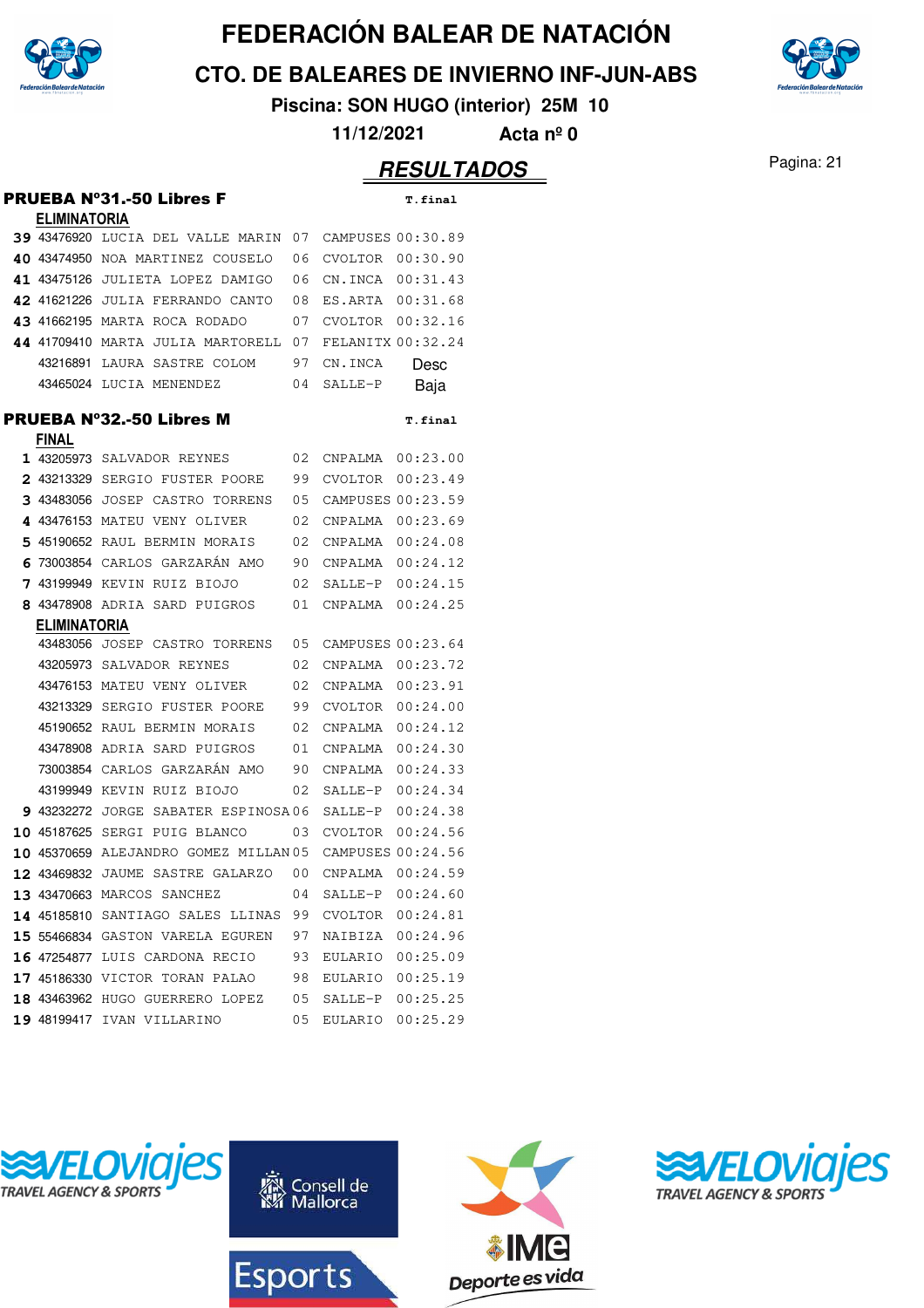# FEDERACIÓN BALEAR DE NATACIÓN

## CTO. DE BALEARES DE INVIERNO INF-JUN-ABS

**Piscina: SON HUGO (interior) 25M 10**

**11/12/2021 Acta nº 0**

## RESULTADOS

### PRUEBA Nº31.-50 Libres F

**ELIMINATORIA**

| Pos | Licencia | Nombre | Año | Club | T.final |
|---|---|---|---|---|---|
| 39 | 43476920 | LUCIA DEL VALLE MARIN | 07 | CAMPUSES | 00:30.89 |
| 40 | 43474950 | NOA MARTINEZ COUSELO | 06 | CVOLTOR | 00:30.90 |
| 41 | 43475126 | JULIETA LOPEZ DAMIGO | 06 | CN.INCA | 00:31.43 |
| 42 | 41621226 | JULIA FERRANDO CANTO | 08 | ES.ARTA | 00:31.68 |
| 43 | 41662195 | MARTA ROCA RODADO | 07 | CVOLTOR | 00:32.16 |
| 44 | 41709410 | MARTA JULIA MARTORELL | 07 | FELANITX | 00:32.24 |
| | 43216891 | LAURA SASTRE COLOM | 97 | CN.INCA | Desc |
| | 43465024 | LUCIA MENENDEZ | 04 | SALLE-P | Baja |

### PRUEBA Nº32.-50 Libres M

**FINAL**

| Pos | Licencia | Nombre | Año | Club | T.final |
|---|---|---|---|---|---|
| 1 | 43205973 | SALVADOR REYNES | 02 | CNPALMA | 00:23.00 |
| 2 | 43213329 | SERGIO FUSTER POORE | 99 | CVOLTOR | 00:23.49 |
| 3 | 43483056 | JOSEP CASTRO TORRENS | 05 | CAMPUSES | 00:23.59 |
| 4 | 43476153 | MATEU VENY OLIVER | 02 | CNPALMA | 00:23.69 |
| 5 | 45190652 | RAUL BERMIN MORAIS | 02 | CNPALMA | 00:24.08 |
| 6 | 73003854 | CARLOS GARZARÁN AMO | 90 | CNPALMA | 00:24.12 |
| 7 | 43199949 | KEVIN RUIZ BIOJO | 02 | SALLE-P | 00:24.15 |
| 8 | 43478908 | ADRIA SARD PUIGROS | 01 | CNPALMA | 00:24.25 |

**ELIMINATORIA**

| Pos | Licencia | Nombre | Año | Club | T.final |
|---|---|---|---|---|---|
| | 43483056 | JOSEP CASTRO TORRENS | 05 | CAMPUSES | 00:23.64 |
| | 43205973 | SALVADOR REYNES | 02 | CNPALMA | 00:23.72 |
| | 43476153 | MATEU VENY OLIVER | 02 | CNPALMA | 00:23.91 |
| | 43213329 | SERGIO FUSTER POORE | 99 | CVOLTOR | 00:24.00 |
| | 45190652 | RAUL BERMIN MORAIS | 02 | CNPALMA | 00:24.12 |
| | 43478908 | ADRIA SARD PUIGROS | 01 | CNPALMA | 00:24.30 |
| | 73003854 | CARLOS GARZARÁN AMO | 90 | CNPALMA | 00:24.33 |
| | 43199949 | KEVIN RUIZ BIOJO | 02 | SALLE-P | 00:24.34 |
| 9 | 43232272 | JORGE SABATER ESPINOSA | 06 | SALLE-P | 00:24.38 |
| 10 | 45187625 | SERGI PUIG BLANCO | 03 | CVOLTOR | 00:24.56 |
| 10 | 45370659 | ALEJANDRO GOMEZ MILLAN | 05 | CAMPUSES | 00:24.56 |
| 12 | 43469832 | JAUME SASTRE GALARZO | 00 | CNPALMA | 00:24.59 |
| 13 | 43470663 | MARCOS SANCHEZ | 04 | SALLE-P | 00:24.60 |
| 14 | 45185810 | SANTIAGO SALES LLINAS | 99 | CVOLTOR | 00:24.81 |
| 15 | 55466834 | GASTON VARELA EGUREN | 97 | NAIBIZA | 00:24.96 |
| 16 | 47254877 | LUIS CARDONA RECIO | 93 | EULARIO | 00:25.09 |
| 17 | 45186330 | VICTOR TORAN PALAO | 98 | EULARIO | 00:25.19 |
| 18 | 43463962 | HUGO GUERRERO LOPEZ | 05 | SALLE-P | 00:25.25 |
| 19 | 48199417 | IVAN VILLARINO | 05 | EULARIO | 00:25.29 |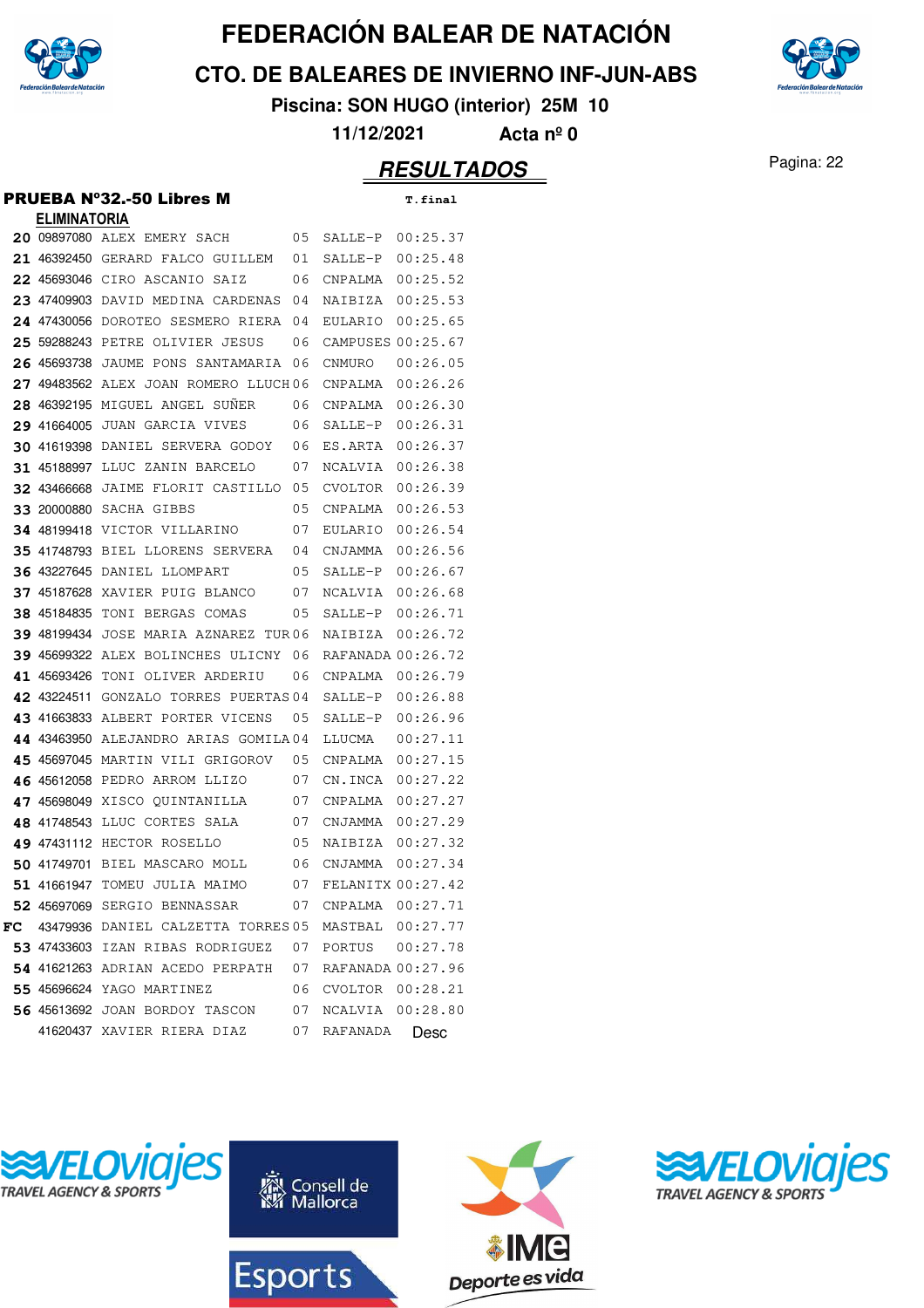# FEDERACIÓN BALEAR DE NATACIÓN

## CTO. DE BALEARES DE INVIERNO INF-JUN-ABS

**Piscina: SON HUGO (interior) 25M 10**

**11/12/2021 Acta nº 0**

## RESULTADOS

### PRUEBA Nº32.-50 Libres M

**ELIMINATORIA**

| Pos. | Licencia | Nombre | Año | Club | T.final |
|---|---|---|---|---|---|
| 20 | 09897080 | ALEX EMERY SACH | 05 | SALLE-P | 00:25.37 |
| 21 | 46392450 | GERARD FALCO GUILLEM | 01 | SALLE-P | 00:25.48 |
| 22 | 45693046 | CIRO ASCANIO SAIZ | 06 | CNPALMA | 00:25.52 |
| 23 | 47409903 | DAVID MEDINA CARDENAS | 04 | NAIBIZA | 00:25.53 |
| 24 | 47430056 | DOROTEO SESMERO RIERA | 04 | EULARIO | 00:25.65 |
| 25 | 59288243 | PETRE OLIVIER JESUS | 06 | CAMPUSES | 00:25.67 |
| 26 | 45693738 | JAUME PONS SANTAMARIA | 06 | CNMURO | 00:26.05 |
| 27 | 49483562 | ALEX JOAN ROMERO LLUCH | 06 | CNPALMA | 00:26.26 |
| 28 | 46392195 | MIGUEL ANGEL SUÑER | 06 | CNPALMA | 00:26.30 |
| 29 | 41664005 | JUAN GARCIA VIVES | 06 | SALLE-P | 00:26.31 |
| 30 | 41619398 | DANIEL SERVERA GODOY | 06 | ES.ARTA | 00:26.37 |
| 31 | 45188997 | LLUC ZANIN BARCELO | 07 | NCALVIA | 00:26.38 |
| 32 | 43466668 | JAIME FLORIT CASTILLO | 05 | CVOLTOR | 00:26.39 |
| 33 | 20000880 | SACHA GIBBS | 05 | CNPALMA | 00:26.53 |
| 34 | 48199418 | VICTOR VILLARINO | 07 | EULARIO | 00:26.54 |
| 35 | 41748793 | BIEL LLORENS SERVERA | 04 | CNJAMMA | 00:26.56 |
| 36 | 43227645 | DANIEL LLOMPART | 05 | SALLE-P | 00:26.67 |
| 37 | 45187628 | XAVIER PUIG BLANCO | 07 | NCALVIA | 00:26.68 |
| 38 | 45184835 | TONI BERGAS COMAS | 05 | SALLE-P | 00:26.71 |
| 39 | 48199434 | JOSE MARIA AZNAREZ TUR | 06 | NAIBIZA | 00:26.72 |
| 39 | 45699322 | ALEX BOLINCHES ULICNY | 06 | RAFANADA | 00:26.72 |
| 41 | 45693426 | TONI OLIVER ARDERIU | 06 | CNPALMA | 00:26.79 |
| 42 | 43224511 | GONZALO TORRES PUERTAS | 04 | SALLE-P | 00:26.88 |
| 43 | 41663833 | ALBERT PORTER VICENS | 05 | SALLE-P | 00:26.96 |
| 44 | 43463950 | ALEJANDRO ARIAS GOMILA | 04 | LLUCMA | 00:27.11 |
| 45 | 45697045 | MARTIN VILI GRIGOROV | 05 | CNPALMA | 00:27.15 |
| 46 | 45612058 | PEDRO ARROM LLIZO | 07 | CN.INCA | 00:27.22 |
| 47 | 45698049 | XISCO QUINTANILLA | 07 | CNPALMA | 00:27.27 |
| 48 | 41748543 | LLUC CORTES SALA | 07 | CNJAMMA | 00:27.29 |
| 49 | 47431112 | HECTOR ROSELLO | 05 | NAIBIZA | 00:27.32 |
| 50 | 41749701 | BIEL MASCARO MOLL | 06 | CNJAMMA | 00:27.34 |
| 51 | 41661947 | TOMEU JULIA MAIMO | 07 | FELANITX | 00:27.42 |
| 52 | 45697069 | SERGIO BENNASSAR | 07 | CNPALMA | 00:27.71 |
| FC | 43479936 | DANIEL CALZETTA TORRES | 05 | MASTBAL | 00:27.77 |
| 53 | 47433603 | IZAN RIBAS RODRIGUEZ | 07 | PORTUS | 00:27.78 |
| 54 | 41621263 | ADRIAN ACEDO PERPATH | 07 | RAFANADA | 00:27.96 |
| 55 | 45696624 | YAGO MARTINEZ | 06 | CVOLTOR | 00:28.21 |
| 56 | 45613692 | JOAN BORDOY TASCON | 07 | NCALVIA | 00:28.80 |
| | 41620437 | XAVIER RIERA DIAZ | 07 | RAFANADA | Desc |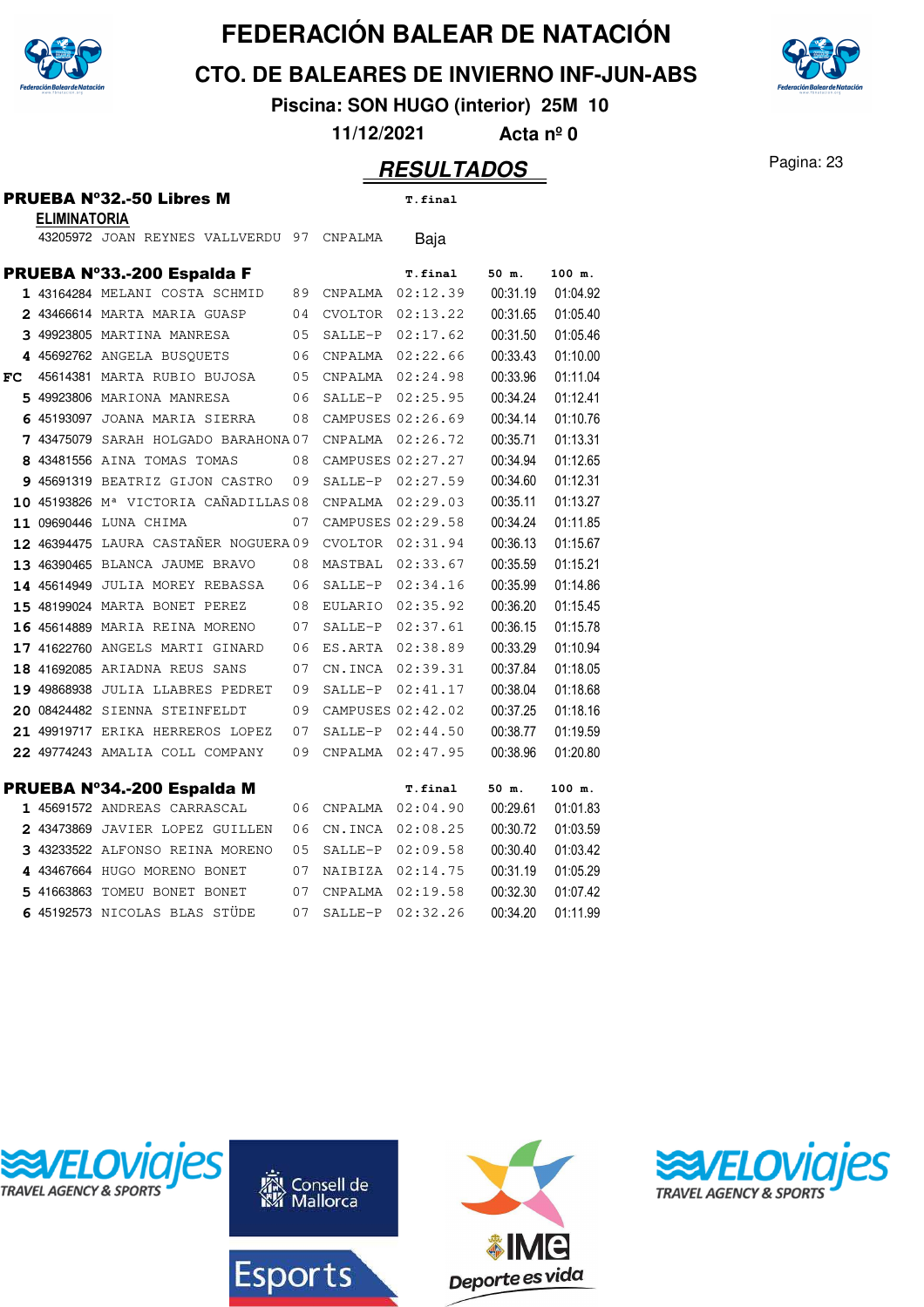# FEDERACIÓN BALEAR DE NATACIÓN

## CTO. DE BALEARES DE INVIERNO INF-JUN-ABS

**Piscina: SON HUGO (interior) 25M 10**

**11/12/2021 Acta nº 0**

## RESULTADOS

### PRUEBA Nº32.-50 Libres M

**ELIMINATORIA**

| | Licencia | Nombre | Año | Club | T.final |
|---|---|---|---|---|---|
| | 43205972 | JOAN REYNES VALLVERDU | 97 | CNPALMA | Baja |

### PRUEBA Nº33.-200 Espalda F

| | Licencia | Nombre | Año | Club | T.final | 50 m. | 100 m. |
|---|---|---|---|---|---|---|---|
| 1 | 43164284 | MELANI COSTA SCHMID | 89 | CNPALMA | 02:12.39 | 00:31.19 | 01:04.92 |
| 2 | 43466614 | MARTA MARIA GUASP | 04 | CVOLTOR | 02:13.22 | 00:31.65 | 01:05.40 |
| 3 | 49923805 | MARTINA MANRESA | 05 | SALLE-P | 02:17.62 | 00:31.50 | 01:05.46 |
| 4 | 45692762 | ANGELA BUSQUETS | 06 | CNPALMA | 02:22.66 | 00:33.43 | 01:10.00 |
| FC | 45614381 | MARTA RUBIO BUJOSA | 05 | CNPALMA | 02:24.98 | 00:33.96 | 01:11.04 |
| 5 | 49923806 | MARIONA MANRESA | 06 | SALLE-P | 02:25.95 | 00:34.24 | 01:12.41 |
| 6 | 45193097 | JOANA MARIA SIERRA | 08 | CAMPUSES | 02:26.69 | 00:34.14 | 01:10.76 |
| 7 | 43475079 | SARAH HOLGADO BARAHONA | 07 | CNPALMA | 02:26.72 | 00:35.71 | 01:13.31 |
| 8 | 43481556 | AINA TOMAS TOMAS | 08 | CAMPUSES | 02:27.27 | 00:34.94 | 01:12.65 |
| 9 | 45691319 | BEATRIZ GIJON CASTRO | 09 | SALLE-P | 02:27.59 | 00:34.60 | 01:12.31 |
| 10 | 45193826 | Mª VICTORIA CAÑADILLAS | 08 | CNPALMA | 02:29.03 | 00:35.11 | 01:13.27 |
| 11 | 09690446 | LUNA CHIMA | 07 | CAMPUSES | 02:29.58 | 00:34.24 | 01:11.85 |
| 12 | 46394475 | LAURA CASTAÑER NOGUERA | 09 | CVOLTOR | 02:31.94 | 00:36.13 | 01:15.67 |
| 13 | 46390465 | BLANCA JAUME BRAVO | 08 | MASTBAL | 02:33.67 | 00:35.59 | 01:15.21 |
| 14 | 45614949 | JULIA MOREY REBASSA | 06 | SALLE-P | 02:34.16 | 00:35.99 | 01:14.86 |
| 15 | 48199024 | MARTA BONET PEREZ | 08 | EULARIO | 02:35.92 | 00:36.20 | 01:15.45 |
| 16 | 45614889 | MARIA REINA MORENO | 07 | SALLE-P | 02:37.61 | 00:36.15 | 01:15.78 |
| 17 | 41622760 | ANGELS MARTI GINARD | 06 | ES.ARTA | 02:38.89 | 00:33.29 | 01:10.94 |
| 18 | 41692085 | ARIADNA REUS SANS | 07 | CN.INCA | 02:39.31 | 00:37.84 | 01:18.05 |
| 19 | 49868938 | JULIA LLABRES PEDRET | 09 | SALLE-P | 02:41.17 | 00:38.04 | 01:18.68 |
| 20 | 08424482 | SIENNA STEINFELDT | 09 | CAMPUSES | 02:42.02 | 00:37.25 | 01:18.16 |
| 21 | 49919717 | ERIKA HERREROS LOPEZ | 07 | SALLE-P | 02:44.50 | 00:38.77 | 01:19.59 |
| 22 | 49774243 | AMALIA COLL COMPANY | 09 | CNPALMA | 02:47.95 | 00:38.96 | 01:20.80 |

### PRUEBA Nº34.-200 Espalda M

| | Licencia | Nombre | Año | Club | T.final | 50 m. | 100 m. |
|---|---|---|---|---|---|---|---|
| 1 | 45691572 | ANDREAS CARRASCAL | 06 | CNPALMA | 02:04.90 | 00:29.61 | 01:01.83 |
| 2 | 43473869 | JAVIER LOPEZ GUILLEN | 06 | CN.INCA | 02:08.25 | 00:30.72 | 01:03.59 |
| 3 | 43233522 | ALFONSO REINA MORENO | 05 | SALLE-P | 02:09.58 | 00:30.40 | 01:03.42 |
| 4 | 43467664 | HUGO MORENO BONET | 07 | NAIBIZA | 02:14.75 | 00:31.19 | 01:05.29 |
| 5 | 41663863 | TOMEU BONET BONET | 07 | CNPALMA | 02:19.58 | 00:32.30 | 01:07.42 |
| 6 | 45192573 | NICOLAS BLAS STÜDE | 07 | SALLE-P | 02:32.26 | 00:34.20 | 01:11.99 |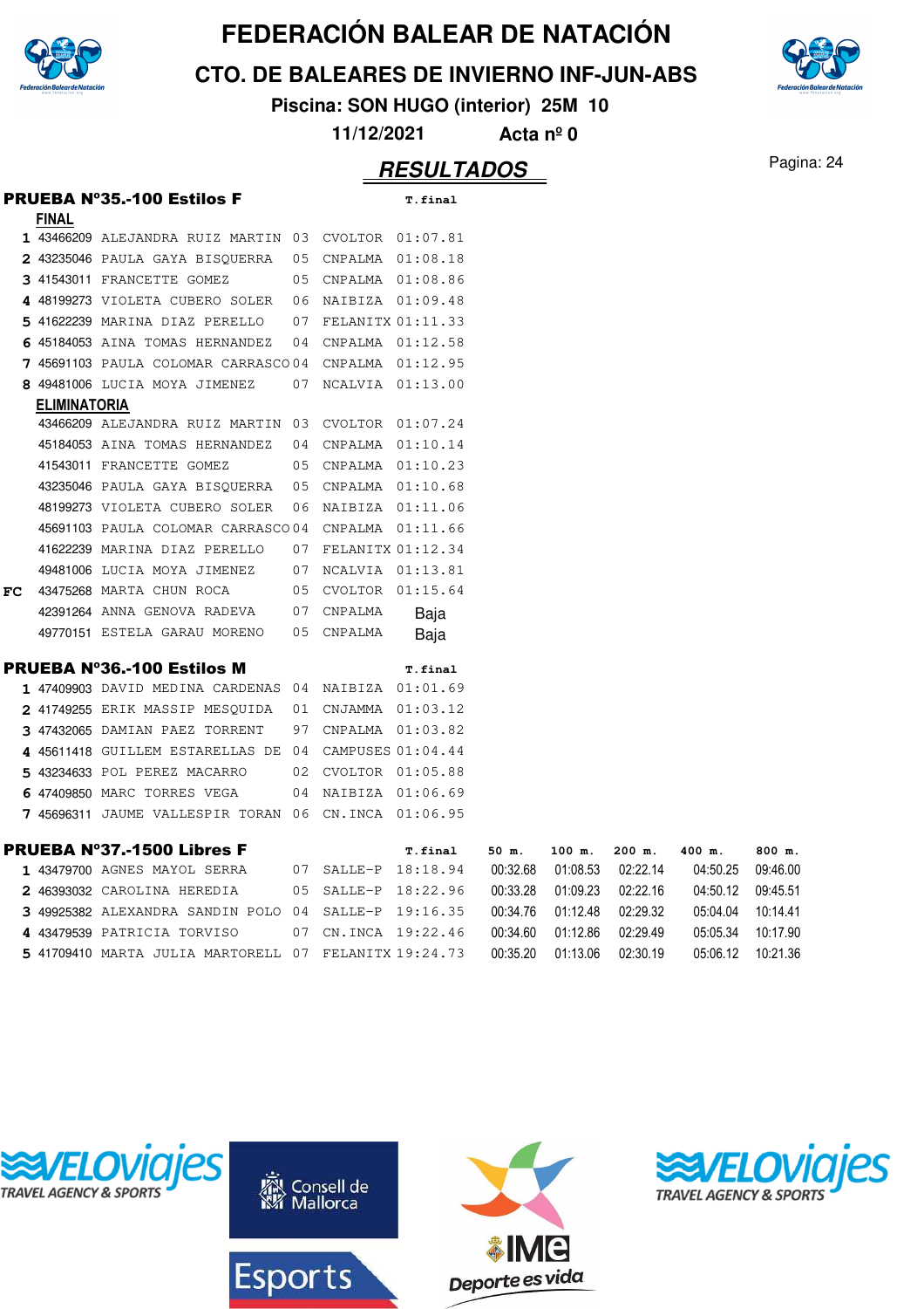# FEDERACIÓN BALEAR DE NATACIÓN

## CTO. DE BALEARES DE INVIERNO INF-JUN-ABS

**Piscina: SON HUGO (interior) 25M 10**

**11/12/2021 Acta nº 0**

## RESULTADOS

### PRUEBA Nº35.-100 Estilos F

**FINAL**

| | Licencia | Nombre | Año | Club | T.final |
|---|---|---|---|---|---|
| 1 | 43466209 | ALEJANDRA RUIZ MARTIN | 03 | CVOLTOR | 01:07.81 |
| 2 | 43235046 | PAULA GAYA BISQUERRA | 05 | CNPALMA | 01:08.18 |
| 3 | 41543011 | FRANCETTE GOMEZ | 05 | CNPALMA | 01:08.86 |
| 4 | 48199273 | VIOLETA CUBERO SOLER | 06 | NAIBIZA | 01:09.48 |
| 5 | 41622239 | MARINA DIAZ PERELLO | 07 | FELANITX | 01:11.33 |
| 6 | 45184053 | AINA TOMAS HERNANDEZ | 04 | CNPALMA | 01:12.58 |
| 7 | 45691103 | PAULA COLOMAR CARRASCO | 04 | CNPALMA | 01:12.95 |
| 8 | 49481006 | LUCIA MOYA JIMENEZ | 07 | NCALVIA | 01:13.00 |

**ELIMINATORIA**

| | Licencia | Nombre | Año | Club | T.final |
|---|---|---|---|---|---|
| | 43466209 | ALEJANDRA RUIZ MARTIN | 03 | CVOLTOR | 01:07.24 |
| | 45184053 | AINA TOMAS HERNANDEZ | 04 | CNPALMA | 01:10.14 |
| | 41543011 | FRANCETTE GOMEZ | 05 | CNPALMA | 01:10.23 |
| | 43235046 | PAULA GAYA BISQUERRA | 05 | CNPALMA | 01:10.68 |
| | 48199273 | VIOLETA CUBERO SOLER | 06 | NAIBIZA | 01:11.06 |
| | 45691103 | PAULA COLOMAR CARRASCO | 04 | CNPALMA | 01:11.66 |
| | 41622239 | MARINA DIAZ PERELLO | 07 | FELANITX | 01:12.34 |
| | 49481006 | LUCIA MOYA JIMENEZ | 07 | NCALVIA | 01:13.81 |
| FC | 43475268 | MARTA CHUN ROCA | 05 | CVOLTOR | 01:15.64 |
| | 42391264 | ANNA GENOVA RADEVA | 07 | CNPALMA | Baja |
| | 49770151 | ESTELA GARAU MORENO | 05 | CNPALMA | Baja |

### PRUEBA Nº36.-100 Estilos M

| | Licencia | Nombre | Año | Club | T.final |
|---|---|---|---|---|---|
| 1 | 47409903 | DAVID MEDINA CARDENAS | 04 | NAIBIZA | 01:01.69 |
| 2 | 41749255 | ERIK MASSIP MESQUIDA | 01 | CNJAMMA | 01:03.12 |
| 3 | 47432065 | DAMIAN PAEZ TORRENT | 97 | CNPALMA | 01:03.82 |
| 4 | 45611418 | GUILLEM ESTARELLAS DE | 04 | CAMPUSES | 01:04.44 |
| 5 | 43234633 | POL PEREZ MACARRO | 02 | CVOLTOR | 01:05.88 |
| 6 | 47409850 | MARC TORRES VEGA | 04 | NAIBIZA | 01:06.69 |
| 7 | 45696311 | JAUME VALLESPIR TORAN | 06 | CN.INCA | 01:06.95 |

### PRUEBA Nº37.-1500 Libres F

| | Licencia | Nombre | Año | Club | T.final | 50 m. | 100 m. | 200 m. | 400 m. | 800 m. |
|---|---|---|---|---|---|---|---|---|---|---|
| 1 | 43479700 | AGNES MAYOL SERRA | 07 | SALLE-P | 18:18.94 | 00:32.68 | 01:08.53 | 02:22.14 | 04:50.25 | 09:46.00 |
| 2 | 46393032 | CAROLINA HEREDIA | 05 | SALLE-P | 18:22.96 | 00:33.28 | 01:09.23 | 02:22.16 | 04:50.12 | 09:45.51 |
| 3 | 49925382 | ALEXANDRA SANDIN POLO | 04 | SALLE-P | 19:16.35 | 00:34.76 | 01:12.48 | 02:29.32 | 05:04.04 | 10:14.41 |
| 4 | 43479539 | PATRICIA TORVISO | 07 | CN.INCA | 19:22.46 | 00:34.60 | 01:12.86 | 02:29.49 | 05:05.34 | 10:17.90 |
| 5 | 41709410 | MARTA JULIA MARTORELL | 07 | FELANITX | 19:24.73 | 00:35.20 | 01:13.06 | 02:30.19 | 05:06.12 | 10:21.36 |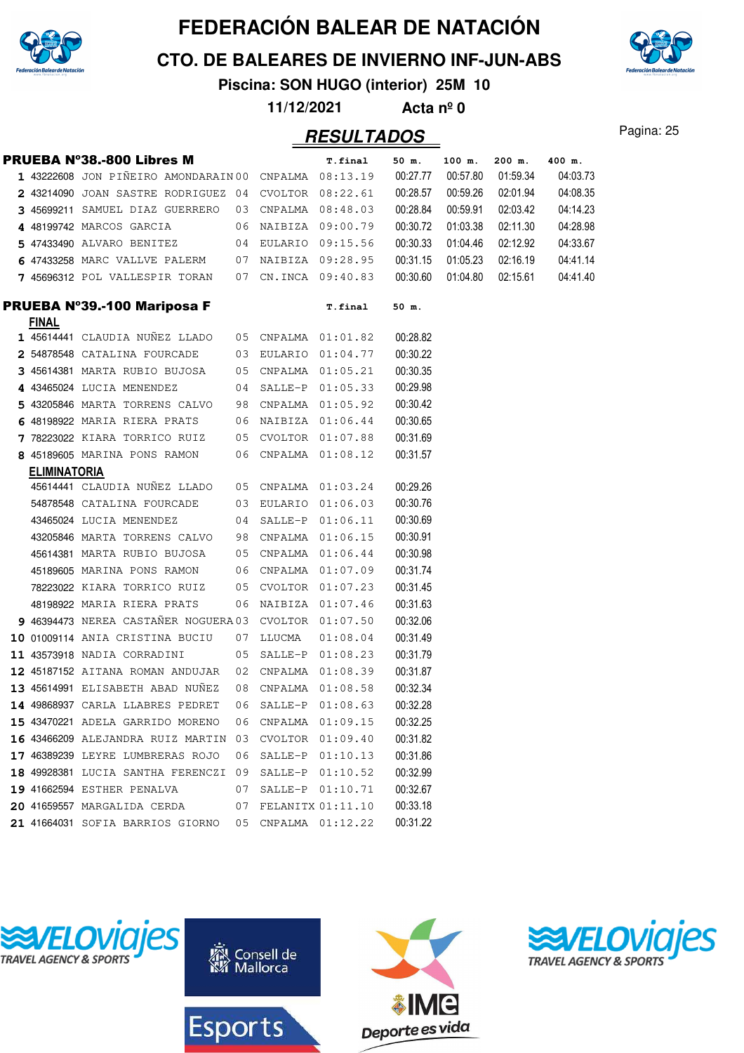# FEDERACIÓN BALEAR DE NATACIÓN

## CTO. DE BALEARES DE INVIERNO INF-JUN-ABS

**Piscina: SON HUGO (interior) 25M 10**

**11/12/2021 Acta nº 0**

## RESULTADOS

### PRUEBA Nº38.-800 Libres M

| | Licencia | Nombre | Año | Club | T.final | 50 m. | 100 m. | 200 m. | 400 m. |
|---|---|---|---|---|---|---|---|---|---|
| 1 | 43222608 | JON PIÑEIRO AMONDARAIN | 00 | CNPALMA | 08:13.19 | 00:27.77 | 00:57.80 | 01:59.34 | 04:03.73 |
| 2 | 43214090 | JOAN SASTRE RODRIGUEZ | 04 | CVOLTOR | 08:22.61 | 00:28.57 | 00:59.26 | 02:01.94 | 04:08.35 |
| 3 | 45699211 | SAMUEL DIAZ GUERRERO | 03 | CNPALMA | 08:48.03 | 00:28.84 | 00:59.91 | 02:03.42 | 04:14.23 |
| 4 | 48199742 | MARCOS GARCIA | 06 | NAIBIZA | 09:00.79 | 00:30.72 | 01:03.38 | 02:11.30 | 04:28.98 |
| 5 | 47433490 | ALVARO BENITEZ | 04 | EULARIO | 09:15.56 | 00:30.33 | 01:04.46 | 02:12.92 | 04:33.67 |
| 6 | 47433258 | MARC VALLVE PALERM | 07 | NAIBIZA | 09:28.95 | 00:31.15 | 01:05.23 | 02:16.19 | 04:41.14 |
| 7 | 45696312 | POL VALLESPIR TORAN | 07 | CN.INCA | 09:40.83 | 00:30.60 | 01:04.80 | 02:15.61 | 04:41.40 |

### PRUEBA Nº39.-100 Mariposa F

**FINAL**

| | Licencia | Nombre | Año | Club | T.final | 50 m. |
|---|---|---|---|---|---|---|
| 1 | 45614441 | CLAUDIA NUÑEZ LLADO | 05 | CNPALMA | 01:01.82 | 00:28.82 |
| 2 | 54878548 | CATALINA FOURCADE | 03 | EULARIO | 01:04.77 | 00:30.22 |
| 3 | 45614381 | MARTA RUBIO BUJOSA | 05 | CNPALMA | 01:05.21 | 00:30.35 |
| 4 | 43465024 | LUCIA MENENDEZ | 04 | SALLE-P | 01:05.33 | 00:29.98 |
| 5 | 43205846 | MARTA TORRENS CALVO | 98 | CNPALMA | 01:05.92 | 00:30.42 |
| 6 | 48198922 | MARIA RIERA PRATS | 06 | NAIBIZA | 01:06.44 | 00:30.65 |
| 7 | 78223022 | KIARA TORRICO RUIZ | 05 | CVOLTOR | 01:07.88 | 00:31.69 |
| 8 | 45189605 | MARINA PONS RAMON | 06 | CNPALMA | 01:08.12 | 00:31.57 |

**ELIMINATORIA**

| | Licencia | Nombre | Año | Club | T.final | 50 m. |
|---|---|---|---|---|---|---|
| | 45614441 | CLAUDIA NUÑEZ LLADO | 05 | CNPALMA | 01:03.24 | 00:29.26 |
| | 54878548 | CATALINA FOURCADE | 03 | EULARIO | 01:06.03 | 00:30.76 |
| | 43465024 | LUCIA MENENDEZ | 04 | SALLE-P | 01:06.11 | 00:30.69 |
| | 43205846 | MARTA TORRENS CALVO | 98 | CNPALMA | 01:06.15 | 00:30.91 |
| | 45614381 | MARTA RUBIO BUJOSA | 05 | CNPALMA | 01:06.44 | 00:30.98 |
| | 45189605 | MARINA PONS RAMON | 06 | CNPALMA | 01:07.09 | 00:31.74 |
| | 78223022 | KIARA TORRICO RUIZ | 05 | CVOLTOR | 01:07.23 | 00:31.45 |
| | 48198922 | MARIA RIERA PRATS | 06 | NAIBIZA | 01:07.46 | 00:31.63 |
| 9 | 46394473 | NEREA CASTAÑER NOGUERA | 03 | CVOLTOR | 01:07.50 | 00:32.06 |
| 10 | 01009114 | ANIA CRISTINA BUCIU | 07 | LLUCMA | 01:08.04 | 00:31.49 |
| 11 | 43573918 | NADIA CORRADINI | 05 | SALLE-P | 01:08.23 | 00:31.79 |
| 12 | 45187152 | AITANA ROMAN ANDUJAR | 02 | CNPALMA | 01:08.39 | 00:31.87 |
| 13 | 45614991 | ELISABETH ABAD NUÑEZ | 08 | CNPALMA | 01:08.58 | 00:32.34 |
| 14 | 49868937 | CARLA LLABRES PEDRET | 06 | SALLE-P | 01:08.63 | 00:32.28 |
| 15 | 43470221 | ADELA GARRIDO MORENO | 06 | CNPALMA | 01:09.15 | 00:32.25 |
| 16 | 43466209 | ALEJANDRA RUIZ MARTIN | 03 | CVOLTOR | 01:09.40 | 00:31.82 |
| 17 | 46389239 | LEYRE LUMBRERAS ROJO | 06 | SALLE-P | 01:10.13 | 00:31.86 |
| 18 | 49928381 | LUCIA SANTHA FERENCZI | 09 | SALLE-P | 01:10.52 | 00:32.99 |
| 19 | 41662594 | ESTHER PENALVA | 07 | SALLE-P | 01:10.71 | 00:32.67 |
| 20 | 41659557 | MARGALIDA CERDA | 07 | FELANITX | 01:11.10 | 00:33.18 |
| 21 | 41664031 | SOFIA BARRIOS GIORNO | 05 | CNPALMA | 01:12.22 | 00:31.22 |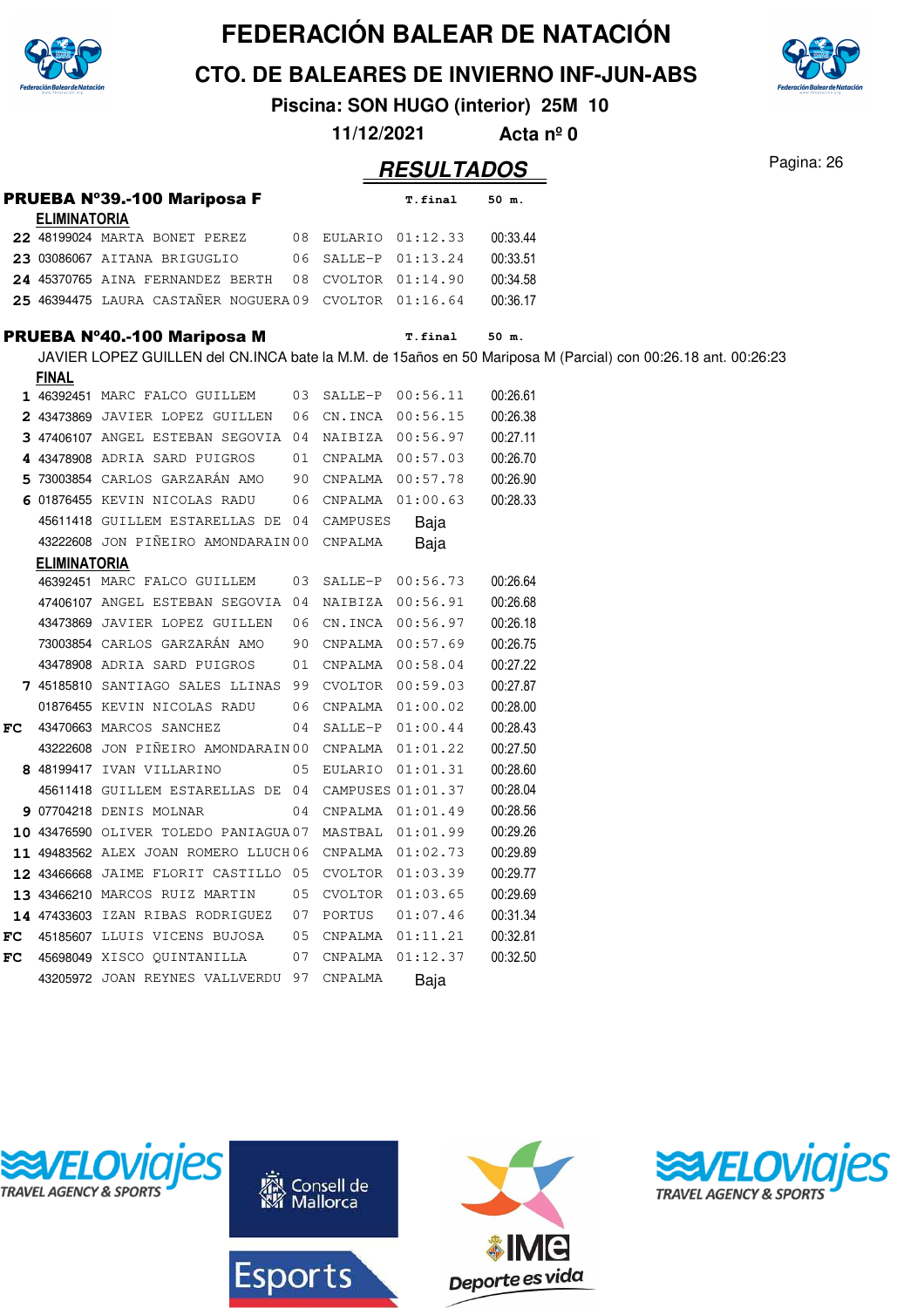# FEDERACIÓN BALEAR DE NATACIÓN

## CTO. DE BALEARES DE INVIERNO INF-JUN-ABS

**Piscina: SON HUGO (interior) 25M 10**

**11/12/2021 Acta nº 0**

## RESULTADOS

### PRUEBA Nº39.-100 Mariposa F

**ELIMINATORIA**

| Pos | Licencia | Nombre | Año | Club | T.final | 50 m. |
|---|---|---|---|---|---|---|
| 22 | 48199024 | MARTA BONET PEREZ | 08 | EULARIO | 01:12.33 | 00:33.44 |
| 23 | 03086067 | AITANA BRIGUGLIO | 06 | SALLE-P | 01:13.24 | 00:33.51 |
| 24 | 45370765 | AINA FERNANDEZ BERTH | 08 | CVOLTOR | 01:14.90 | 00:34.58 |
| 25 | 46394475 | LAURA CASTAÑER NOGUERA | 09 | CVOLTOR | 01:16.64 | 00:36.17 |

### PRUEBA Nº40.-100 Mariposa M

JAVIER LOPEZ GUILLEN del CN.INCA bate la M.M. de 15años en 50 Mariposa M (Parcial) con 00:26.18 ant. 00:26:23

**FINAL**

| Pos | Licencia | Nombre | Año | Club | T.final | 50 m. |
|---|---|---|---|---|---|---|
| 1 | 46392451 | MARC FALCO GUILLEM | 03 | SALLE-P | 00:56.11 | 00:26.61 |
| 2 | 43473869 | JAVIER LOPEZ GUILLEN | 06 | CN.INCA | 00:56.15 | 00:26.38 |
| 3 | 47406107 | ANGEL ESTEBAN SEGOVIA | 04 | NAIBIZA | 00:56.97 | 00:27.11 |
| 4 | 43478908 | ADRIA SARD PUIGROS | 01 | CNPALMA | 00:57.03 | 00:26.70 |
| 5 | 73003854 | CARLOS GARZARÁN AMO | 90 | CNPALMA | 00:57.78 | 00:26.90 |
| 6 | 01876455 | KEVIN NICOLAS RADU | 06 | CNPALMA | 01:00.63 | 00:28.33 |
| | 45611418 | GUILLEM ESTARELLAS DE | 04 | CAMPUSES | Baja | |
| | 43222608 | JON PIÑEIRO AMONDARAIN | 00 | CNPALMA | Baja | |

**ELIMINATORIA**

| Pos | Licencia | Nombre | Año | Club | T.final | 50 m. |
|---|---|---|---|---|---|---|
| | 46392451 | MARC FALCO GUILLEM | 03 | SALLE-P | 00:56.73 | 00:26.64 |
| | 47406107 | ANGEL ESTEBAN SEGOVIA | 04 | NAIBIZA | 00:56.91 | 00:26.68 |
| | 43473869 | JAVIER LOPEZ GUILLEN | 06 | CN.INCA | 00:56.97 | 00:26.18 |
| | 73003854 | CARLOS GARZARÁN AMO | 90 | CNPALMA | 00:57.69 | 00:26.75 |
| | 43478908 | ADRIA SARD PUIGROS | 01 | CNPALMA | 00:58.04 | 00:27.22 |
| 7 | 45185810 | SANTIAGO SALES LLINAS | 99 | CVOLTOR | 00:59.03 | 00:27.87 |
| | 01876455 | KEVIN NICOLAS RADU | 06 | CNPALMA | 01:00.02 | 00:28.00 |
| FC | 43470663 | MARCOS SANCHEZ | 04 | SALLE-P | 01:00.44 | 00:28.43 |
| | 43222608 | JON PIÑEIRO AMONDARAIN | 00 | CNPALMA | 01:01.22 | 00:27.50 |
| 8 | 48199417 | IVAN VILLARINO | 05 | EULARIO | 01:01.31 | 00:28.60 |
| | 45611418 | GUILLEM ESTARELLAS DE | 04 | CAMPUSES | 01:01.37 | 00:28.04 |
| 9 | 07704218 | DENIS MOLNAR | 04 | CNPALMA | 01:01.49 | 00:28.56 |
| 10 | 43476590 | OLIVER TOLEDO PANIAGUA | 07 | MASTBAL | 01:01.99 | 00:29.26 |
| 11 | 49483562 | ALEX JOAN ROMERO LLUCH | 06 | CNPALMA | 01:02.73 | 00:29.89 |
| 12 | 43466668 | JAIME FLORIT CASTILLO | 05 | CVOLTOR | 01:03.39 | 00:29.77 |
| 13 | 43466210 | MARCOS RUIZ MARTIN | 05 | CVOLTOR | 01:03.65 | 00:29.69 |
| 14 | 47433603 | IZAN RIBAS RODRIGUEZ | 07 | PORTUS | 01:07.46 | 00:31.34 |
| FC | 45185607 | LLUIS VICENS BUJOSA | 05 | CNPALMA | 01:11.21 | 00:32.81 |
| FC | 45698049 | XISCO QUINTANILLA | 07 | CNPALMA | 01:12.37 | 00:32.50 |
| | 43205972 | JOAN REYNES VALLVERDU | 97 | CNPALMA | Baja | |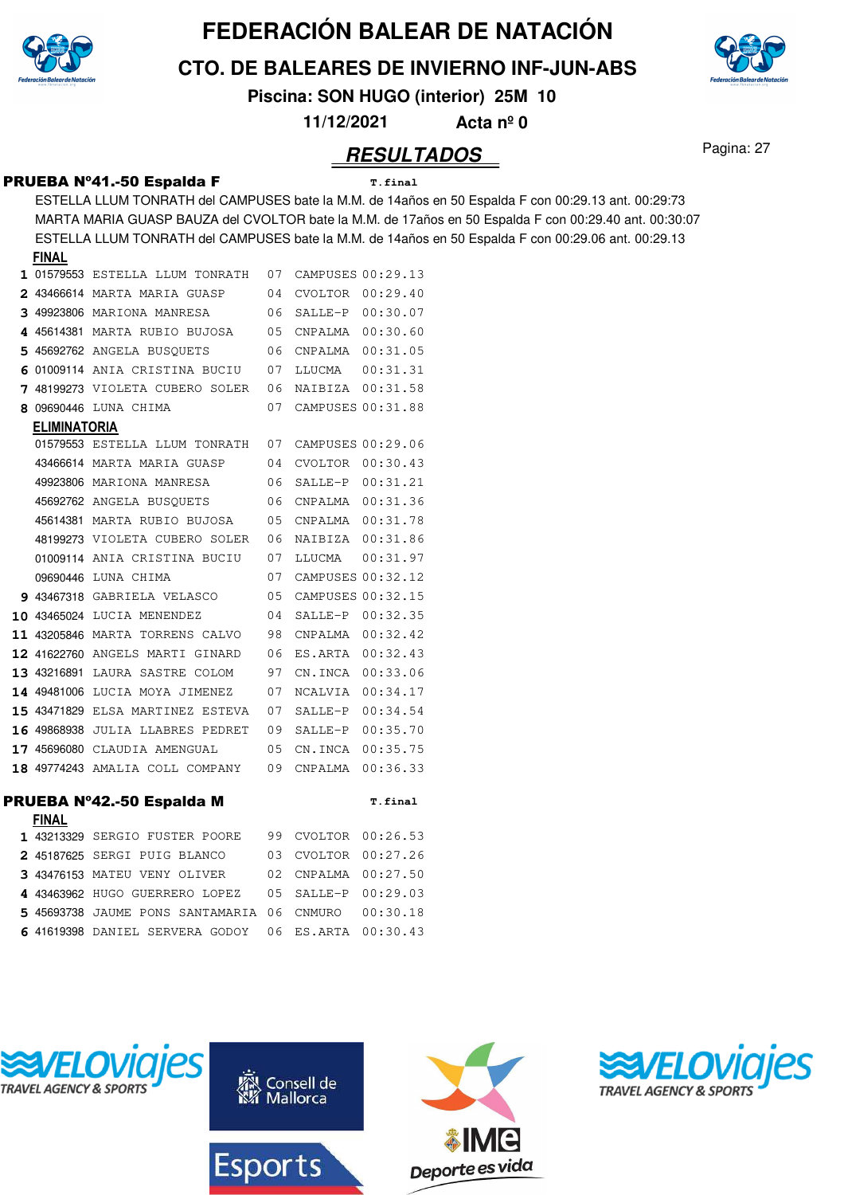# FEDERACIÓN BALEAR DE NATACIÓN

## CTO. DE BALEARES DE INVIERNO INF-JUN-ABS

**Piscina: SON HUGO (interior) 25M 10**

**11/12/2021 Acta nº 0**

## *RESULTADOS*

### PRUEBA Nº41.-50 Espalda F

T.final

ESTELLA LLUM TONRATH del CAMPUSES bate la M.M. de 14años en 50 Espalda F con 00:29.13 ant. 00:29:73
MARTA MARIA GUASP BAUZA del CVOLTOR bate la M.M. de 17años en 50 Espalda F con 00:29.40 ant. 00:30:07
ESTELLA LLUM TONRATH del CAMPUSES bate la M.M. de 14años en 50 Espalda F con 00:29.06 ant. 00:29.13

**FINAL**

| Pos | Licencia | Nombre | Año | Club | Tiempo |
|---|---|---|---|---|---|
| 1 | 01579553 | ESTELLA LLUM TONRATH | 07 | CAMPUSES | 00:29.13 |
| 2 | 43466614 | MARTA MARIA GUASP | 04 | CVOLTOR | 00:29.40 |
| 3 | 49923806 | MARIONA MANRESA | 06 | SALLE-P | 00:30.07 |
| 4 | 45614381 | MARTA RUBIO BUJOSA | 05 | CNPALMA | 00:30.60 |
| 5 | 45692762 | ANGELA BUSQUETS | 06 | CNPALMA | 00:31.05 |
| 6 | 01009114 | ANIA CRISTINA BUCIU | 07 | LLUCMA | 00:31.31 |
| 7 | 48199273 | VIOLETA CUBERO SOLER | 06 | NAIBIZA | 00:31.58 |
| 8 | 09690446 | LUNA CHIMA | 07 | CAMPUSES | 00:31.88 |

**ELIMINATORIA**

| Pos | Licencia | Nombre | Año | Club | Tiempo |
|---|---|---|---|---|---|
| | 01579553 | ESTELLA LLUM TONRATH | 07 | CAMPUSES | 00:29.06 |
| | 43466614 | MARTA MARIA GUASP | 04 | CVOLTOR | 00:30.43 |
| | 49923806 | MARIONA MANRESA | 06 | SALLE-P | 00:31.21 |
| | 45692762 | ANGELA BUSQUETS | 06 | CNPALMA | 00:31.36 |
| | 45614381 | MARTA RUBIO BUJOSA | 05 | CNPALMA | 00:31.78 |
| | 48199273 | VIOLETA CUBERO SOLER | 06 | NAIBIZA | 00:31.86 |
| | 01009114 | ANIA CRISTINA BUCIU | 07 | LLUCMA | 00:31.97 |
| | 09690446 | LUNA CHIMA | 07 | CAMPUSES | 00:32.12 |
| 9 | 43467318 | GABRIELA VELASCO | 05 | CAMPUSES | 00:32.15 |
| 10 | 43465024 | LUCIA MENENDEZ | 04 | SALLE-P | 00:32.35 |
| 11 | 43205846 | MARTA TORRENS CALVO | 98 | CNPALMA | 00:32.42 |
| 12 | 41622760 | ANGELS MARTI GINARD | 06 | ES.ARTA | 00:32.43 |
| 13 | 43216891 | LAURA SASTRE COLOM | 97 | CN.INCA | 00:33.06 |
| 14 | 49481006 | LUCIA MOYA JIMENEZ | 07 | NCALVIA | 00:34.17 |
| 15 | 43471829 | ELSA MARTINEZ ESTEVA | 07 | SALLE-P | 00:34.54 |
| 16 | 49868938 | JULIA LLABRES PEDRET | 09 | SALLE-P | 00:35.70 |
| 17 | 45696080 | CLAUDIA AMENGUAL | 05 | CN.INCA | 00:35.75 |
| 18 | 49774243 | AMALIA COLL COMPANY | 09 | CNPALMA | 00:36.33 |

### PRUEBA Nº42.-50 Espalda M

T.final

**FINAL**

| Pos | Licencia | Nombre | Año | Club | Tiempo |
|---|---|---|---|---|---|
| 1 | 43213329 | SERGIO FUSTER POORE | 99 | CVOLTOR | 00:26.53 |
| 2 | 45187625 | SERGI PUIG BLANCO | 03 | CVOLTOR | 00:27.26 |
| 3 | 43476153 | MATEU VENY OLIVER | 02 | CNPALMA | 00:27.50 |
| 4 | 43463962 | HUGO GUERRERO LOPEZ | 05 | SALLE-P | 00:29.03 |
| 5 | 45693738 | JAUME PONS SANTAMARIA | 06 | CNMURO | 00:30.18 |
| 6 | 41619398 | DANIEL SERVERA GODOY | 06 | ES.ARTA | 00:30.43 |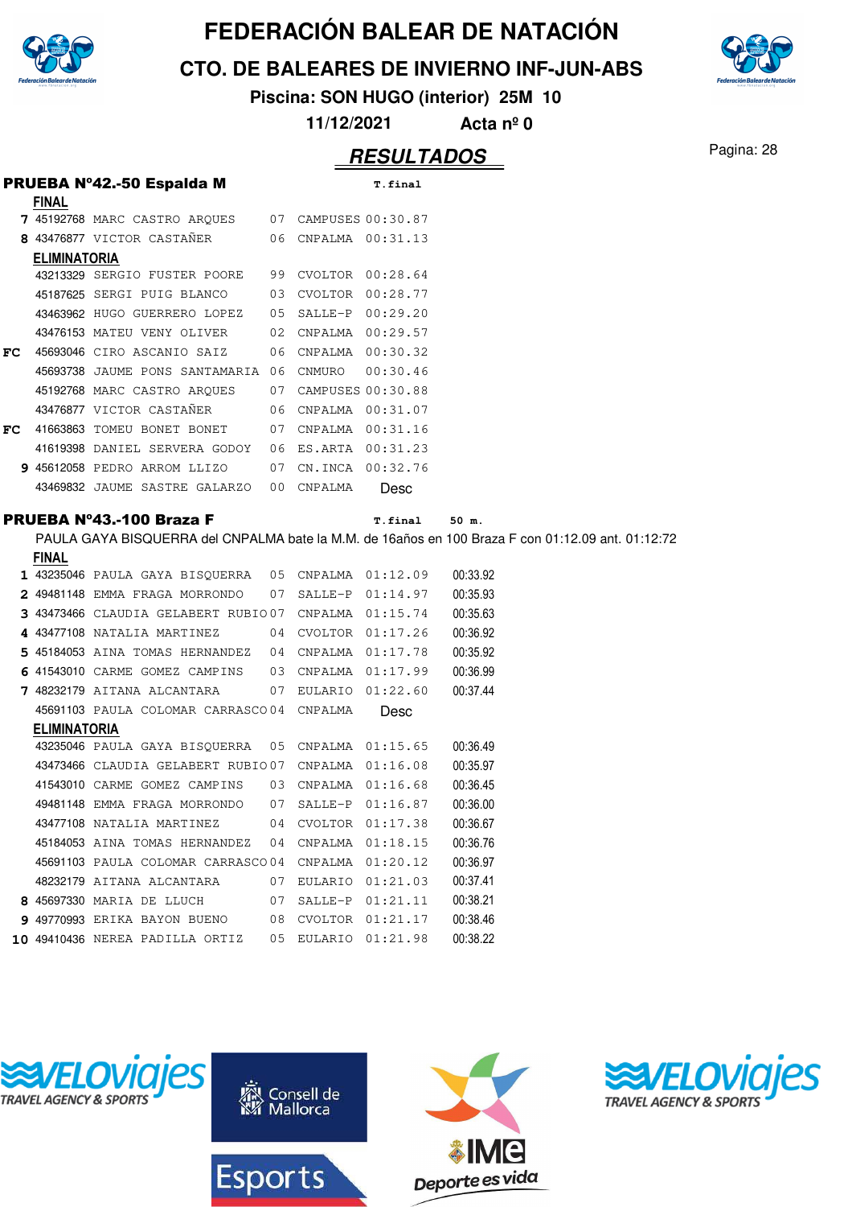# FEDERACIÓN BALEAR DE NATACIÓN

## CTO. DE BALEARES DE INVIERNO INF-JUN-ABS

**Piscina: SON HUGO (interior) 25M 10**

**11/12/2021 Acta nº 0**

## RESULTADOS

### PRUEBA Nº42.-50 Espalda M

| | | | | | T.final |
|---|---|---|---|---|---|
| **FINAL** | | | | | |
| 7 | 45192768 | MARC CASTRO ARQUES | 07 | CAMPUSES | 00:30.87 |
| 8 | 43476877 | VICTOR CASTAÑER | 06 | CNPALMA | 00:31.13 |
| **ELIMINATORIA** | | | | | |
| | 43213329 | SERGIO FUSTER POORE | 99 | CVOLTOR | 00:28.64 |
| | 45187625 | SERGI PUIG BLANCO | 03 | CVOLTOR | 00:28.77 |
| | 43463962 | HUGO GUERRERO LOPEZ | 05 | SALLE-P | 00:29.20 |
| | 43476153 | MATEU VENY OLIVER | 02 | CNPALMA | 00:29.57 |
| FC | 45693046 | CIRO ASCANIO SAIZ | 06 | CNPALMA | 00:30.32 |
| | 45693738 | JAUME PONS SANTAMARIA | 06 | CNMURO | 00:30.46 |
| | 45192768 | MARC CASTRO ARQUES | 07 | CAMPUSES | 00:30.88 |
| | 43476877 | VICTOR CASTAÑER | 06 | CNPALMA | 00:31.07 |
| FC | 41663863 | TOMEU BONET BONET | 07 | CNPALMA | 00:31.16 |
| | 41619398 | DANIEL SERVERA GODOY | 06 | ES.ARTA | 00:31.23 |
| 9 | 45612058 | PEDRO ARROM LLIZO | 07 | CN.INCA | 00:32.76 |
| | 43469832 | JAUME SASTRE GALARZO | 00 | CNPALMA | Desc |

### PRUEBA Nº43.-100 Braza F

PAULA GAYA BISQUERRA del CNPALMA bate la M.M. de 16años en 100 Braza F con 01:12.09 ant. 01:12:72

| | | | | | T.final | 50 m. |
|---|---|---|---|---|---|---|
| **FINAL** | | | | | | |
| 1 | 43235046 | PAULA GAYA BISQUERRA | 05 | CNPALMA | 01:12.09 | 00:33.92 |
| 2 | 49481148 | EMMA FRAGA MORRONDO | 07 | SALLE-P | 01:14.97 | 00:35.93 |
| 3 | 43473466 | CLAUDIA GELABERT RUBIO | 07 | CNPALMA | 01:15.74 | 00:35.63 |
| 4 | 43477108 | NATALIA MARTINEZ | 04 | CVOLTOR | 01:17.26 | 00:36.92 |
| 5 | 45184053 | AINA TOMAS HERNANDEZ | 04 | CNPALMA | 01:17.78 | 00:35.92 |
| 6 | 41543010 | CARME GOMEZ CAMPINS | 03 | CNPALMA | 01:17.99 | 00:36.99 |
| 7 | 48232179 | AITANA ALCANTARA | 07 | EULARIO | 01:22.60 | 00:37.44 |
| | 45691103 | PAULA COLOMAR CARRASCO | 04 | CNPALMA | Desc | |
| **ELIMINATORIA** | | | | | | |
| | 43235046 | PAULA GAYA BISQUERRA | 05 | CNPALMA | 01:15.65 | 00:36.49 |
| | 43473466 | CLAUDIA GELABERT RUBIO | 07 | CNPALMA | 01:16.08 | 00:35.97 |
| | 41543010 | CARME GOMEZ CAMPINS | 03 | CNPALMA | 01:16.68 | 00:36.45 |
| | 49481148 | EMMA FRAGA MORRONDO | 07 | SALLE-P | 01:16.87 | 00:36.00 |
| | 43477108 | NATALIA MARTINEZ | 04 | CVOLTOR | 01:17.38 | 00:36.67 |
| | 45184053 | AINA TOMAS HERNANDEZ | 04 | CNPALMA | 01:18.15 | 00:36.76 |
| | 45691103 | PAULA COLOMAR CARRASCO | 04 | CNPALMA | 01:20.12 | 00:36.97 |
| | 48232179 | AITANA ALCANTARA | 07 | EULARIO | 01:21.03 | 00:37.41 |
| 8 | 45697330 | MARIA DE LLUCH | 07 | SALLE-P | 01:21.11 | 00:38.21 |
| 9 | 49770993 | ERIKA BAYON BUENO | 08 | CVOLTOR | 01:21.17 | 00:38.46 |
| 10 | 49410436 | NEREA PADILLA ORTIZ | 05 | EULARIO | 01:21.98 | 00:38.22 |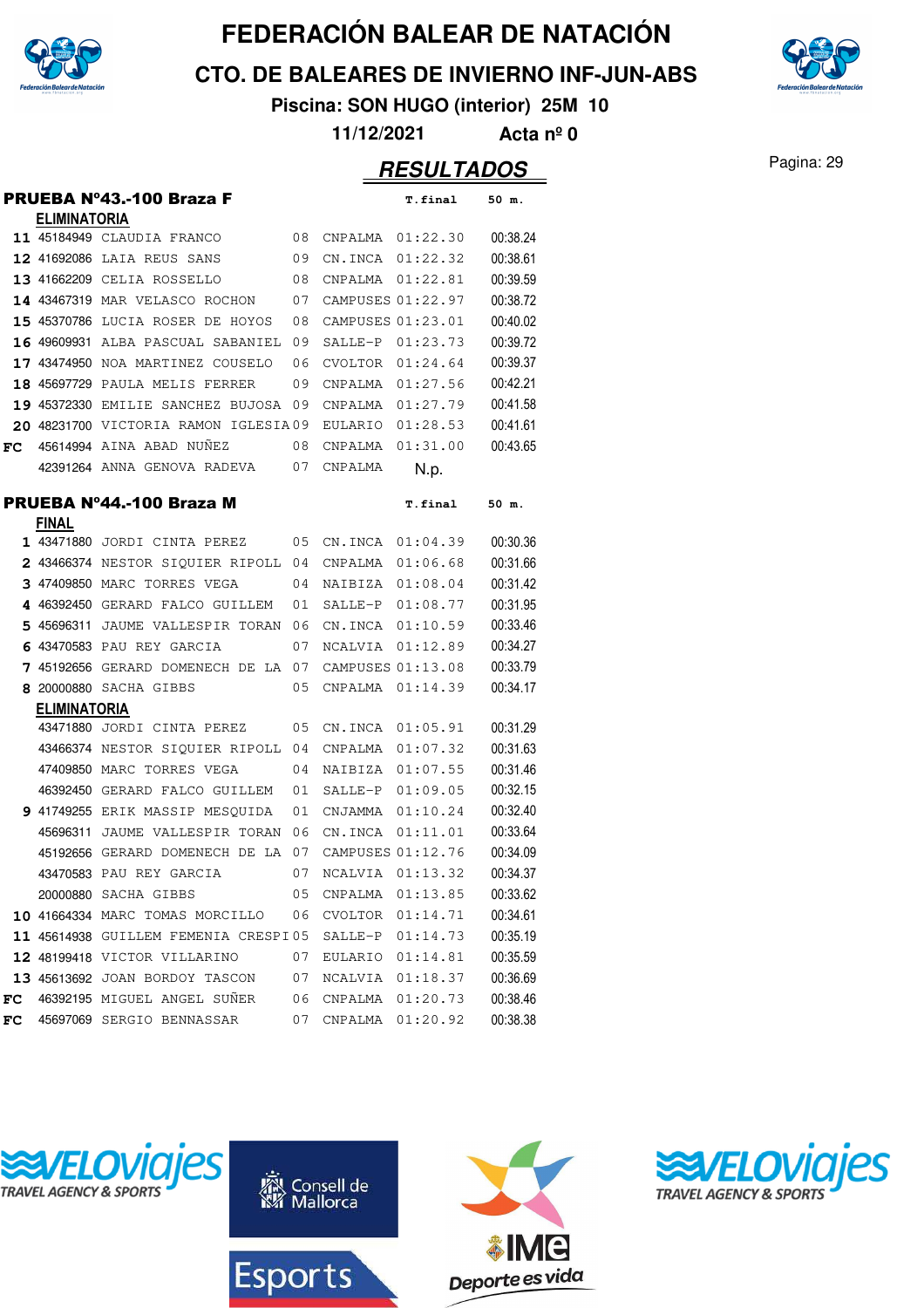# FEDERACIÓN BALEAR DE NATACIÓN

## CTO. DE BALEARES DE INVIERNO INF-JUN-ABS

**Piscina: SON HUGO (interior) 25M 10**

**11/12/2021 Acta nº 0**

## RESULTADOS

### PRUEBA Nº43.-100 Braza F

**ELIMINATORIA**

| Pos. | Licencia | Nombre | Año | Club | T.final | 50 m. |
|---|---|---|---|---|---|---|
| 11 | 45184949 | CLAUDIA FRANCO | 08 | CNPALMA | 01:22.30 | 00:38.24 |
| 12 | 41692086 | LAIA REUS SANS | 09 | CN.INCA | 01:22.32 | 00:38.61 |
| 13 | 41662209 | CELIA ROSSELLO | 08 | CNPALMA | 01:22.81 | 00:39.59 |
| 14 | 43467319 | MAR VELASCO ROCHON | 07 | CAMPUSES | 01:22.97 | 00:38.72 |
| 15 | 45370786 | LUCIA ROSER DE HOYOS | 08 | CAMPUSES | 01:23.01 | 00:40.02 |
| 16 | 49609931 | ALBA PASCUAL SABANIEL | 09 | SALLE-P | 01:23.73 | 00:39.72 |
| 17 | 43474950 | NOA MARTINEZ COUSELO | 06 | CVOLTOR | 01:24.64 | 00:39.37 |
| 18 | 45697729 | PAULA MELIS FERRER | 09 | CNPALMA | 01:27.56 | 00:42.21 |
| 19 | 45372330 | EMILIE SANCHEZ BUJOSA | 09 | CNPALMA | 01:27.79 | 00:41.58 |
| 20 | 48231700 | VICTORIA RAMON IGLESIA | 09 | EULARIO | 01:28.53 | 00:41.61 |
| FC | 45614994 | AINA ABAD NUÑEZ | 08 | CNPALMA | 01:31.00 | 00:43.65 |
| | 42391264 | ANNA GENOVA RADEVA | 07 | CNPALMA | N.p. | |

### PRUEBA Nº44.-100 Braza M

**FINAL**

| Pos. | Licencia | Nombre | Año | Club | T.final | 50 m. |
|---|---|---|---|---|---|---|
| 1 | 43471880 | JORDI CINTA PEREZ | 05 | CN.INCA | 01:04.39 | 00:30.36 |
| 2 | 43466374 | NESTOR SIQUIER RIPOLL | 04 | CNPALMA | 01:06.68 | 00:31.66 |
| 3 | 47409850 | MARC TORRES VEGA | 04 | NAIBIZA | 01:08.04 | 00:31.42 |
| 4 | 46392450 | GERARD FALCO GUILLEM | 01 | SALLE-P | 01:08.77 | 00:31.95 |
| 5 | 45696311 | JAUME VALLESPIR TORAN | 06 | CN.INCA | 01:10.59 | 00:33.46 |
| 6 | 43470583 | PAU REY GARCIA | 07 | NCALVIA | 01:12.89 | 00:34.27 |
| 7 | 45192656 | GERARD DOMENECH DE LA | 07 | CAMPUSES | 01:13.08 | 00:33.79 |
| 8 | 20000880 | SACHA GIBBS | 05 | CNPALMA | 01:14.39 | 00:34.17 |

**ELIMINATORIA**

| Pos. | Licencia | Nombre | Año | Club | T.final | 50 m. |
|---|---|---|---|---|---|---|
| | 43471880 | JORDI CINTA PEREZ | 05 | CN.INCA | 01:05.91 | 00:31.29 |
| | 43466374 | NESTOR SIQUIER RIPOLL | 04 | CNPALMA | 01:07.32 | 00:31.63 |
| | 47409850 | MARC TORRES VEGA | 04 | NAIBIZA | 01:07.55 | 00:31.46 |
| | 46392450 | GERARD FALCO GUILLEM | 01 | SALLE-P | 01:09.05 | 00:32.15 |
| 9 | 41749255 | ERIK MASSIP MESQUIDA | 01 | CNJAMMA | 01:10.24 | 00:32.40 |
| | 45696311 | JAUME VALLESPIR TORAN | 06 | CN.INCA | 01:11.01 | 00:33.64 |
| | 45192656 | GERARD DOMENECH DE LA | 07 | CAMPUSES | 01:12.76 | 00:34.09 |
| | 43470583 | PAU REY GARCIA | 07 | NCALVIA | 01:13.32 | 00:34.37 |
| | 20000880 | SACHA GIBBS | 05 | CNPALMA | 01:13.85 | 00:33.62 |
| 10 | 41664334 | MARC TOMAS MORCILLO | 06 | CVOLTOR | 01:14.71 | 00:34.61 |
| 11 | 45614938 | GUILLEM FEMENIA CRESPI | 05 | SALLE-P | 01:14.73 | 00:35.19 |
| 12 | 48199418 | VICTOR VILLARINO | 07 | EULARIO | 01:14.81 | 00:35.59 |
| 13 | 45613692 | JOAN BORDOY TASCON | 07 | NCALVIA | 01:18.37 | 00:36.69 |
| FC | 46392195 | MIGUEL ANGEL SUÑER | 06 | CNPALMA | 01:20.73 | 00:38.46 |
| FC | 45697069 | SERGIO BENNASSAR | 07 | CNPALMA | 01:20.92 | 00:38.38 |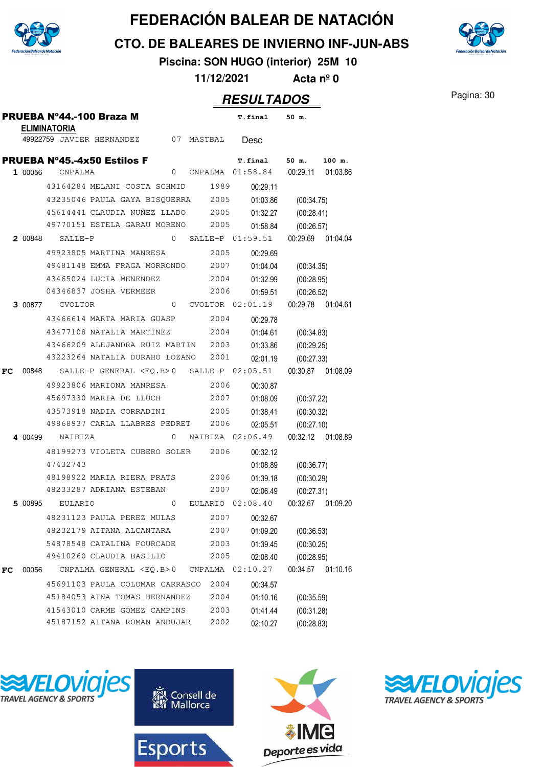# FEDERACIÓN BALEAR DE NATACIÓN

## CTO. DE BALEARES DE INVIERNO INF-JUN-ABS

**Piscina: SON HUGO (interior) 25M 10**

**11/12/2021 Acta nº 0**

## RESULTADOS

### PRUEBA Nº44.-100 Braza M

**ELIMINATORIA**

| | | | | T.final | 50 m. |
|---|---|---|---|---|---|
| 49922759 | JAVIER HERNANDEZ | 07 | MASTBAL | Desc | |

### PRUEBA Nº45.-4x50 Estilos F

| Pos. | Código | Nombre | Año | Club | T.final | 50 m. | 100 m. |
|---|---|---|---|---|---|---|---|
| 1 | 00056 | CNPALMA | 0 | CNPALMA | 01:58.84 | 00:29.11 | 01:03.86 |
| | 43164284 | MELANI COSTA SCHMID | 1989 | | 00:29.11 | | |
| | 43235046 | PAULA GAYA BISQUERRA | 2005 | | 01:03.86 | (00:34.75) | |
| | 45614441 | CLAUDIA NUÑEZ LLADO | 2005 | | 01:32.27 | (00:28.41) | |
| | 49770151 | ESTELA GARAU MORENO | 2005 | | 01:58.84 | (00:26.57) | |
| 2 | 00848 | SALLE-P | 0 | SALLE-P | 01:59.51 | 00:29.69 | 01:04.04 |
| | 49923805 | MARTINA MANRESA | 2005 | | 00:29.69 | | |
| | 49481148 | EMMA FRAGA MORRONDO | 2007 | | 01:04.04 | (00:34.35) | |
| | 43465024 | LUCIA MENENDEZ | 2004 | | 01:32.99 | (00:28.95) | |
| | 04346837 | JOSHA VERMEER | 2006 | | 01:59.51 | (00:26.52) | |
| 3 | 00877 | CVOLTOR | 0 | CVOLTOR | 02:01.19 | 00:29.78 | 01:04.61 |
| | 43466614 | MARTA MARIA GUASP | 2004 | | 00:29.78 | | |
| | 43477108 | NATALIA MARTINEZ | 2004 | | 01:04.61 | (00:34.83) | |
| | 43466209 | ALEJANDRA RUIZ MARTIN | 2003 | | 01:33.86 | (00:29.25) | |
| | 43223264 | NATALIA DURAHO LOZANO | 2001 | | 02:01.19 | (00:27.33) | |
| FC | 00848 | SALLE-P GENERAL <EQ.B> | 0 | SALLE-P | 02:05.51 | 00:30.87 | 01:08.09 |
| | 49923806 | MARIONA MANRESA | 2006 | | 00:30.87 | | |
| | 45697330 | MARIA DE LLUCH | 2007 | | 01:08.09 | (00:37.22) | |
| | 43573918 | NADIA CORRADINI | 2005 | | 01:38.41 | (00:30.32) | |
| | 49868937 | CARLA LLABRES PEDRET | 2006 | | 02:05.51 | (00:27.10) | |
| 4 | 00499 | NAIBIZA | 0 | NAIBIZA | 02:06.49 | 00:32.12 | 01:08.89 |
| | 48199273 | VIOLETA CUBERO SOLER | 2006 | | 00:32.12 | | |
| | 47432743 | | | | 01:08.89 | (00:36.77) | |
| | 48198922 | MARIA RIERA PRATS | 2006 | | 01:39.18 | (00:30.29) | |
| | 48233287 | ADRIANA ESTEBAN | 2007 | | 02:06.49 | (00:27.31) | |
| 5 | 00895 | EULARIO | 0 | EULARIO | 02:08.40 | 00:32.67 | 01:09.20 |
| | 48231123 | PAULA PEREZ MULAS | 2007 | | 00:32.67 | | |
| | 48232179 | AITANA ALCANTARA | 2007 | | 01:09.20 | (00:36.53) | |
| | 54878548 | CATALINA FOURCADE | 2003 | | 01:39.45 | (00:30.25) | |
| | 49410260 | CLAUDIA BASILIO | 2005 | | 02:08.40 | (00:28.95) | |
| FC | 00056 | CNPALMA GENERAL <EQ.B> | 0 | CNPALMA | 02:10.27 | 00:34.57 | 01:10.16 |
| | 45691103 | PAULA COLOMAR CARRASCO | 2004 | | 00:34.57 | | |
| | 45184053 | AINA TOMAS HERNANDEZ | 2004 | | 01:10.16 | (00:35.59) | |
| | 41543010 | CARME GOMEZ CAMPINS | 2003 | | 01:41.44 | (00:31.28) | |
| | 45187152 | AITANA ROMAN ANDUJAR | 2002 | | 02:10.27 | (00:28.83) | |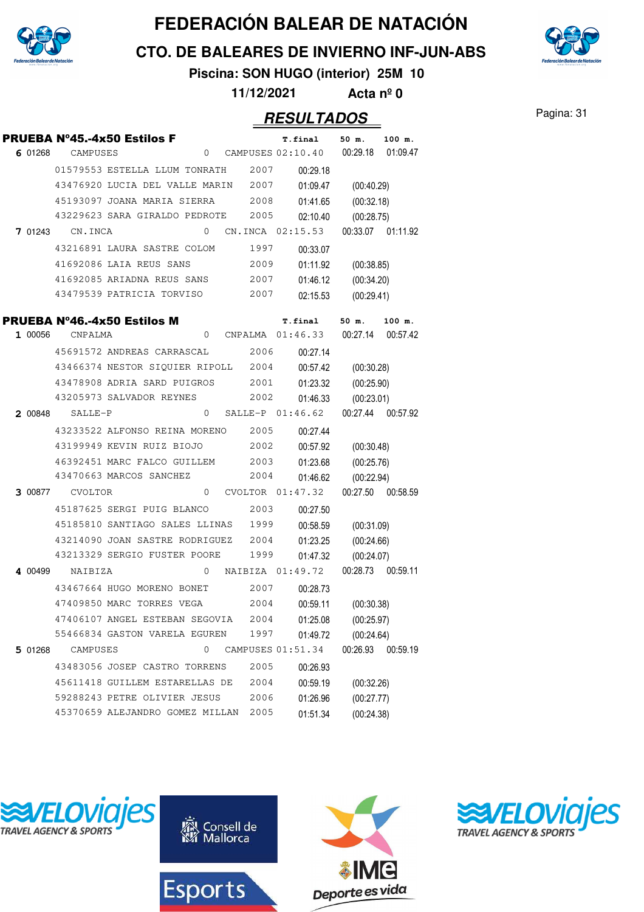# FEDERACIÓN BALEAR DE NATACIÓN

## CTO. DE BALEARES DE INVIERNO INF-JUN-ABS

**Piscina: SON HUGO (interior) 25M 10**

**11/12/2021 Acta nº 0**

## RESULTADOS

### PRUEBA Nº45.-4x50 Estilos F

| | | | | T.final | 50 m. | 100 m. |
|---|---|---|---|---|---|---|
| **6** 01268 | CAMPUSES | 0 | CAMPUSES | 02:10.40 | 00:29.18 | 01:09.47 |
| | 01579553 ESTELLA LLUM TONRATH | 2007 | | 00:29.18 | | |
| | 43476920 LUCIA DEL VALLE MARIN | 2007 | | 01:09.47 | (00:40.29) | |
| | 45193097 JOANA MARIA SIERRA | 2008 | | 01:41.65 | (00:32.18) | |
| | 43229623 SARA GIRALDO PEDROTE | 2005 | | 02:10.40 | (00:28.75) | |
| **7** 01243 | CN.INCA | 0 | CN.INCA | 02:15.53 | 00:33.07 | 01:11.92 |
| | 43216891 LAURA SASTRE COLOM | 1997 | | 00:33.07 | | |
| | 41692086 LAIA REUS SANS | 2009 | | 01:11.92 | (00:38.85) | |
| | 41692085 ARIADNA REUS SANS | 2007 | | 01:46.12 | (00:34.20) | |
| | 43479539 PATRICIA TORVISO | 2007 | | 02:15.53 | (00:29.41) | |

### PRUEBA Nº46.-4x50 Estilos M

| | | | | T.final | 50 m. | 100 m. |
|---|---|---|---|---|---|---|
| **1** 00056 | CNPALMA | 0 | CNPALMA | 01:46.33 | 00:27.14 | 00:57.42 |
| | 45691572 ANDREAS CARRASCAL | 2006 | | 00:27.14 | | |
| | 43466374 NESTOR SIQUIER RIPOLL | 2004 | | 00:57.42 | (00:30.28) | |
| | 43478908 ADRIA SARD PUIGROS | 2001 | | 01:23.32 | (00:25.90) | |
| | 43205973 SALVADOR REYNES | 2002 | | 01:46.33 | (00:23.01) | |
| **2** 00848 | SALLE-P | 0 | SALLE-P | 01:46.62 | 00:27.44 | 00:57.92 |
| | 43233522 ALFONSO REINA MORENO | 2005 | | 00:27.44 | | |
| | 43199949 KEVIN RUIZ BIOJO | 2002 | | 00:57.92 | (00:30.48) | |
| | 46392451 MARC FALCO GUILLEM | 2003 | | 01:23.68 | (00:25.76) | |
| | 43470663 MARCOS SANCHEZ | 2004 | | 01:46.62 | (00:22.94) | |
| **3** 00877 | CVOLTOR | 0 | CVOLTOR | 01:47.32 | 00:27.50 | 00:58.59 |
| | 45187625 SERGI PUIG BLANCO | 2003 | | 00:27.50 | | |
| | 45185810 SANTIAGO SALES LLINAS | 1999 | | 00:58.59 | (00:31.09) | |
| | 43214090 JOAN SASTRE RODRIGUEZ | 2004 | | 01:23.25 | (00:24.66) | |
| | 43213329 SERGIO FUSTER POORE | 1999 | | 01:47.32 | (00:24.07) | |
| **4** 00499 | NAIBIZA | 0 | NAIBIZA | 01:49.72 | 00:28.73 | 00:59.11 |
| | 43467664 HUGO MORENO BONET | 2007 | | 00:28.73 | | |
| | 47409850 MARC TORRES VEGA | 2004 | | 00:59.11 | (00:30.38) | |
| | 47406107 ANGEL ESTEBAN SEGOVIA | 2004 | | 01:25.08 | (00:25.97) | |
| | 55466834 GASTON VARELA EGUREN | 1997 | | 01:49.72 | (00:24.64) | |
| **5** 01268 | CAMPUSES | 0 | CAMPUSES | 01:51.34 | 00:26.93 | 00:59.19 |
| | 43483056 JOSEP CASTRO TORRENS | 2005 | | 00:26.93 | | |
| | 45611418 GUILLEM ESTARELLAS DE | 2004 | | 00:59.19 | (00:32.26) | |
| | 59288243 PETRE OLIVIER JESUS | 2006 | | 01:26.96 | (00:27.77) | |
| | 45370659 ALEJANDRO GOMEZ MILLAN | 2005 | | 01:51.34 | (00:24.38) | |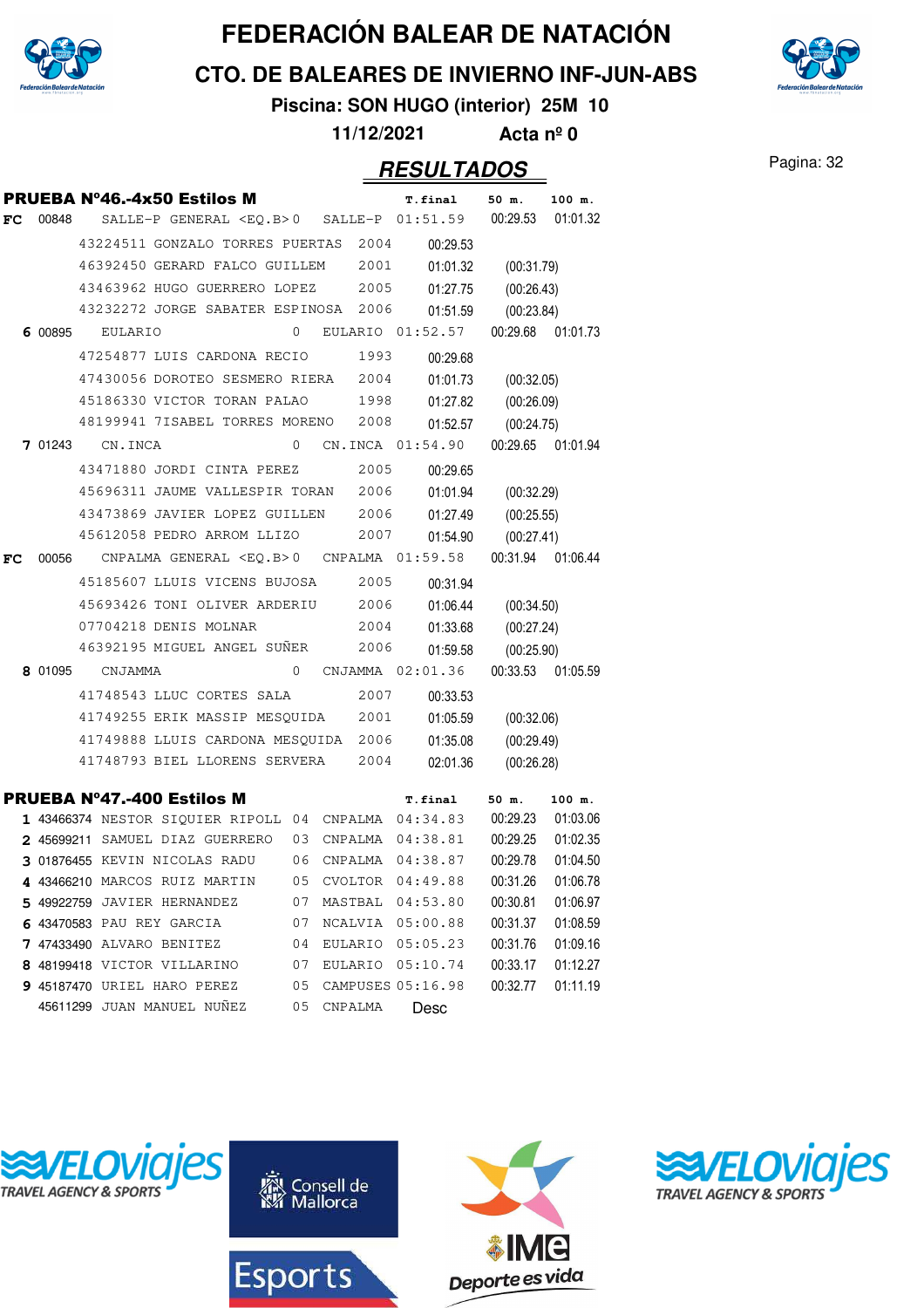# FEDERACIÓN BALEAR DE NATACIÓN

## CTO. DE BALEARES DE INVIERNO INF-JUN-ABS

**Piscina: SON HUGO (interior) 25M 10**

**11/12/2021 Acta nº 0**

## RESULTADOS

### PRUEBA Nº46.-4x50 Estilos M

| | | | | | T.final | 50 m. | 100 m. |
|---|---|---|---|---|---|---|---|
| FC | 00848 | SALLE-P GENERAL <EQ.B> | 0 | SALLE-P | 01:51.59 | 00:29.53 | 01:01.32 |
| | 43224511 | GONZALO TORRES PUERTAS | 2004 | | 00:29.53 | | |
| | 46392450 | GERARD FALCO GUILLEM | 2001 | | 01:01.32 | (00:31.79) | |
| | 43463962 | HUGO GUERRERO LOPEZ | 2005 | | 01:27.75 | (00:26.43) | |
| | 43232272 | JORGE SABATER ESPINOSA | 2006 | | 01:51.59 | (00:23.84) | |
| 6 | 00895 | EULARIO | 0 | EULARIO | 01:52.57 | 00:29.68 | 01:01.73 |
| | 47254877 | LUIS CARDONA RECIO | 1993 | | 00:29.68 | | |
| | 47430056 | DOROTEO SESMERO RIERA | 2004 | | 01:01.73 | (00:32.05) | |
| | 45186330 | VICTOR TORAN PALAO | 1998 | | 01:27.82 | (00:26.09) | |
| | 48199941 | 7ISABEL TORRES MORENO | 2008 | | 01:52.57 | (00:24.75) | |
| 7 | 01243 | CN.INCA | 0 | CN.INCA | 01:54.90 | 00:29.65 | 01:01.94 |
| | 43471880 | JORDI CINTA PEREZ | 2005 | | 00:29.65 | | |
| | 45696311 | JAUME VALLESPIR TORAN | 2006 | | 01:01.94 | (00:32.29) | |
| | 43473869 | JAVIER LOPEZ GUILLEN | 2006 | | 01:27.49 | (00:25.55) | |
| | 45612058 | PEDRO ARROM LLIZO | 2007 | | 01:54.90 | (00:27.41) | |
| FC | 00056 | CNPALMA GENERAL <EQ.B> | 0 | CNPALMA | 01:59.58 | 00:31.94 | 01:06.44 |
| | 45185607 | LLUIS VICENS BUJOSA | 2005 | | 00:31.94 | | |
| | 45693426 | TONI OLIVER ARDERIU | 2006 | | 01:06.44 | (00:34.50) | |
| | 07704218 | DENIS MOLNAR | 2004 | | 01:33.68 | (00:27.24) | |
| | 46392195 | MIGUEL ANGEL SUÑER | 2006 | | 01:59.58 | (00:25.90) | |
| 8 | 01095 | CNJAMMA | 0 | CNJAMMA | 02:01.36 | 00:33.53 | 01:05.59 |
| | 41748543 | LLUC CORTES SALA | 2007 | | 00:33.53 | | |
| | 41749255 | ERIK MASSIP MESQUIDA | 2001 | | 01:05.59 | (00:32.06) | |
| | 41749888 | LLUIS CARDONA MESQUIDA | 2006 | | 01:35.08 | (00:29.49) | |
| | 41748793 | BIEL LLORENS SERVERA | 2004 | | 02:01.36 | (00:26.28) | |

### PRUEBA Nº47.-400 Estilos M

| | | | | | T.final | 50 m. | 100 m. |
|---|---|---|---|---|---|---|---|
| 1 | 43466374 | NESTOR SIQUIER RIPOLL | 04 | CNPALMA | 04:34.83 | 00:29.23 | 01:03.06 |
| 2 | 45699211 | SAMUEL DIAZ GUERRERO | 03 | CNPALMA | 04:38.81 | 00:29.25 | 01:02.35 |
| 3 | 01876455 | KEVIN NICOLAS RADU | 06 | CNPALMA | 04:38.87 | 00:29.78 | 01:04.50 |
| 4 | 43466210 | MARCOS RUIZ MARTIN | 05 | CVOLTOR | 04:49.88 | 00:31.26 | 01:06.78 |
| 5 | 49922759 | JAVIER HERNANDEZ | 07 | MASTBAL | 04:53.80 | 00:30.81 | 01:06.97 |
| 6 | 43470583 | PAU REY GARCIA | 07 | NCALVIA | 05:00.88 | 00:31.37 | 01:08.59 |
| 7 | 47433490 | ALVARO BENITEZ | 04 | EULARIO | 05:05.23 | 00:31.76 | 01:09.16 |
| 8 | 48199418 | VICTOR VILLARINO | 07 | EULARIO | 05:10.74 | 00:33.17 | 01:12.27 |
| 9 | 45187470 | URIEL HARO PEREZ | 05 | CAMPUSES | 05:16.98 | 00:32.77 | 01:11.19 |
| | 45611299 | JUAN MANUEL NUÑEZ | 05 | CNPALMA | Desc | | |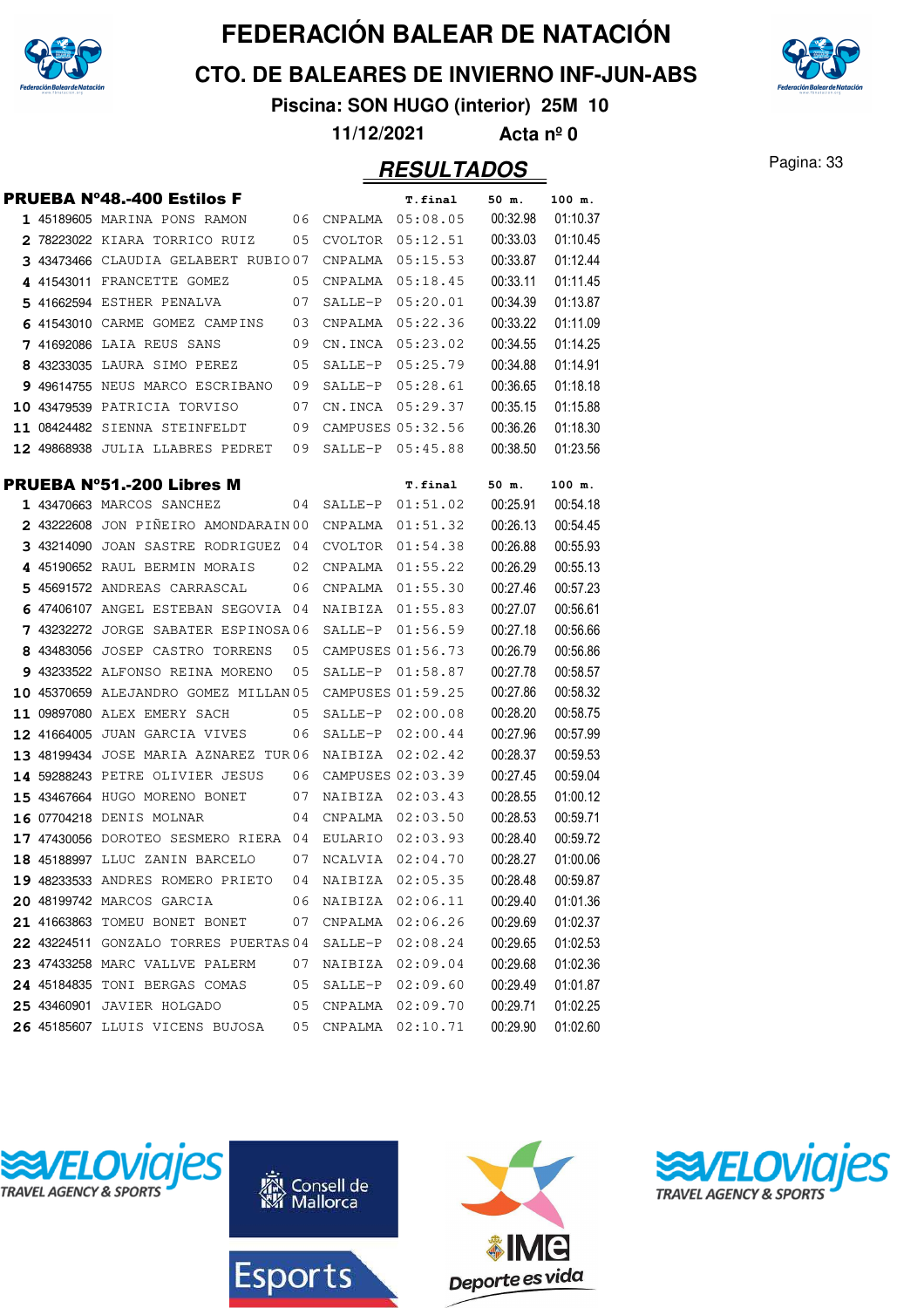# FEDERACIÓN BALEAR DE NATACIÓN

## CTO. DE BALEARES DE INVIERNO INF-JUN-ABS

**Piscina: SON HUGO (interior) 25M 10**

**11/12/2021 Acta nº 0**

## RESULTADOS

### PRUEBA Nº48.-400 Estilos F

| | | | | | T.final | 50 m. | 100 m. |
|---|---|---|---|---|---|---|---|
| 1 | 45189605 | MARINA PONS RAMON | 06 | CNPALMA | 05:08.05 | 00:32.98 | 01:10.37 |
| 2 | 78223022 | KIARA TORRICO RUIZ | 05 | CVOLTOR | 05:12.51 | 00:33.03 | 01:10.45 |
| 3 | 43473466 | CLAUDIA GELABERT RUBIO | 07 | CNPALMA | 05:15.53 | 00:33.87 | 01:12.44 |
| 4 | 41543011 | FRANCETTE GOMEZ | 05 | CNPALMA | 05:18.45 | 00:33.11 | 01:11.45 |
| 5 | 41662594 | ESTHER PENALVA | 07 | SALLE-P | 05:20.01 | 00:34.39 | 01:13.87 |
| 6 | 41543010 | CARME GOMEZ CAMPINS | 03 | CNPALMA | 05:22.36 | 00:33.22 | 01:11.09 |
| 7 | 41692086 | LAIA REUS SANS | 09 | CN.INCA | 05:23.02 | 00:34.55 | 01:14.25 |
| 8 | 43233035 | LAURA SIMO PEREZ | 05 | SALLE-P | 05:25.79 | 00:34.88 | 01:14.91 |
| 9 | 49614755 | NEUS MARCO ESCRIBANO | 09 | SALLE-P | 05:28.61 | 00:36.65 | 01:18.18 |
| 10 | 43479539 | PATRICIA TORVISO | 07 | CN.INCA | 05:29.37 | 00:35.15 | 01:15.88 |
| 11 | 08424482 | SIENNA STEINFELDT | 09 | CAMPUSES | 05:32.56 | 00:36.26 | 01:18.30 |
| 12 | 49868938 | JULIA LLABRES PEDRET | 09 | SALLE-P | 05:45.88 | 00:38.50 | 01:23.56 |

### PRUEBA Nº51.-200 Libres M

| | | | | | T.final | 50 m. | 100 m. |
|---|---|---|---|---|---|---|---|
| 1 | 43470663 | MARCOS SANCHEZ | 04 | SALLE-P | 01:51.02 | 00:25.91 | 00:54.18 |
| 2 | 43222608 | JON PIÑEIRO AMONDARAIN | 00 | CNPALMA | 01:51.32 | 00:26.13 | 00:54.45 |
| 3 | 43214090 | JOAN SASTRE RODRIGUEZ | 04 | CVOLTOR | 01:54.38 | 00:26.88 | 00:55.93 |
| 4 | 45190622 | RAUL BERMIN MORAIS | 02 | CNPALMA | 01:55.22 | 00:26.29 | 00:55.13 |
| 5 | 45691572 | ANDREAS CARRASCAL | 06 | CNPALMA | 01:55.30 | 00:27.46 | 00:57.23 |
| 6 | 47406107 | ANGEL ESTEBAN SEGOVIA | 04 | NAIBIZA | 01:55.83 | 00:27.07 | 00:56.61 |
| 7 | 43232272 | JORGE SABATER ESPINOSA | 06 | SALLE-P | 01:56.59 | 00:27.18 | 00:56.66 |
| 8 | 43483056 | JOSEP CASTRO TORRENS | 05 | CAMPUSES | 01:56.73 | 00:26.79 | 00:56.86 |
| 9 | 43233522 | ALFONSO REINA MORENO | 05 | SALLE-P | 01:58.87 | 00:27.78 | 00:58.57 |
| 10 | 45370659 | ALEJANDRO GOMEZ MILLAN | 05 | CAMPUSES | 01:59.25 | 00:27.86 | 00:58.32 |
| 11 | 09897080 | ALEX EMERY SACH | 05 | SALLE-P | 02:00.08 | 00:28.20 | 00:58.75 |
| 12 | 41664005 | JUAN GARCIA VIVES | 06 | SALLE-P | 02:00.44 | 00:27.96 | 00:57.99 |
| 13 | 48199434 | JOSE MARIA AZNAREZ TUR | 06 | NAIBIZA | 02:02.42 | 00:28.37 | 00:59.53 |
| 14 | 59288243 | PETRE OLIVIER JESUS | 06 | CAMPUSES | 02:03.39 | 00:27.45 | 00:59.04 |
| 15 | 43467664 | HUGO MORENO BONET | 07 | NAIBIZA | 02:03.43 | 00:28.55 | 01:00.12 |
| 16 | 07704218 | DENIS MOLNAR | 04 | CNPALMA | 02:03.50 | 00:28.53 | 00:59.71 |
| 17 | 47430056 | DOROTEO SESMERO RIERA | 04 | EULARIO | 02:03.93 | 00:28.40 | 00:59.72 |
| 18 | 45188997 | LLUC ZANIN BARCELO | 07 | NCALVIA | 02:04.70 | 00:28.27 | 01:00.06 |
| 19 | 48233533 | ANDRES ROMERO PRIETO | 04 | NAIBIZA | 02:05.35 | 00:28.48 | 00:59.87 |
| 20 | 48199742 | MARCOS GARCIA | 06 | NAIBIZA | 02:06.11 | 00:29.40 | 01:01.36 |
| 21 | 41663863 | TOMEU BONET BONET | 07 | CNPALMA | 02:06.26 | 00:29.69 | 01:02.37 |
| 22 | 43224511 | GONZALO TORRES PUERTAS | 04 | SALLE-P | 02:08.24 | 00:29.65 | 01:02.53 |
| 23 | 47433258 | MARC VALLVE PALERM | 07 | NAIBIZA | 02:09.04 | 00:29.68 | 01:02.36 |
| 24 | 45184835 | TONI BERGAS COMAS | 05 | SALLE-P | 02:09.60 | 00:29.49 | 01:01.87 |
| 25 | 43460901 | JAVIER HOLGADO | 05 | CNPALMA | 02:09.70 | 00:29.71 | 01:02.25 |
| 26 | 45185607 | LLUIS VICENS BUJOSA | 05 | CNPALMA | 02:10.71 | 00:29.90 | 01:02.60 |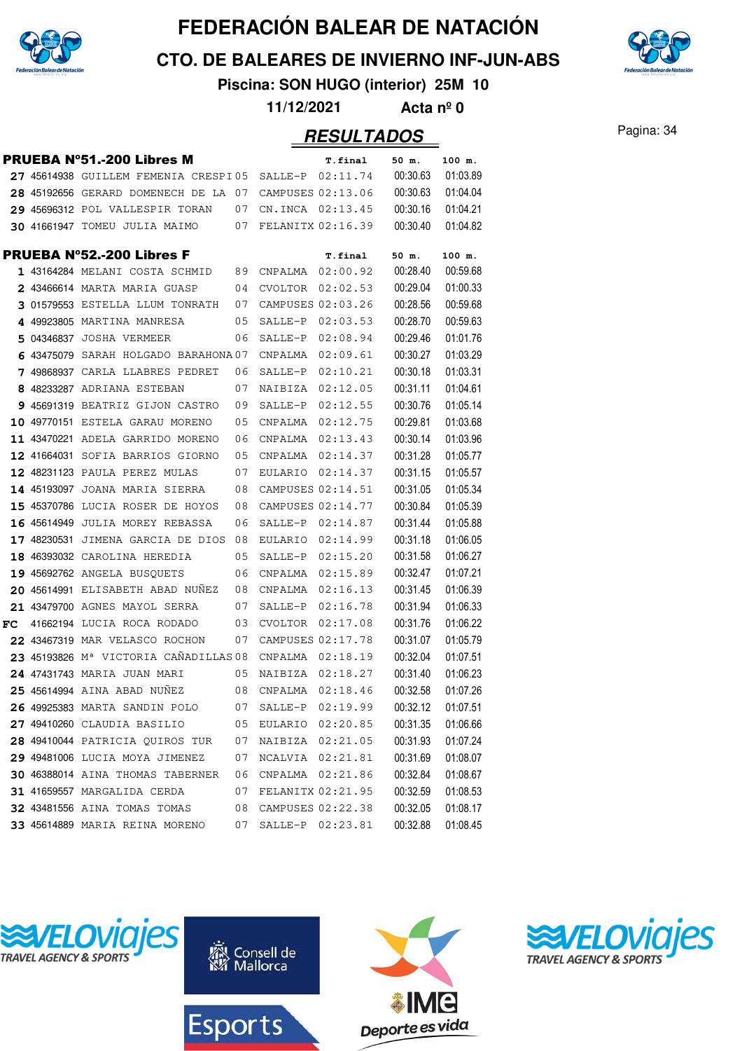# FEDERACIÓN BALEAR DE NATACIÓN

## CTO. DE BALEARES DE INVIERNO INF-JUN-ABS

**Piscina: SON HUGO (interior) 25M 10**

**11/12/2021 Acta nº 0**

## RESULTADOS

### PRUEBA Nº51.-200 Libres M

| | | | | | T.final | 50 m. | 100 m. |
|---|---|---|---|---|---|---|---|
| 27 | 45614938 | GUILLEM FEMENIA CRESPI | 05 | SALLE-P | 02:11.74 | 00:30.63 | 01:03.89 |
| 28 | 45192656 | GERARD DOMENECH DE LA | 07 | CAMPUSES | 02:13.06 | 00:30.63 | 01:04.04 |
| 29 | 45696312 | POL VALLESPIR TORAN | 07 | CN.INCA | 02:13.45 | 00:30.16 | 01:04.21 |
| 30 | 41661947 | TOMEU JULIA MAIMO | 07 | FELANITX | 02:16.39 | 00:30.40 | 01:04.82 |

### PRUEBA Nº52.-200 Libres F

| | | | | | T.final | 50 m. | 100 m. |
|---|---|---|---|---|---|---|---|
| 1 | 43164284 | MELANI COSTA SCHMID | 89 | CNPALMA | 02:00.92 | 00:28.40 | 00:59.68 |
| 2 | 43466614 | MARTA MARIA GUASP | 04 | CVOLTOR | 02:02.53 | 00:29.04 | 01:00.33 |
| 3 | 01579553 | ESTELLA LLUM TONRATH | 07 | CAMPUSES | 02:03.26 | 00:28.56 | 00:59.68 |
| 4 | 49923805 | MARTINA MANRESA | 05 | SALLE-P | 02:03.53 | 00:28.70 | 00:59.63 |
| 5 | 04346837 | JOSHA VERMEER | 06 | SALLE-P | 02:08.94 | 00:29.46 | 01:01.76 |
| 6 | 43475079 | SARAH HOLGADO BARAHONA | 07 | CNPALMA | 02:09.61 | 00:30.27 | 01:03.29 |
| 7 | 49868937 | CARLA LLABRES PEDRET | 06 | SALLE-P | 02:10.21 | 00:30.18 | 01:03.31 |
| 8 | 48233287 | ADRIANA ESTEBAN | 07 | NAIBIZA | 02:12.05 | 00:31.11 | 01:04.61 |
| 9 | 45691319 | BEATRIZ GIJON CASTRO | 09 | SALLE-P | 02:12.55 | 00:30.76 | 01:05.14 |
| 10 | 49770151 | ESTELA GARAU MORENO | 05 | CNPALMA | 02:12.75 | 00:29.81 | 01:03.68 |
| 11 | 43470221 | ADELA GARRIDO MORENO | 06 | CNPALMA | 02:13.43 | 00:30.14 | 01:03.96 |
| 12 | 41664031 | SOFIA BARRIOS GIORNO | 05 | CNPALMA | 02:14.37 | 00:31.28 | 01:05.77 |
| 12 | 48231123 | PAULA PEREZ MULAS | 07 | EULARIO | 02:14.37 | 00:31.15 | 01:05.57 |
| 14 | 45193097 | JOANA MARIA SIERRA | 08 | CAMPUSES | 02:14.51 | 00:31.05 | 01:05.34 |
| 15 | 45370786 | LUCIA ROSER DE HOYOS | 08 | CAMPUSES | 02:14.77 | 00:30.84 | 01:05.39 |
| 16 | 45614949 | JULIA MOREY REBASSA | 06 | SALLE-P | 02:14.87 | 00:31.44 | 01:05.88 |
| 17 | 48230531 | JIMENA GARCIA DE DIOS | 08 | EULARIO | 02:14.99 | 00:31.18 | 01:06.05 |
| 18 | 46393032 | CAROLINA HEREDIA | 05 | SALLE-P | 02:15.20 | 00:31.58 | 01:06.27 |
| 19 | 45692762 | ANGELA BUSQUETS | 06 | CNPALMA | 02:15.89 | 00:32.47 | 01:07.21 |
| 20 | 45614991 | ELISABETH ABAD NUÑEZ | 08 | CNPALMA | 02:16.13 | 00:31.45 | 01:06.39 |
| 21 | 43479700 | AGNES MAYOL SERRA | 07 | SALLE-P | 02:16.78 | 00:31.94 | 01:06.33 |
| FC | 41662194 | LUCIA ROCA RODADO | 03 | CVOLTOR | 02:17.08 | 00:31.76 | 01:06.22 |
| 22 | 43467319 | MAR VELASCO ROCHON | 07 | CAMPUSES | 02:17.78 | 00:31.07 | 01:05.79 |
| 23 | 45193826 | Mª VICTORIA CAÑADILLAS | 08 | CNPALMA | 02:18.19 | 00:32.04 | 01:07.51 |
| 24 | 47431743 | MARIA JUAN MARI | 05 | NAIBIZA | 02:18.27 | 00:31.40 | 01:06.23 |
| 25 | 45614994 | AINA ABAD NUÑEZ | 08 | CNPALMA | 02:18.46 | 00:32.58 | 01:07.26 |
| 26 | 49925383 | MARTA SANDIN POLO | 07 | SALLE-P | 02:19.99 | 00:32.12 | 01:07.51 |
| 27 | 49410260 | CLAUDIA BASILIO | 05 | EULARIO | 02:20.85 | 00:31.35 | 01:06.66 |
| 28 | 49410044 | PATRICIA QUIROS TUR | 07 | NAIBIZA | 02:21.05 | 00:31.93 | 01:07.24 |
| 29 | 49481006 | LUCIA MOYA JIMENEZ | 07 | NCALVIA | 02:21.81 | 00:31.69 | 01:08.07 |
| 30 | 46388014 | AINA THOMAS TABERNER | 06 | CNPALMA | 02:21.86 | 00:32.84 | 01:08.67 |
| 31 | 41659557 | MARGALIDA CERDA | 07 | FELANITX | 02:21.95 | 00:32.59 | 01:08.53 |
| 32 | 43481556 | AINA TOMAS TOMAS | 08 | CAMPUSES | 02:22.38 | 00:32.05 | 01:08.17 |
| 33 | 45614889 | MARIA REINA MORENO | 07 | SALLE-P | 02:23.81 | 00:32.88 | 01:08.45 |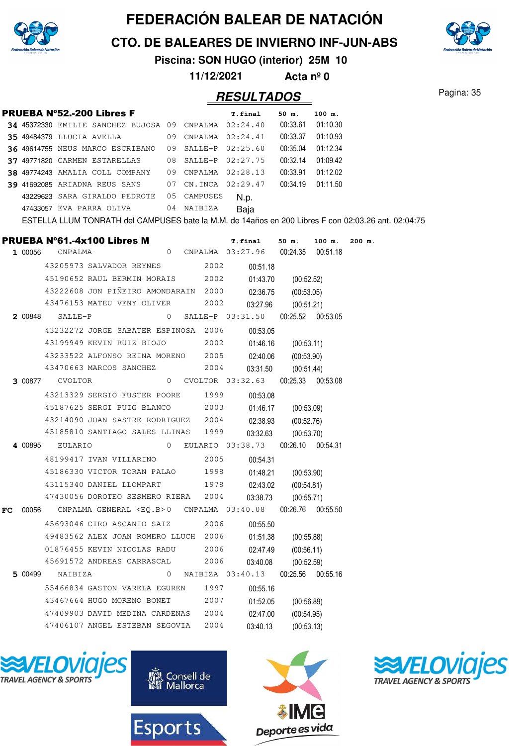# FEDERACIÓN BALEAR DE NATACIÓN

## CTO. DE BALEARES DE INVIERNO INF-JUN-ABS

**Piscina: SON HUGO (interior) 25M 10**

**11/12/2021 Acta nº 0**

## RESULTADOS

### PRUEBA Nº52.-200 Libres F

| | | | | | T.final | 50 m. | 100 m. |
|---|---|---|---|---|---|---|---|
| 34 | 45372330 | EMILIE SANCHEZ BUJOSA | 09 | CNPALMA | 02:24.40 | 00:33.61 | 01:10.30 |
| 35 | 49484379 | LLUCIA AVELLA | 09 | CNPALMA | 02:24.41 | 00:33.37 | 01:10.93 |
| 36 | 49614755 | NEUS MARCO ESCRIBANO | 09 | SALLE-P | 02:25.60 | 00:35.04 | 01:12.34 |
| 37 | 49771820 | CARMEN ESTARELLAS | 08 | SALLE-P | 02:27.75 | 00:32.14 | 01:09.42 |
| 38 | 49774243 | AMALIA COLL COMPANY | 09 | CNPALMA | 02:28.13 | 00:33.91 | 01:12.02 |
| 39 | 41692085 | ARIADNA REUS SANS | 07 | CN.INCA | 02:29.47 | 00:34.19 | 01:11.50 |
| | 43229623 | SARA GIRALDO PEDROTE | 05 | CAMPUSES | N.p. | | |
| | 47433057 | EVA PARRA OLIVA | 04 | NAIBIZA | Baja | | |

ESTELLA LLUM TONRATH del CAMPUSES bate la M.M. de 14años en 200 Libres F con 02:03.26 ant. 02:04:75

### PRUEBA Nº61.-4x100 Libres M

| | | | | | T.final | 50 m. | 100 m. | 200 m. |
|---|---|---|---|---|---|---|---|---|
| 1 | 00056 | CNPALMA | 0 | CNPALMA | 03:27.96 | 00:24.35 | 00:51.18 | |
| | 43205973 | SALVADOR REYNES | 2002 | | 00:51.18 | | | |
| | 45190652 | RAUL BERMIN MORAIS | 2002 | | 01:43.70 | (00:52.52) | | |
| | 43222608 | JON PIÑEIRO AMONDARAIN | 2000 | | 02:36.75 | (00:53.05) | | |
| | 43476153 | MATEU VENY OLIVER | 2002 | | 03:27.96 | (00:51.21) | | |
| 2 | 00848 | SALLE-P | 0 | SALLE-P | 03:31.50 | 00:25.52 | 00:53.05 | |
| | 43232272 | JORGE SABATER ESPINOSA | 2006 | | 00:53.05 | | | |
| | 43199949 | KEVIN RUIZ BIOJO | 2002 | | 01:46.16 | (00:53.11) | | |
| | 43233522 | ALFONSO REINA MORENO | 2005 | | 02:40.06 | (00:53.90) | | |
| | 43470663 | MARCOS SANCHEZ | 2004 | | 03:31.50 | (00:51.44) | | |
| 3 | 00877 | CVOLTOR | 0 | CVOLTOR | 03:32.63 | 00:25.33 | 00:53.08 | |
| | 43213329 | SERGIO FUSTER POORE | 1999 | | 00:53.08 | | | |
| | 45187625 | SERGI PUIG BLANCO | 2003 | | 01:46.17 | (00:53.09) | | |
| | 43214090 | JOAN SASTRE RODRIGUEZ | 2004 | | 02:38.93 | (00:52.76) | | |
| | 45185810 | SANTIAGO SALES LLINAS | 1999 | | 03:32.63 | (00:53.70) | | |
| 4 | 00895 | EULARIO | 0 | EULARIO | 03:38.73 | 00:26.10 | 00:54.31 | |
| | 48199417 | IVAN VILLARINO | 2005 | | 00:54.31 | | | |
| | 45186330 | VICTOR TORAN PALAO | 1998 | | 01:48.21 | (00:53.90) | | |
| | 43115340 | DANIEL LLOMPART | 1978 | | 02:43.02 | (00:54.81) | | |
| | 47430056 | DOROTEO SESMERO RIERA | 2004 | | 03:38.73 | (00:55.71) | | |
| FC | 00056 | CNPALMA GENERAL <EQ.B> | 0 | CNPALMA | 03:40.08 | 00:26.76 | 00:55.50 | |
| | 45693046 | CIRO ASCANIO SAIZ | 2006 | | 00:55.50 | | | |
| | 49483562 | ALEX JOAN ROMERO LLUCH | 2006 | | 01:51.38 | (00:55.88) | | |
| | 01876455 | KEVIN NICOLAS RADU | 2006 | | 02:47.49 | (00:56.11) | | |
| | 45691572 | ANDREAS CARRASCAL | 2006 | | 03:40.08 | (00:52.59) | | |
| 5 | 00499 | NAIBIZA | 0 | NAIBIZA | 03:40.13 | 00:25.56 | 00:55.16 | |
| | 55466834 | GASTON VARELA EGUREN | 1997 | | 00:55.16 | | | |
| | 43467664 | HUGO MORENO BONET | 2007 | | 01:52.05 | (00:56.89) | | |
| | 47409903 | DAVID MEDINA CARDENAS | 2004 | | 02:47.00 | (00:54.95) | | |
| | 47406107 | ANGEL ESTEBAN SEGOVIA | 2004 | | 03:40.13 | (00:53.13) | | |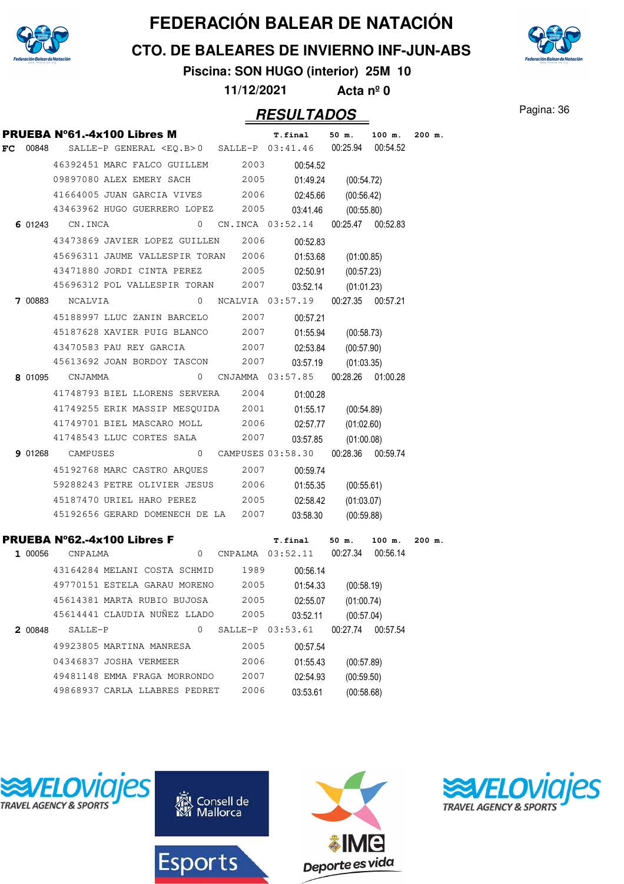# FEDERACIÓN BALEAR DE NATACIÓN

## CTO. DE BALEARES DE INVIERNO INF-JUN-ABS

**Piscina: SON HUGO (interior) 25M 10**

**11/12/2021 Acta nº 0**

## RESULTADOS

### PRUEBA Nº61.-4x100 Libres M

| | | | | | T.final | 50 m. | 100 m. | 200 m. |
|---|---|---|---|---|---|---|---|---|
| FC | 00848 | SALLE-P GENERAL <EQ.B> | 0 | SALLE-P | 03:41.46 | 00:25.94 | 00:54.52 | |
| | | 46392451 MARC FALCO GUILLEM | 2003 | | 00:54.52 | | | |
| | | 09897080 ALEX EMERY SACH | 2005 | | 01:49.24 | (00:54.72) | | |
| | | 41664005 JUAN GARCIA VIVES | 2006 | | 02:45.66 | (00:56.42) | | |
| | | 43463962 HUGO GUERRERO LOPEZ | 2005 | | 03:41.46 | (00:55.80) | | |
| 6 | 01243 | CN.INCA | 0 | CN.INCA | 03:52.14 | 00:25.47 | 00:52.83 | |
| | | 43473869 JAVIER LOPEZ GUILLEN | 2006 | | 00:52.83 | | | |
| | | 45696311 JAUME VALLESPIR TORAN | 2006 | | 01:53.68 | (01:00.85) | | |
| | | 43471880 JORDI CINTA PEREZ | 2005 | | 02:50.91 | (00:57.23) | | |
| | | 45696312 POL VALLESPIR TORAN | 2007 | | 03:52.14 | (01:01.23) | | |
| 7 | 00883 | NCALVIA | 0 | NCALVIA | 03:57.19 | 00:27.35 | 00:57.21 | |
| | | 45188997 LLUC ZANIN BARCELO | 2007 | | 00:57.21 | | | |
| | | 45187628 XAVIER PUIG BLANCO | 2007 | | 01:55.94 | (00:58.73) | | |
| | | 43470583 PAU REY GARCIA | 2007 | | 02:53.84 | (00:57.90) | | |
| | | 45613692 JOAN BORDOY TASCON | 2007 | | 03:57.19 | (01:03.35) | | |
| 8 | 01095 | CNJAMMA | 0 | CNJAMMA | 03:57.85 | 00:28.26 | 01:00.28 | |
| | | 41748793 BIEL LLORENS SERVERA | 2004 | | 01:00.28 | | | |
| | | 41749255 ERIK MASSIP MESQUIDA | 2001 | | 01:55.17 | (00:54.89) | | |
| | | 41749701 BIEL MASCARO MOLL | 2006 | | 02:57.77 | (01:02.60) | | |
| | | 41748543 LLUC CORTES SALA | 2007 | | 03:57.85 | (01:00.08) | | |
| 9 | 01268 | CAMPUSES | 0 | CAMPUSES | 03:58.30 | 00:28.36 | 00:59.74 | |
| | | 45192768 MARC CASTRO ARQUES | 2007 | | 00:59.74 | | | |
| | | 59288243 PETRE OLIVIER JESUS | 2006 | | 01:55.35 | (00:55.61) | | |
| | | 45187470 URIEL HARO PEREZ | 2005 | | 02:58.42 | (01:03.07) | | |
| | | 45192656 GERARD DOMENECH DE LA | 2007 | | 03:58.30 | (00:59.88) | | |

### PRUEBA Nº62.-4x100 Libres F

| | | | | | T.final | 50 m. | 100 m. | 200 m. |
|---|---|---|---|---|---|---|---|---|
| 1 | 00056 | CNPALMA | 0 | CNPALMA | 03:52.11 | 00:27.34 | 00:56.14 | |
| | | 43164284 MELANI COSTA SCHMID | 1989 | | 00:56.14 | | | |
| | | 49770151 ESTELA GARAU MORENO | 2005 | | 01:54.33 | (00:58.19) | | |
| | | 45614381 MARTA RUBIO BUJOSA | 2005 | | 02:55.07 | (01:00.74) | | |
| | | 45614441 CLAUDIA NUÑEZ LLADO | 2005 | | 03:52.11 | (00:57.04) | | |
| 2 | 00848 | SALLE-P | 0 | SALLE-P | 03:53.61 | 00:27.74 | 00:57.54 | |
| | | 49923805 MARTINA MANRESA | 2005 | | 00:57.54 | | | |
| | | 04346837 JOSHA VERMEER | 2006 | | 01:55.43 | (00:57.89) | | |
| | | 49481148 EMMA FRAGA MORRONDO | 2007 | | 02:54.93 | (00:59.50) | | |
| | | 49868937 CARLA LLABRES PEDRET | 2006 | | 03:53.61 | (00:58.68) | | |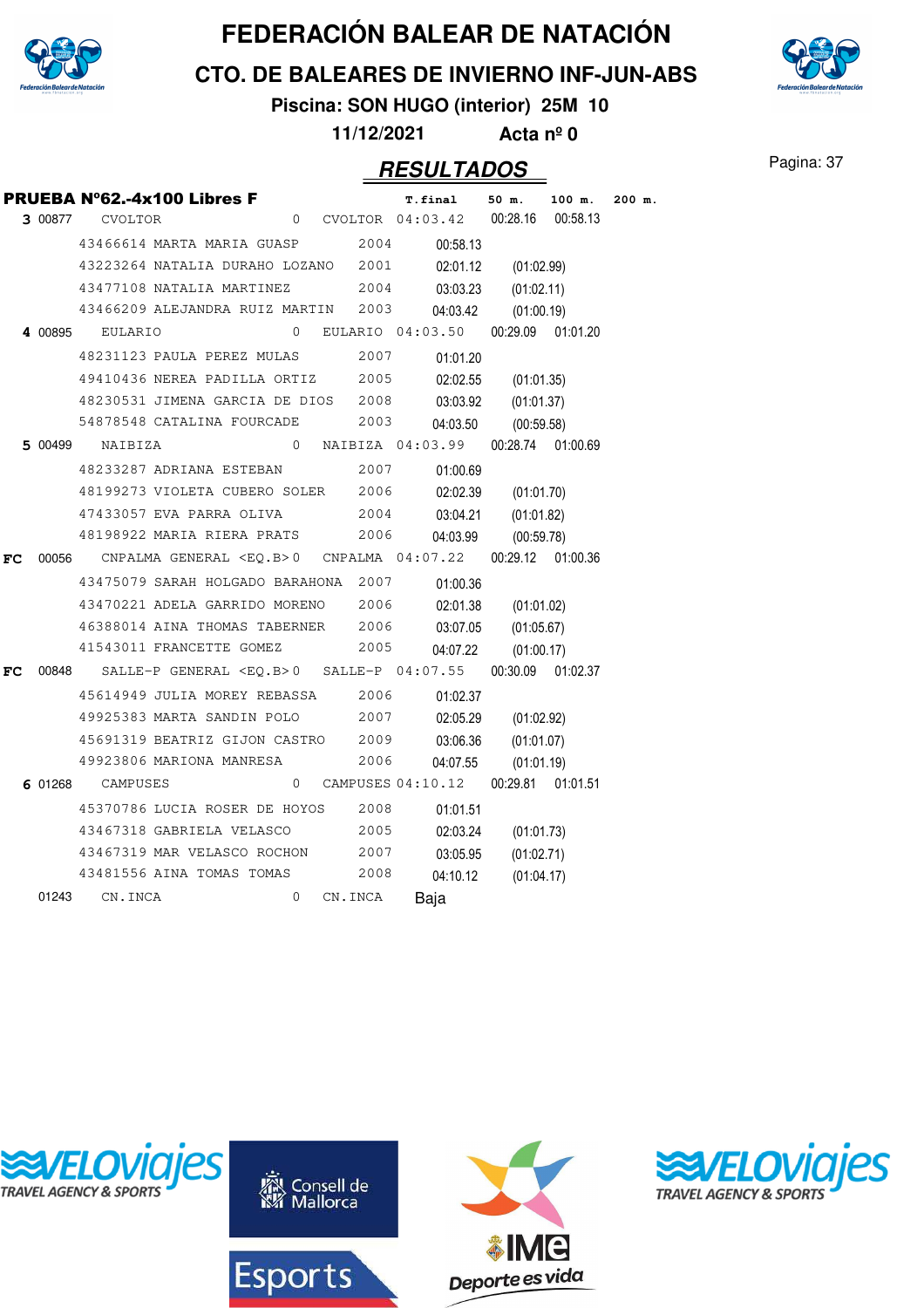# FEDERACIÓN BALEAR DE NATACIÓN

## CTO. DE BALEARES DE INVIERNO INF-JUN-ABS

**Piscina: SON HUGO (interior) 25M 10**

**11/12/2021 Acta nº 0**

## RESULTADOS

### PRUEBA Nº62.-4x100 Libres F

| Pos. | Código | Nombre | Año | Club | T.final | 50 m. | 100 m. | 200 m. |
|---|---|---|---|---|---|---|---|---|
| 3 | 00877 | CVOLTOR | 0 | CVOLTOR | 04:03.42 | 00:28.16 | 00:58.13 | |
| | | 43466614 MARTA MARIA GUASP | 2004 | | 00:58.13 | | | |
| | | 43223264 NATALIA DURAHO LOZANO | 2001 | | 02:01.12 | (01:02.99) | | |
| | | 43477108 NATALIA MARTINEZ | 2004 | | 03:03.23 | (01:02.11) | | |
| | | 43466209 ALEJANDRA RUIZ MARTIN | 2003 | | 04:03.42 | (01:00.19) | | |
| 4 | 00895 | EULARIO | 0 | EULARIO | 04:03.50 | 00:29.09 | 01:01.20 | |
| | | 48231123 PAULA PEREZ MULAS | 2007 | | 01:01.20 | | | |
| | | 49410436 NEREA PADILLA ORTIZ | 2005 | | 02:02.55 | (01:01.35) | | |
| | | 48230531 JIMENA GARCIA DE DIOS | 2008 | | 03:03.92 | (01:01.37) | | |
| | | 54878548 CATALINA FOURCADE | 2003 | | 04:03.50 | (00:59.58) | | |
| 5 | 00499 | NAIBIZA | 0 | NAIBIZA | 04:03.99 | 00:28.74 | 01:00.69 | |
| | | 48233287 ADRIANA ESTEBAN | 2007 | | 01:00.69 | | | |
| | | 48199273 VIOLETA CUBERO SOLER | 2006 | | 02:02.39 | (01:01.70) | | |
| | | 47433057 EVA PARRA OLIVA | 2004 | | 03:04.21 | (01:01.82) | | |
| | | 48198922 MARIA RIERA PRATS | 2006 | | 04:03.99 | (00:59.78) | | |
| FC | 00056 | CNPALMA GENERAL <EQ.B> | 0 | CNPALMA | 04:07.22 | 00:29.12 | 01:00.36 | |
| | | 43475079 SARAH HOLGADO BARAHONA | 2007 | | 01:00.36 | | | |
| | | 43470221 ADELA GARRIDO MORENO | 2006 | | 02:01.38 | (01:01.02) | | |
| | | 46388014 AINA THOMAS TABERNER | 2006 | | 03:07.05 | (01:05.67) | | |
| | | 41543011 FRANCETTE GOMEZ | 2005 | | 04:07.22 | (01:00.17) | | |
| FC | 00848 | SALLE-P GENERAL <EQ.B> | 0 | SALLE-P | 04:07.55 | 00:30.09 | 01:02.37 | |
| | | 45614949 JULIA MOREY REBASSA | 2006 | | 01:02.37 | | | |
| | | 49925383 MARTA SANDIN POLO | 2007 | | 02:05.29 | (01:02.92) | | |
| | | 45691319 BEATRIZ GIJON CASTRO | 2009 | | 03:06.36 | (01:01.07) | | |
| | | 49923806 MARIONA MANRESA | 2006 | | 04:07.55 | (01:01.19) | | |
| 6 | 01268 | CAMPUSES | 0 | CAMPUSES | 04:10.12 | 00:29.81 | 01:01.51 | |
| | | 45370786 LUCIA ROSER DE HOYOS | 2008 | | 01:01.51 | | | |
| | | 43467318 GABRIELA VELASCO | 2005 | | 02:03.24 | (01:01.73) | | |
| | | 43467319 MAR VELASCO ROCHON | 2007 | | 03:05.95 | (01:02.71) | | |
| | | 43481556 AINA TOMAS TOMAS | 2008 | | 04:10.12 | (01:04.17) | | |
| | 01243 | CN.INCA | 0 | CN.INCA | Baja | | | |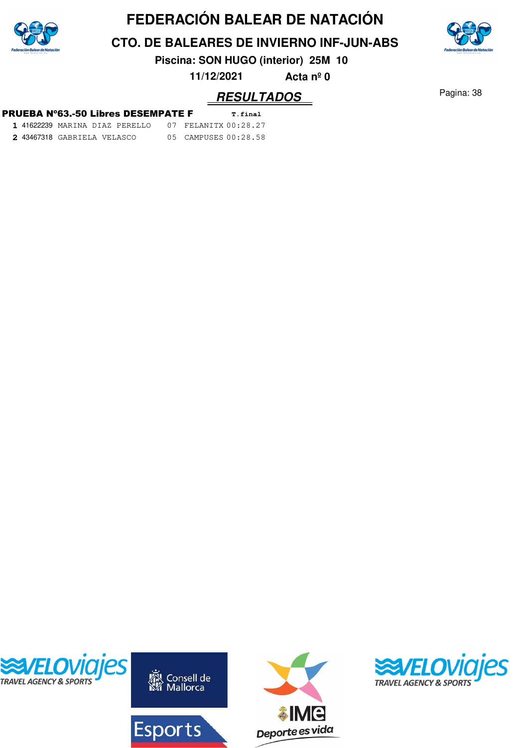# FEDERACIÓN BALEAR DE NATACIÓN

## CTO. DE BALEARES DE INVIERNO INF-JUN-ABS

**Piscina: SON HUGO (interior) 25M 10**

**11/12/2021 Acta nº 0**

## *RESULTADOS*

**PRUEBA Nº63.-50 Libres DESEMPATE F**

| | | | | | T.final |
|---|---|---|---|---|---|
| 1 | 41622239 | MARINA DIAZ PERELLO | 07 | FELANITX | 00:28.27 |
| 2 | 43467318 | GABRIELA VELASCO | 05 | CAMPUSES | 00:28.58 |